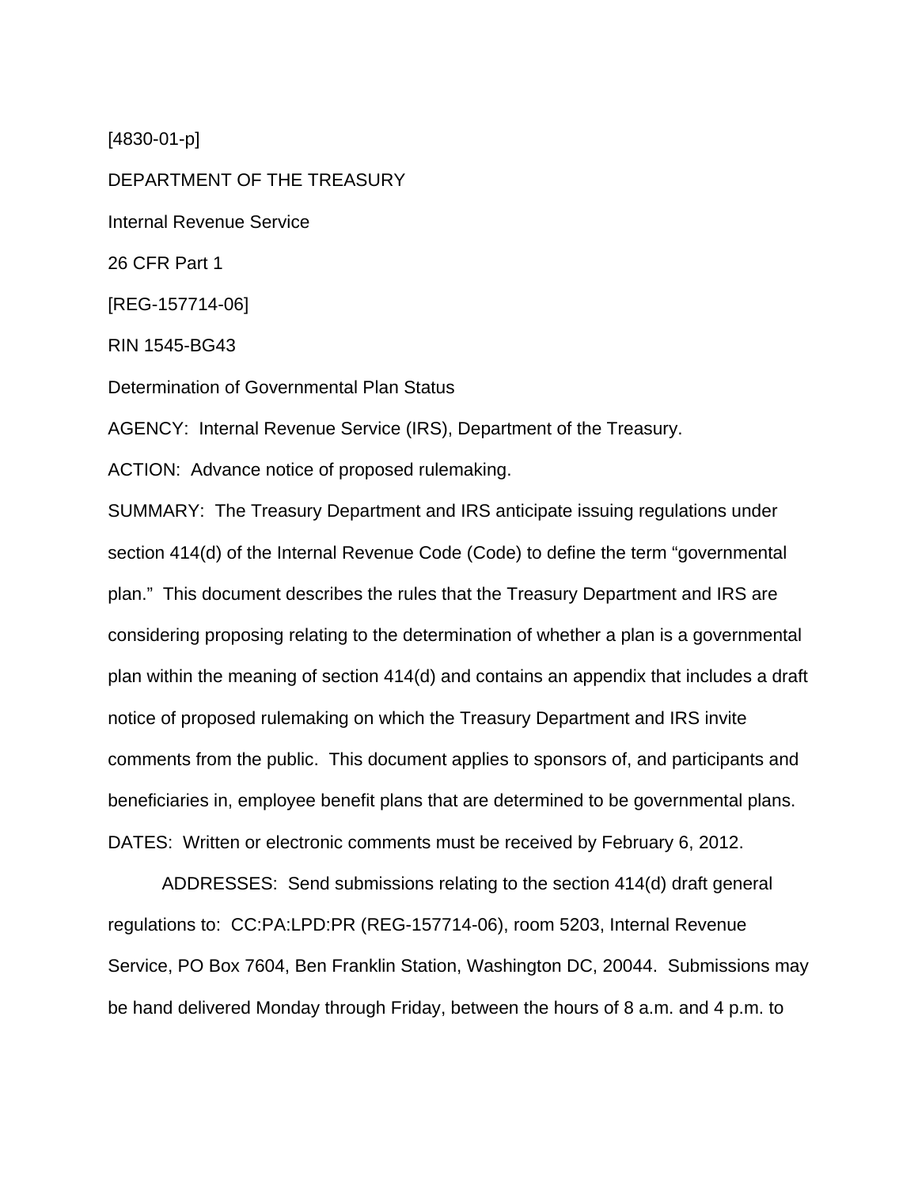[4830-01-p]

DEPARTMENT OF THE TREASURY

Internal Revenue Service

26 CFR Part 1

[REG-157714-06]

RIN 1545-BG43

Determination of Governmental Plan Status

AGENCY: Internal Revenue Service (IRS), Department of the Treasury.

ACTION: Advance notice of proposed rulemaking.

SUMMARY: The Treasury Department and IRS anticipate issuing regulations under section 414(d) of the Internal Revenue Code (Code) to define the term "governmental plan." This document describes the rules that the Treasury Department and IRS are considering proposing relating to the determination of whether a plan is a governmental plan within the meaning of section 414(d) and contains an appendix that includes a draft notice of proposed rulemaking on which the Treasury Department and IRS invite comments from the public. This document applies to sponsors of, and participants and beneficiaries in, employee benefit plans that are determined to be governmental plans.

DATES: Written or electronic comments must be received by February 6, 2012.

ADDRESSES: Send submissions relating to the section 414(d) draft general regulations to: CC:PA:LPD:PR (REG-157714-06), room 5203, Internal Revenue Service, PO Box 7604, Ben Franklin Station, Washington DC, 20044. Submissions may be hand delivered Monday through Friday, between the hours of 8 a.m. and 4 p.m. to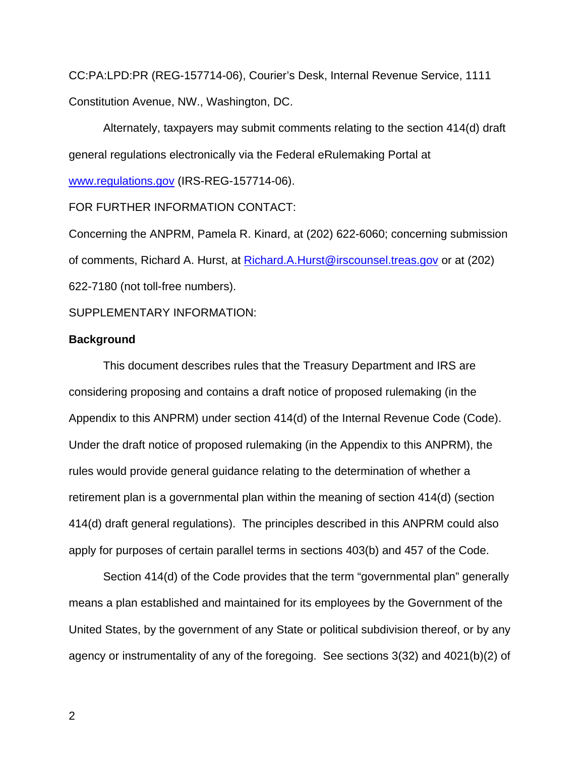CC:PA:LPD:PR (REG-157714-06), Courier's Desk, Internal Revenue Service, 1111 Constitution Avenue, NW., Washington, DC.

Alternately, taxpayers may submit comments relating to the section 414(d) draft general regulations electronically via the Federal eRulemaking Portal at www.regulations.gov (IRS-REG-157714-06).

FOR FURTHER INFORMATION CONTACT:

Concerning the ANPRM, Pamela R. Kinard, at (202) 622-6060; concerning submission of comments, Richard A. Hurst, at Richard.A.Hurst@irscounsel.treas.gov or at (202) 622-7180 (not toll-free numbers).

SUPPLEMENTARY INFORMATION:

**Background**

This document describes rules that the Treasury Department and IRS are considering proposing and contains a draft notice of proposed rulemaking (in the Appendix to this ANPRM) under section 414(d) of the Internal Revenue Code (Code). Under the draft notice of proposed rulemaking (in the Appendix to this ANPRM), the rules would provide general guidance relating to the determination of whether a retirement plan is a governmental plan within the meaning of section 414(d) (section 414(d) draft general regulations). The principles described in this ANPRM could also apply for purposes of certain parallel terms in sections 403(b) and 457 of the Code.

Section 414(d) of the Code provides that the term "governmental plan" generally means a plan established and maintained for its employees by the Government of the United States, by the government of any State or political subdivision thereof, or by any agency or instrumentality of any of the foregoing. See sections 3(32) and 4021(b)(2) of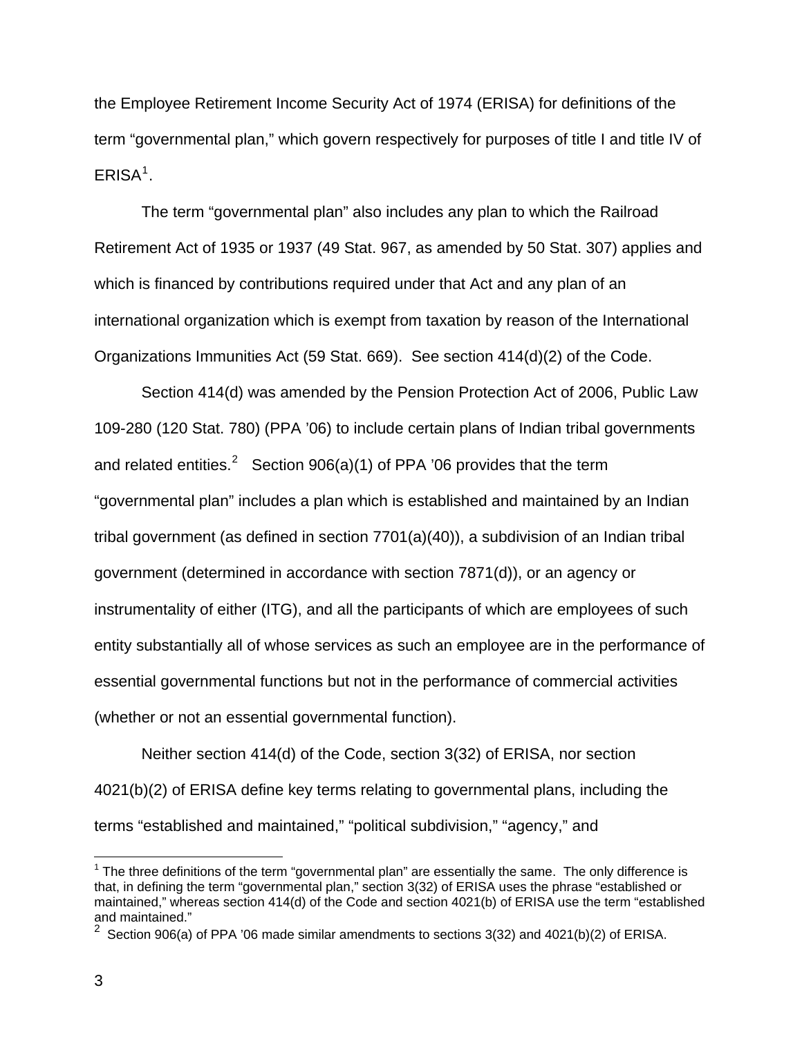the Employee Retirement Income Security Act of 1974 (ERISA) for definitions of the term "governmental plan," which govern respectively for purposes of title I and title IV of ERISA[1].

The term "governmental plan" also includes any plan to which the Railroad Retirement Act of 1935 or 1937 (49 Stat. 967, as amended by 50 Stat. 307) applies and which is financed by contributions required under that Act and any plan of an international organization which is exempt from taxation by reason of the International Organizations Immunities Act (59 Stat. 669). See section 414(d)(2) of the Code.

Section 414(d) was amended by the Pension Protection Act of 2006, Public Law 109-280 (120 Stat. 780) (PPA '06) to include certain plans of Indian tribal governments and related entities.[2] Section 906(a)(1) of PPA '06 provides that the term "governmental plan" includes a plan which is established and maintained by an Indian tribal government (as defined in section 7701(a)(40)), a subdivision of an Indian tribal government (determined in accordance with section 7871(d)), or an agency or instrumentality of either (ITG), and all the participants of which are employees of such entity substantially all of whose services as such an employee are in the performance of essential governmental functions but not in the performance of commercial activities (whether or not an essential governmental function).

Neither section 414(d) of the Code, section 3(32) of ERISA, nor section 4021(b)(2) of ERISA define key terms relating to governmental plans, including the terms "established and maintained," "political subdivision," "agency," and

---

[1] The three definitions of the term "governmental plan" are essentially the same. The only difference is that, in defining the term "governmental plan," section 3(32) of ERISA uses the phrase "established or maintained," whereas section 414(d) of the Code and section 4021(b) of ERISA use the term "established and maintained."

[2] Section 906(a) of PPA '06 made similar amendments to sections 3(32) and 4021(b)(2) of ERISA.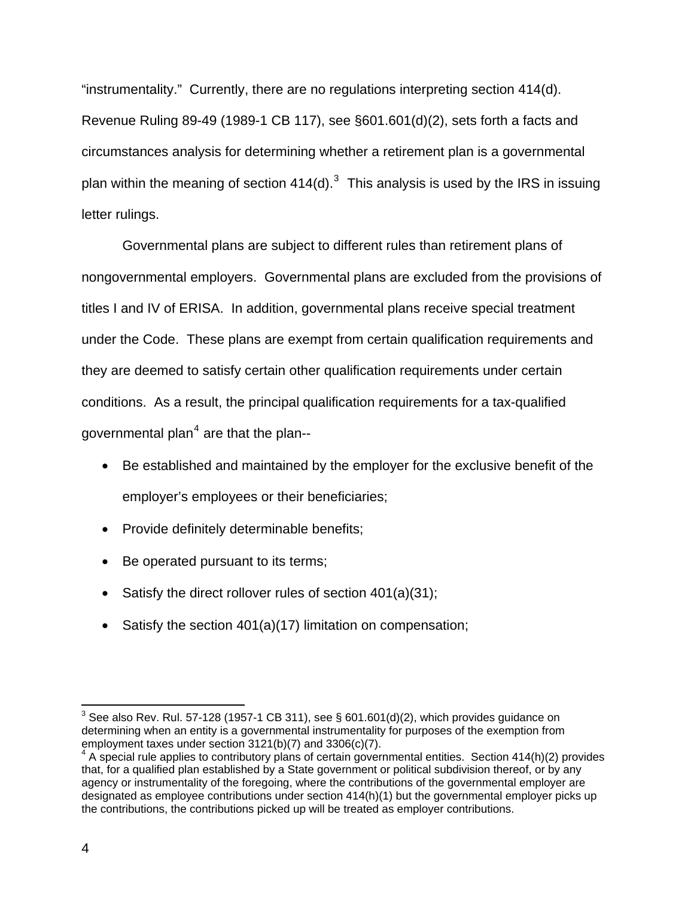"instrumentality." Currently, there are no regulations interpreting section 414(d). Revenue Ruling 89-49 (1989-1 CB 117), see §601.601(d)(2), sets forth a facts and circumstances analysis for determining whether a retirement plan is a governmental plan within the meaning of section 414(d).[3] This analysis is used by the IRS in issuing letter rulings.

Governmental plans are subject to different rules than retirement plans of nongovernmental employers. Governmental plans are excluded from the provisions of titles I and IV of ERISA. In addition, governmental plans receive special treatment under the Code. These plans are exempt from certain qualification requirements and they are deemed to satisfy certain other qualification requirements under certain conditions. As a result, the principal qualification requirements for a tax-qualified governmental plan[4] are that the plan--

- Be established and maintained by the employer for the exclusive benefit of the employer's employees or their beneficiaries;
- Provide definitely determinable benefits;
- Be operated pursuant to its terms;
- Satisfy the direct rollover rules of section 401(a)(31);
- Satisfy the section 401(a)(17) limitation on compensation;

---

[3] See also Rev. Rul. 57-128 (1957-1 CB 311), see § 601.601(d)(2), which provides guidance on determining when an entity is a governmental instrumentality for purposes of the exemption from employment taxes under section 3121(b)(7) and 3306(c)(7).

[4] A special rule applies to contributory plans of certain governmental entities. Section 414(h)(2) provides that, for a qualified plan established by a State government or political subdivision thereof, or by any agency or instrumentality of the foregoing, where the contributions of the governmental employer are designated as employee contributions under section 414(h)(1) but the governmental employer picks up the contributions, the contributions picked up will be treated as employer contributions.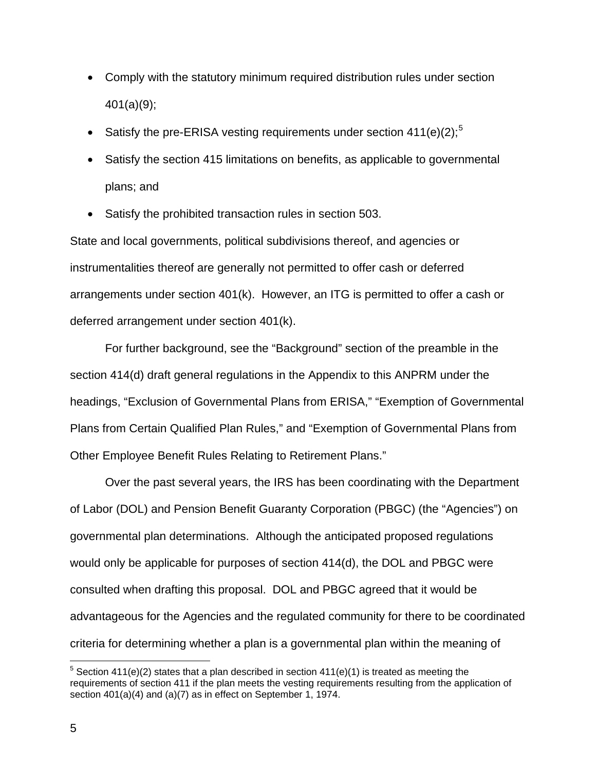- Comply with the statutory minimum required distribution rules under section 401(a)(9);
- Satisfy the pre-ERISA vesting requirements under section 411(e)(2);[5]
- Satisfy the section 415 limitations on benefits, as applicable to governmental plans; and
- Satisfy the prohibited transaction rules in section 503.

State and local governments, political subdivisions thereof, and agencies or instrumentalities thereof are generally not permitted to offer cash or deferred arrangements under section 401(k). However, an ITG is permitted to offer a cash or deferred arrangement under section 401(k).

For further background, see the "Background" section of the preamble in the section 414(d) draft general regulations in the Appendix to this ANPRM under the headings, "Exclusion of Governmental Plans from ERISA," "Exemption of Governmental Plans from Certain Qualified Plan Rules," and "Exemption of Governmental Plans from Other Employee Benefit Rules Relating to Retirement Plans."

Over the past several years, the IRS has been coordinating with the Department of Labor (DOL) and Pension Benefit Guaranty Corporation (PBGC) (the "Agencies") on governmental plan determinations. Although the anticipated proposed regulations would only be applicable for purposes of section 414(d), the DOL and PBGC were consulted when drafting this proposal. DOL and PBGC agreed that it would be advantageous for the Agencies and the regulated community for there to be coordinated criteria for determining whether a plan is a governmental plan within the meaning of

---

[5] Section 411(e)(2) states that a plan described in section 411(e)(1) is treated as meeting the requirements of section 411 if the plan meets the vesting requirements resulting from the application of section 401(a)(4) and (a)(7) as in effect on September 1, 1974.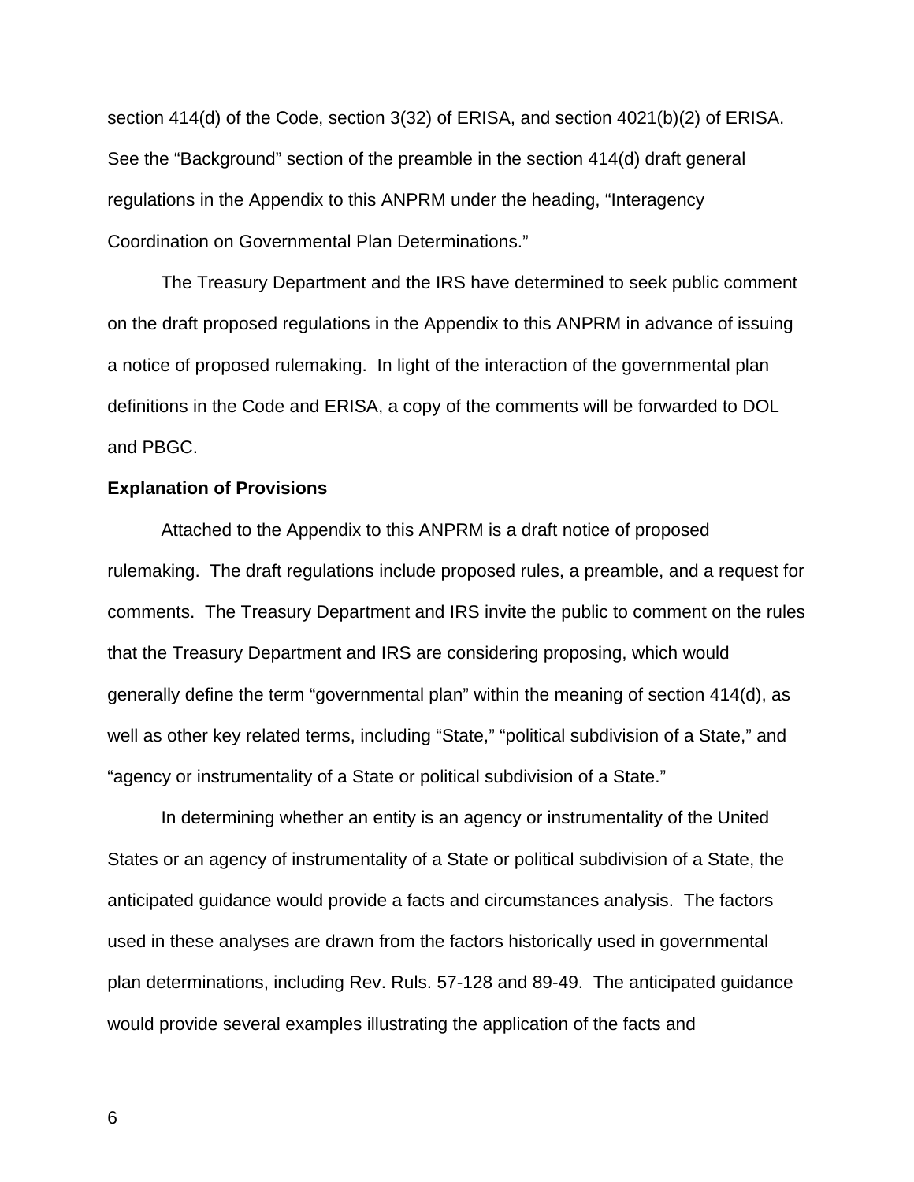section 414(d) of the Code, section 3(32) of ERISA, and section 4021(b)(2) of ERISA. See the “Background” section of the preamble in the section 414(d) draft general regulations in the Appendix to this ANPRM under the heading, “Interagency Coordination on Governmental Plan Determinations.”

The Treasury Department and the IRS have determined to seek public comment on the draft proposed regulations in the Appendix to this ANPRM in advance of issuing a notice of proposed rulemaking. In light of the interaction of the governmental plan definitions in the Code and ERISA, a copy of the comments will be forwarded to DOL and PBGC.

**Explanation of Provisions**

Attached to the Appendix to this ANPRM is a draft notice of proposed rulemaking. The draft regulations include proposed rules, a preamble, and a request for comments. The Treasury Department and IRS invite the public to comment on the rules that the Treasury Department and IRS are considering proposing, which would generally define the term “governmental plan” within the meaning of section 414(d), as well as other key related terms, including “State,” “political subdivision of a State,” and “agency or instrumentality of a State or political subdivision of a State.”

In determining whether an entity is an agency or instrumentality of the United States or an agency of instrumentality of a State or political subdivision of a State, the anticipated guidance would provide a facts and circumstances analysis. The factors used in these analyses are drawn from the factors historically used in governmental plan determinations, including Rev. Ruls. 57-128 and 89-49. The anticipated guidance would provide several examples illustrating the application of the facts and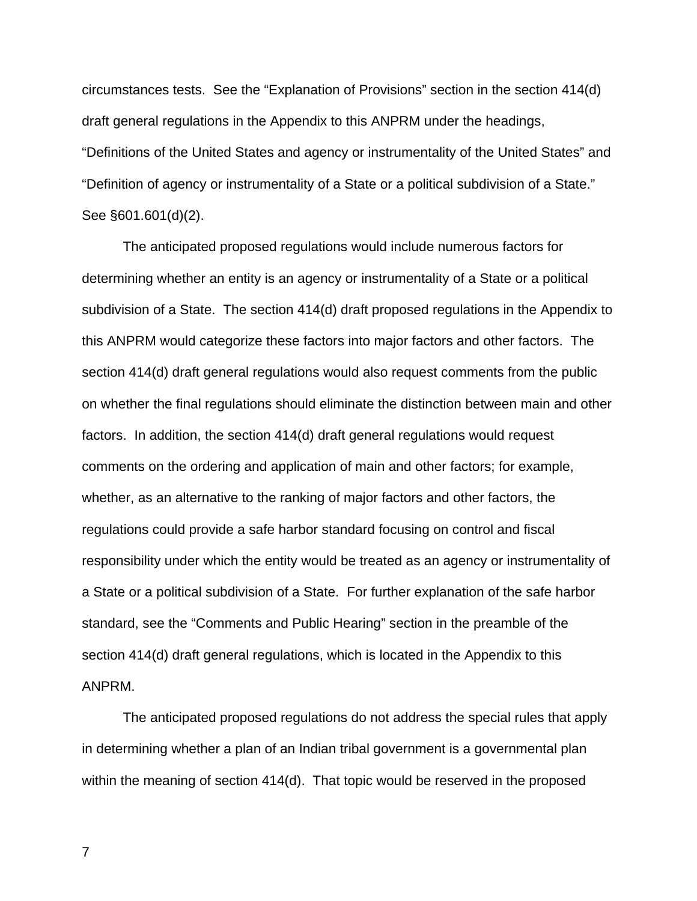circumstances tests. See the "Explanation of Provisions" section in the section 414(d) draft general regulations in the Appendix to this ANPRM under the headings, "Definitions of the United States and agency or instrumentality of the United States" and "Definition of agency or instrumentality of a State or a political subdivision of a State." See §601.601(d)(2).

The anticipated proposed regulations would include numerous factors for determining whether an entity is an agency or instrumentality of a State or a political subdivision of a State. The section 414(d) draft proposed regulations in the Appendix to this ANPRM would categorize these factors into major factors and other factors. The section 414(d) draft general regulations would also request comments from the public on whether the final regulations should eliminate the distinction between main and other factors. In addition, the section 414(d) draft general regulations would request comments on the ordering and application of main and other factors; for example, whether, as an alternative to the ranking of major factors and other factors, the regulations could provide a safe harbor standard focusing on control and fiscal responsibility under which the entity would be treated as an agency or instrumentality of a State or a political subdivision of a State. For further explanation of the safe harbor standard, see the "Comments and Public Hearing" section in the preamble of the section 414(d) draft general regulations, which is located in the Appendix to this ANPRM.

The anticipated proposed regulations do not address the special rules that apply in determining whether a plan of an Indian tribal government is a governmental plan within the meaning of section 414(d). That topic would be reserved in the proposed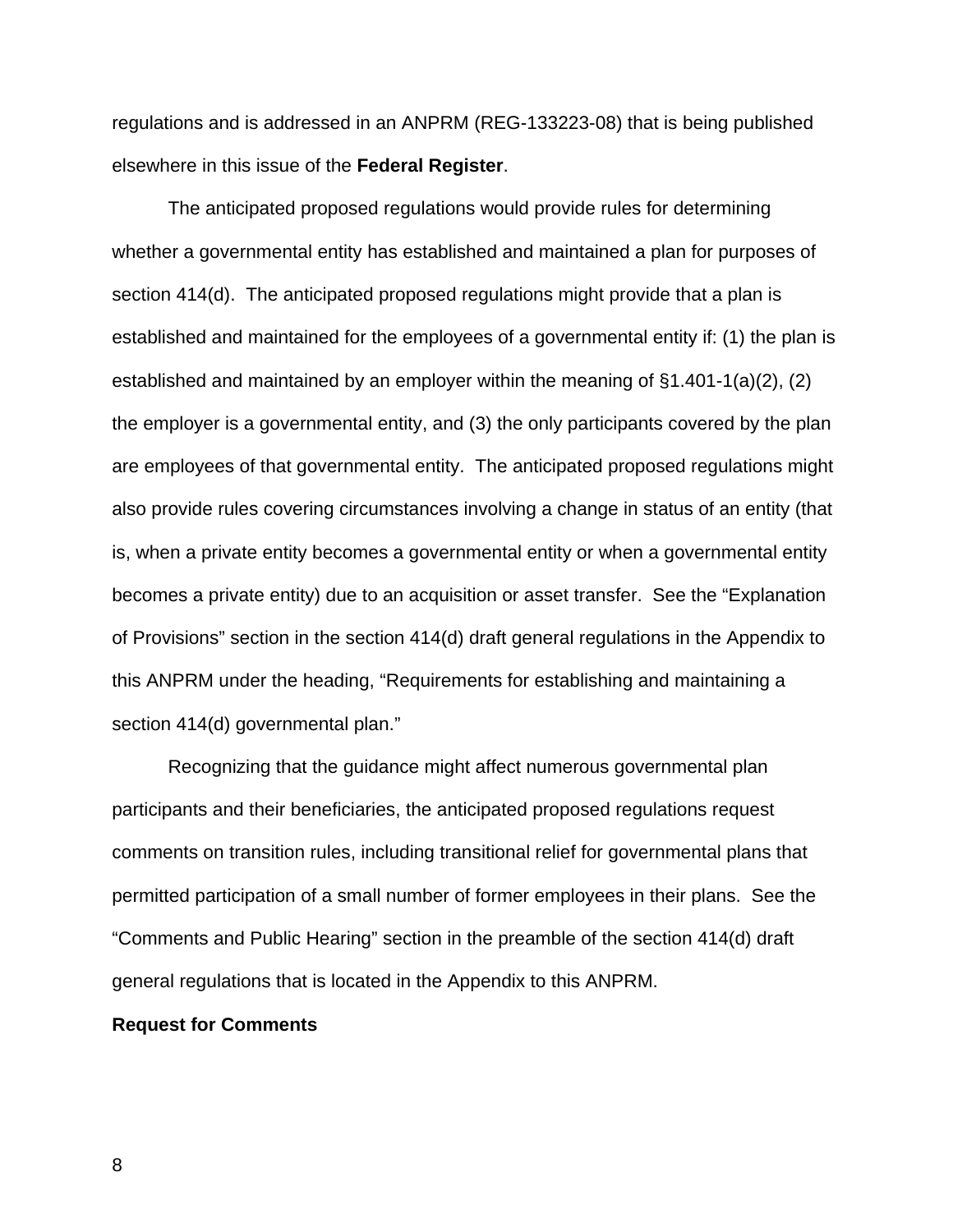regulations and is addressed in an ANPRM (REG-133223-08) that is being published elsewhere in this issue of the **Federal Register**.

The anticipated proposed regulations would provide rules for determining whether a governmental entity has established and maintained a plan for purposes of section 414(d). The anticipated proposed regulations might provide that a plan is established and maintained for the employees of a governmental entity if: (1) the plan is established and maintained by an employer within the meaning of §1.401-1(a)(2), (2) the employer is a governmental entity, and (3) the only participants covered by the plan are employees of that governmental entity. The anticipated proposed regulations might also provide rules covering circumstances involving a change in status of an entity (that is, when a private entity becomes a governmental entity or when a governmental entity becomes a private entity) due to an acquisition or asset transfer. See the "Explanation of Provisions" section in the section 414(d) draft general regulations in the Appendix to this ANPRM under the heading, "Requirements for establishing and maintaining a section 414(d) governmental plan."

Recognizing that the guidance might affect numerous governmental plan participants and their beneficiaries, the anticipated proposed regulations request comments on transition rules, including transitional relief for governmental plans that permitted participation of a small number of former employees in their plans. See the "Comments and Public Hearing" section in the preamble of the section 414(d) draft general regulations that is located in the Appendix to this ANPRM.

**Request for Comments**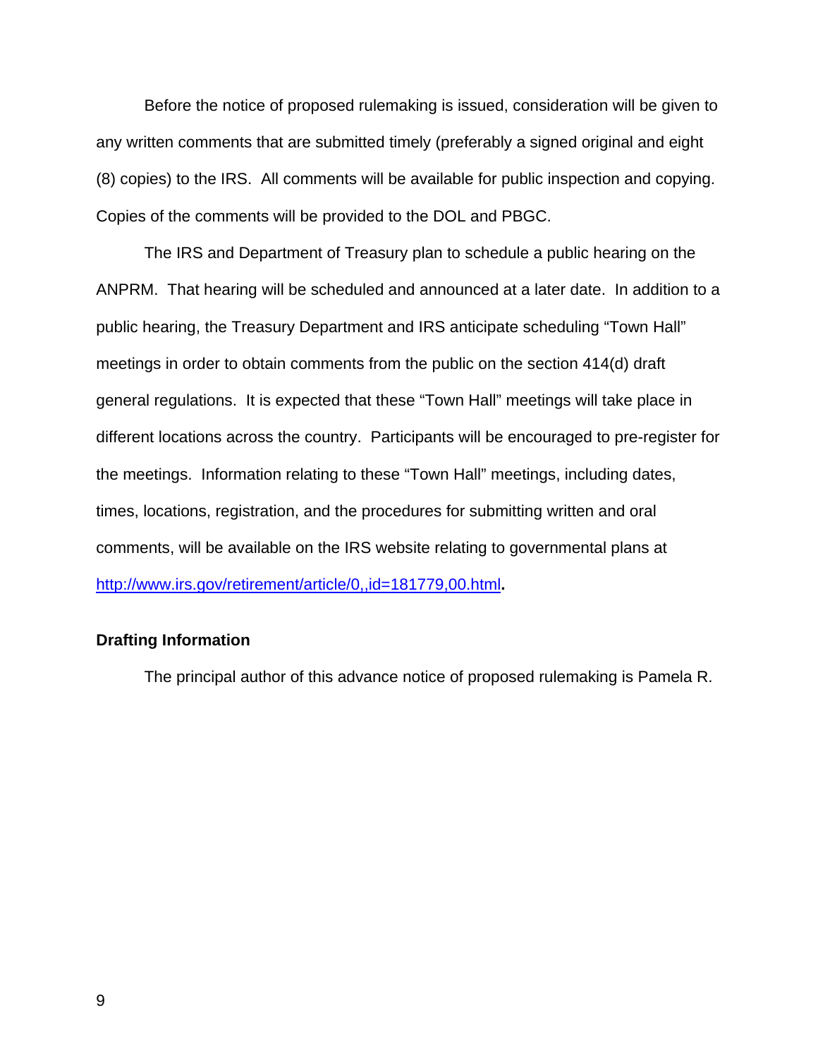Before the notice of proposed rulemaking is issued, consideration will be given to any written comments that are submitted timely (preferably a signed original and eight (8) copies) to the IRS. All comments will be available for public inspection and copying. Copies of the comments will be provided to the DOL and PBGC.

The IRS and Department of Treasury plan to schedule a public hearing on the ANPRM. That hearing will be scheduled and announced at a later date. In addition to a public hearing, the Treasury Department and IRS anticipate scheduling "Town Hall" meetings in order to obtain comments from the public on the section 414(d) draft general regulations. It is expected that these "Town Hall" meetings will take place in different locations across the country. Participants will be encouraged to pre-register for the meetings. Information relating to these "Town Hall" meetings, including dates, times, locations, registration, and the procedures for submitting written and oral comments, will be available on the IRS website relating to governmental plans at http://www.irs.gov/retirement/article/0,,id=181779,00.html**.**

**Drafting Information**

The principal author of this advance notice of proposed rulemaking is Pamela R.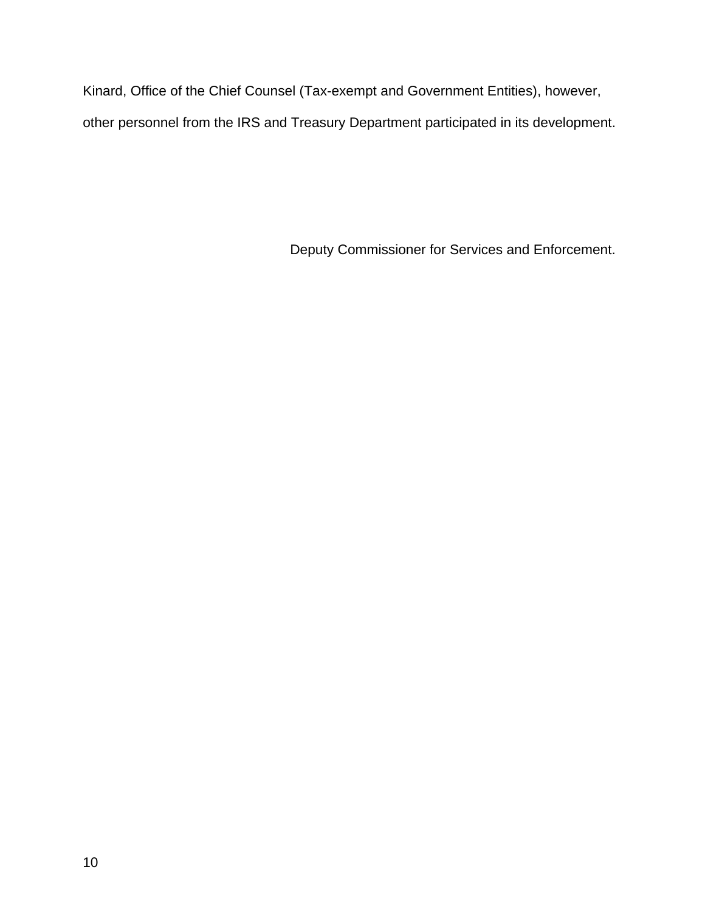Kinard, Office of the Chief Counsel (Tax-exempt and Government Entities), however, other personnel from the IRS and Treasury Department participated in its development.

Deputy Commissioner for Services and Enforcement.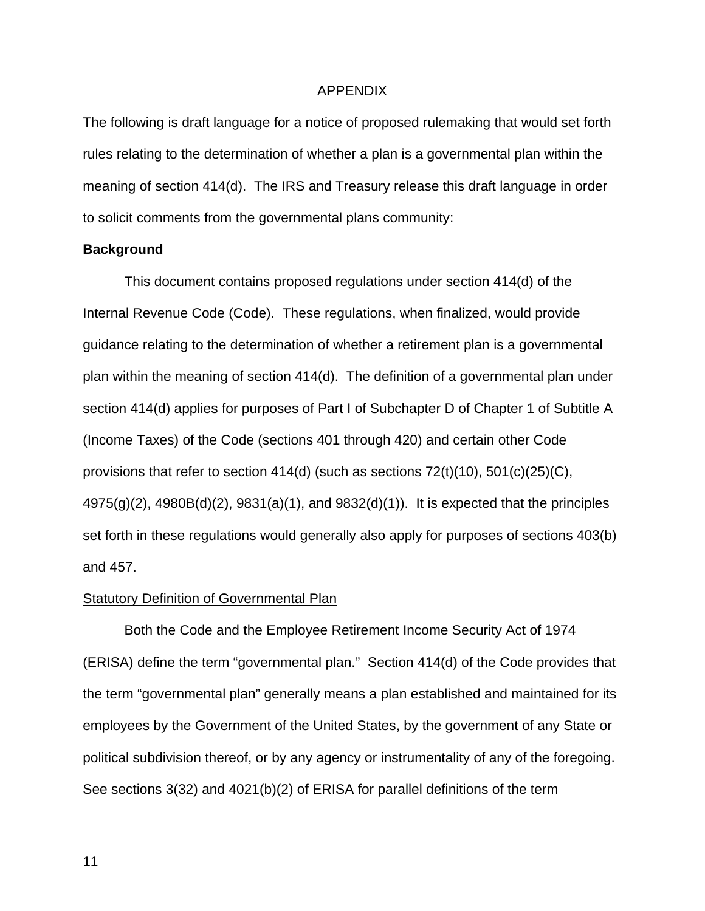APPENDIX

The following is draft language for a notice of proposed rulemaking that would set forth rules relating to the determination of whether a plan is a governmental plan within the meaning of section 414(d). The IRS and Treasury release this draft language in order to solicit comments from the governmental plans community:

**Background**

This document contains proposed regulations under section 414(d) of the Internal Revenue Code (Code). These regulations, when finalized, would provide guidance relating to the determination of whether a retirement plan is a governmental plan within the meaning of section 414(d). The definition of a governmental plan under section 414(d) applies for purposes of Part I of Subchapter D of Chapter 1 of Subtitle A (Income Taxes) of the Code (sections 401 through 420) and certain other Code provisions that refer to section 414(d) (such as sections 72(t)(10), 501(c)(25)(C), 4975(g)(2), 4980B(d)(2), 9831(a)(1), and 9832(d)(1)). It is expected that the principles set forth in these regulations would generally also apply for purposes of sections 403(b) and 457.

Statutory Definition of Governmental Plan

Both the Code and the Employee Retirement Income Security Act of 1974 (ERISA) define the term "governmental plan." Section 414(d) of the Code provides that the term "governmental plan" generally means a plan established and maintained for its employees by the Government of the United States, by the government of any State or political subdivision thereof, or by any agency or instrumentality of any of the foregoing. See sections 3(32) and 4021(b)(2) of ERISA for parallel definitions of the term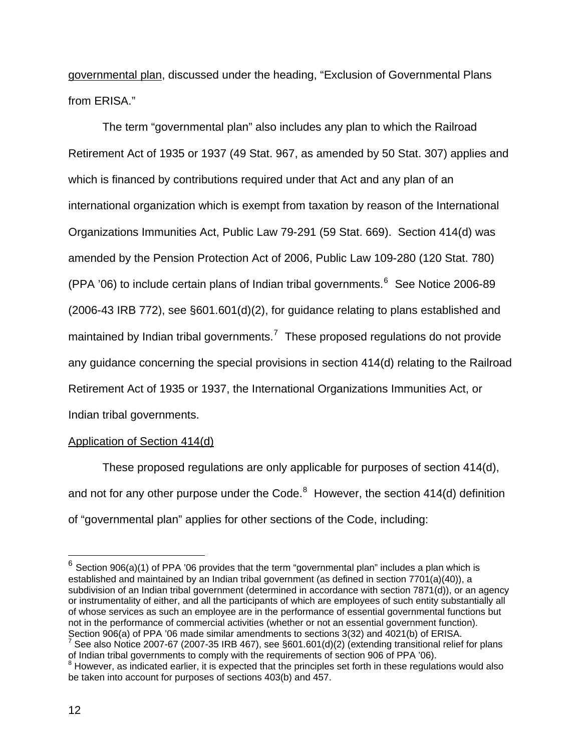governmental plan, discussed under the heading, "Exclusion of Governmental Plans from ERISA."

The term "governmental plan" also includes any plan to which the Railroad Retirement Act of 1935 or 1937 (49 Stat. 967, as amended by 50 Stat. 307) applies and which is financed by contributions required under that Act and any plan of an international organization which is exempt from taxation by reason of the International Organizations Immunities Act, Public Law 79-291 (59 Stat. 669). Section 414(d) was amended by the Pension Protection Act of 2006, Public Law 109-280 (120 Stat. 780) (PPA '06) to include certain plans of Indian tribal governments.[6] See Notice 2006-89 (2006-43 IRB 772), see §601.601(d)(2), for guidance relating to plans established and maintained by Indian tribal governments.[7] These proposed regulations do not provide any guidance concerning the special provisions in section 414(d) relating to the Railroad Retirement Act of 1935 or 1937, the International Organizations Immunities Act, or Indian tribal governments.

Application of Section 414(d)

These proposed regulations are only applicable for purposes of section 414(d), and not for any other purpose under the Code.[8] However, the section 414(d) definition of "governmental plan" applies for other sections of the Code, including:

---

[6] Section 906(a)(1) of PPA '06 provides that the term "governmental plan" includes a plan which is established and maintained by an Indian tribal government (as defined in section 7701(a)(40)), a subdivision of an Indian tribal government (determined in accordance with section 7871(d)), or an agency or instrumentality of either, and all the participants of which are employees of such entity substantially all of whose services as such an employee are in the performance of essential governmental functions but not in the performance of commercial activities (whether or not an essential government function). Section 906(a) of PPA '06 made similar amendments to sections 3(32) and 4021(b) of ERISA.

[7] See also Notice 2007-67 (2007-35 IRB 467), see §601.601(d)(2) (extending transitional relief for plans of Indian tribal governments to comply with the requirements of section 906 of PPA '06).

[8] However, as indicated earlier, it is expected that the principles set forth in these regulations would also be taken into account for purposes of sections 403(b) and 457.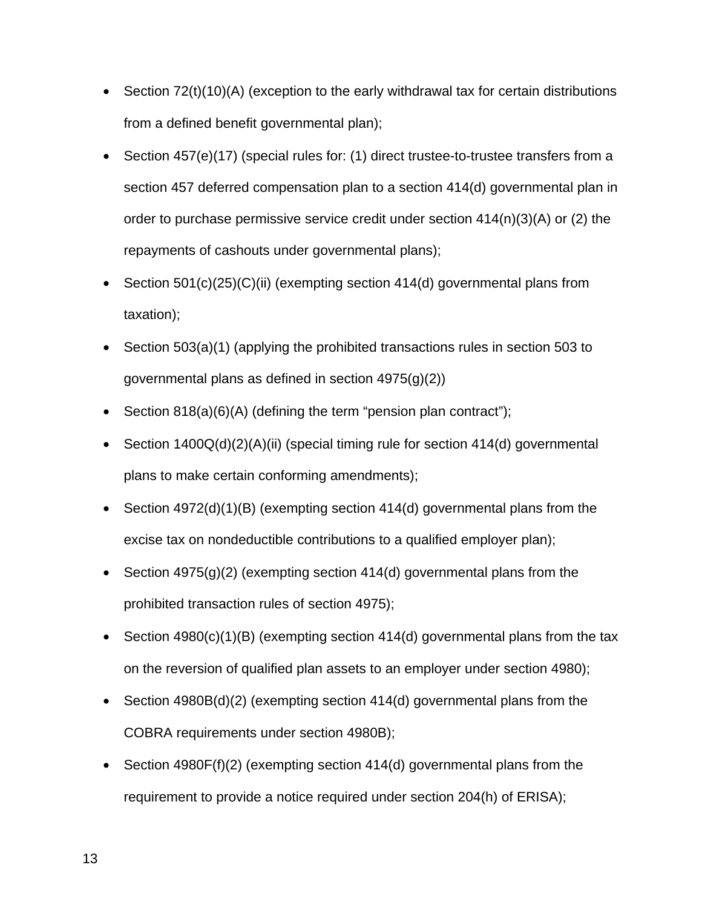- Section 72(t)(10)(A) (exception to the early withdrawal tax for certain distributions from a defined benefit governmental plan);
- Section 457(e)(17) (special rules for: (1) direct trustee-to-trustee transfers from a section 457 deferred compensation plan to a section 414(d) governmental plan in order to purchase permissive service credit under section 414(n)(3)(A) or (2) the repayments of cashouts under governmental plans);
- Section 501(c)(25)(C)(ii) (exempting section 414(d) governmental plans from taxation);
- Section 503(a)(1) (applying the prohibited transactions rules in section 503 to governmental plans as defined in section 4975(g)(2))
- Section 818(a)(6)(A) (defining the term "pension plan contract");
- Section 1400Q(d)(2)(A)(ii) (special timing rule for section 414(d) governmental plans to make certain conforming amendments);
- Section 4972(d)(1)(B) (exempting section 414(d) governmental plans from the excise tax on nondeductible contributions to a qualified employer plan);
- Section 4975(g)(2) (exempting section 414(d) governmental plans from the prohibited transaction rules of section 4975);
- Section 4980(c)(1)(B) (exempting section 414(d) governmental plans from the tax on the reversion of qualified plan assets to an employer under section 4980);
- Section 4980B(d)(2) (exempting section 414(d) governmental plans from the COBRA requirements under section 4980B);
- Section 4980F(f)(2) (exempting section 414(d) governmental plans from the requirement to provide a notice required under section 204(h) of ERISA);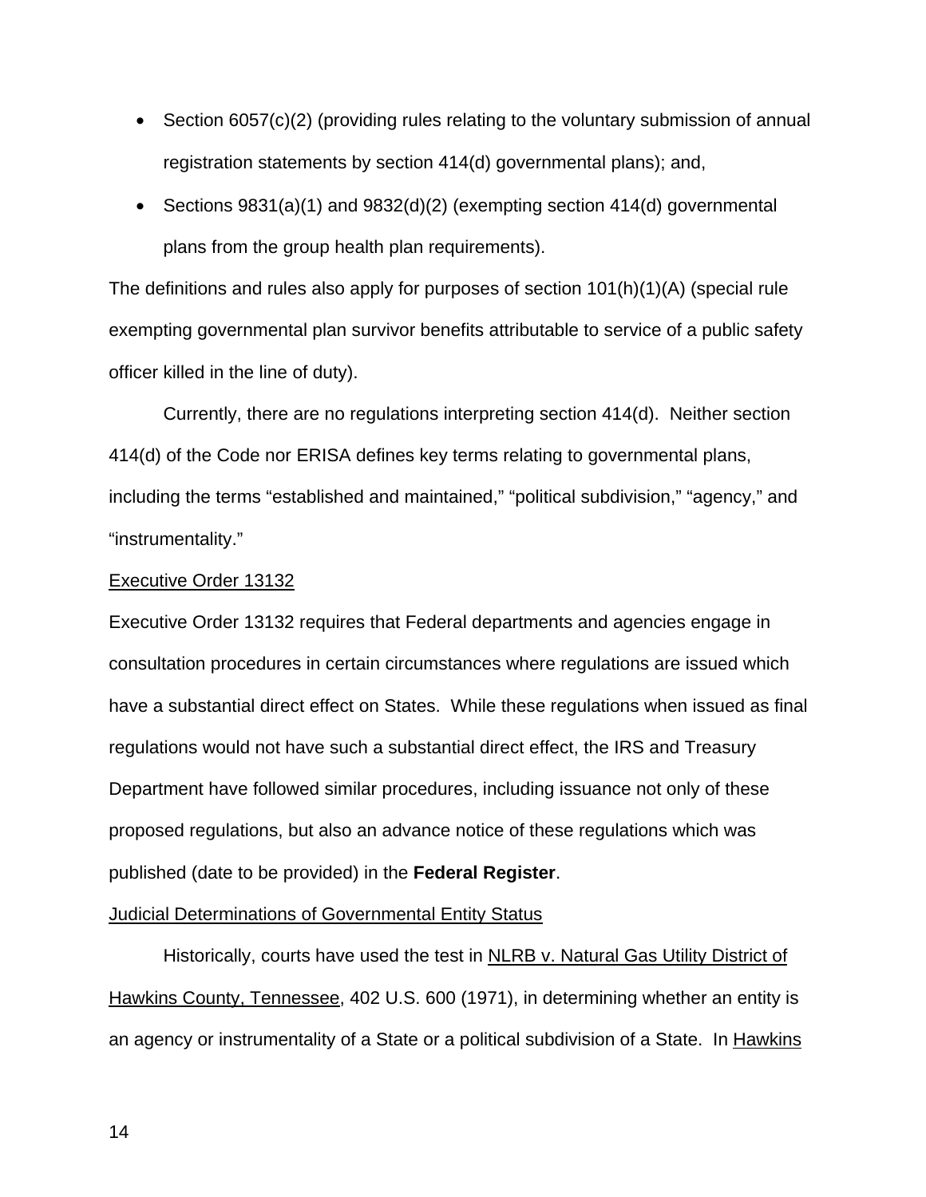- Section 6057(c)(2) (providing rules relating to the voluntary submission of annual registration statements by section 414(d) governmental plans); and,
- Sections 9831(a)(1) and 9832(d)(2) (exempting section 414(d) governmental plans from the group health plan requirements).

The definitions and rules also apply for purposes of section 101(h)(1)(A) (special rule exempting governmental plan survivor benefits attributable to service of a public safety officer killed in the line of duty).

Currently, there are no regulations interpreting section 414(d). Neither section 414(d) of the Code nor ERISA defines key terms relating to governmental plans, including the terms "established and maintained," "political subdivision," "agency," and "instrumentality."

Executive Order 13132

Executive Order 13132 requires that Federal departments and agencies engage in consultation procedures in certain circumstances where regulations are issued which have a substantial direct effect on States. While these regulations when issued as final regulations would not have such a substantial direct effect, the IRS and Treasury Department have followed similar procedures, including issuance not only of these proposed regulations, but also an advance notice of these regulations which was published (date to be provided) in the **Federal Register**.

Judicial Determinations of Governmental Entity Status

Historically, courts have used the test in NLRB v. Natural Gas Utility District of Hawkins County, Tennessee, 402 U.S. 600 (1971), in determining whether an entity is an agency or instrumentality of a State or a political subdivision of a State. In Hawkins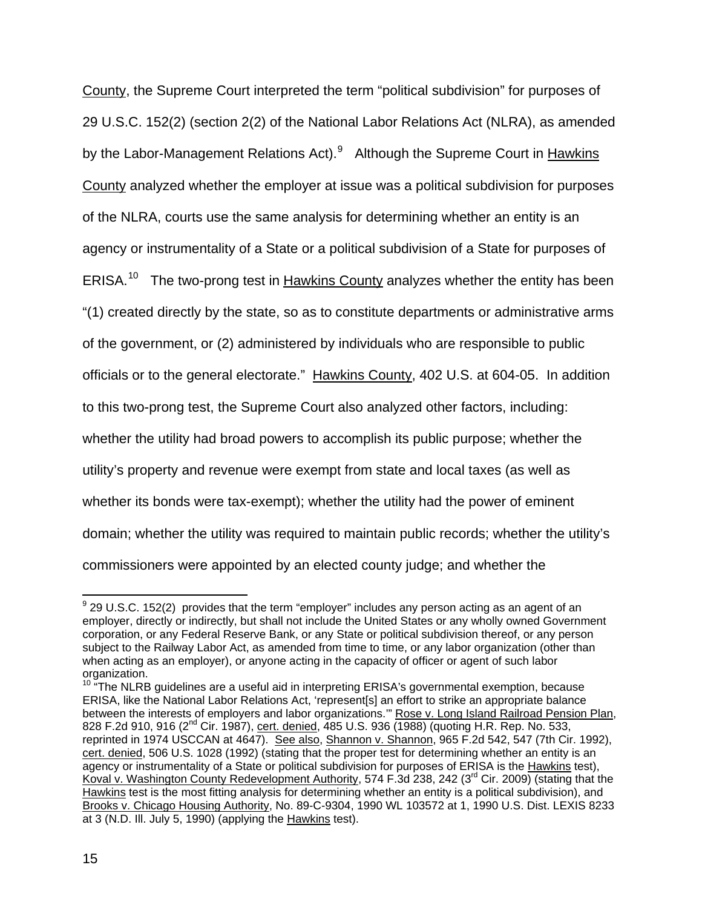County, the Supreme Court interpreted the term "political subdivision" for purposes of 29 U.S.C. 152(2) (section 2(2) of the National Labor Relations Act (NLRA), as amended by the Labor-Management Relations Act).[9] Although the Supreme Court in Hawkins County analyzed whether the employer at issue was a political subdivision for purposes of the NLRA, courts use the same analysis for determining whether an entity is an agency or instrumentality of a State or a political subdivision of a State for purposes of ERISA.[10] The two-prong test in Hawkins County analyzes whether the entity has been "(1) created directly by the state, so as to constitute departments or administrative arms of the government, or (2) administered by individuals who are responsible to public officials or to the general electorate." Hawkins County, 402 U.S. at 604-05. In addition to this two-prong test, the Supreme Court also analyzed other factors, including: whether the utility had broad powers to accomplish its public purpose; whether the utility's property and revenue were exempt from state and local taxes (as well as whether its bonds were tax-exempt); whether the utility had the power of eminent domain; whether the utility was required to maintain public records; whether the utility's commissioners were appointed by an elected county judge; and whether the

---

[9] 29 U.S.C. 152(2) provides that the term "employer" includes any person acting as an agent of an employer, directly or indirectly, but shall not include the United States or any wholly owned Government corporation, or any Federal Reserve Bank, or any State or political subdivision thereof, or any person subject to the Railway Labor Act, as amended from time to time, or any labor organization (other than when acting as an employer), or anyone acting in the capacity of officer or agent of such labor organization.

[10] "The NLRB guidelines are a useful aid in interpreting ERISA's governmental exemption, because ERISA, like the National Labor Relations Act, 'represent[s] an effort to strike an appropriate balance between the interests of employers and labor organizations.'" Rose v. Long Island Railroad Pension Plan, 828 F.2d 910, 916 (2nd Cir. 1987), cert. denied, 485 U.S. 936 (1988) (quoting H.R. Rep. No. 533, reprinted in 1974 USCCAN at 4647). See also, Shannon v. Shannon, 965 F.2d 542, 547 (7th Cir. 1992), cert. denied, 506 U.S. 1028 (1992) (stating that the proper test for determining whether an entity is an agency or instrumentality of a State or political subdivision for purposes of ERISA is the Hawkins test), Koval v. Washington County Redevelopment Authority, 574 F.3d 238, 242 (3rd Cir. 2009) (stating that the Hawkins test is the most fitting analysis for determining whether an entity is a political subdivision), and Brooks v. Chicago Housing Authority, No. 89-C-9304, 1990 WL 103572 at 1, 1990 U.S. Dist. LEXIS 8233 at 3 (N.D. Ill. July 5, 1990) (applying the Hawkins test).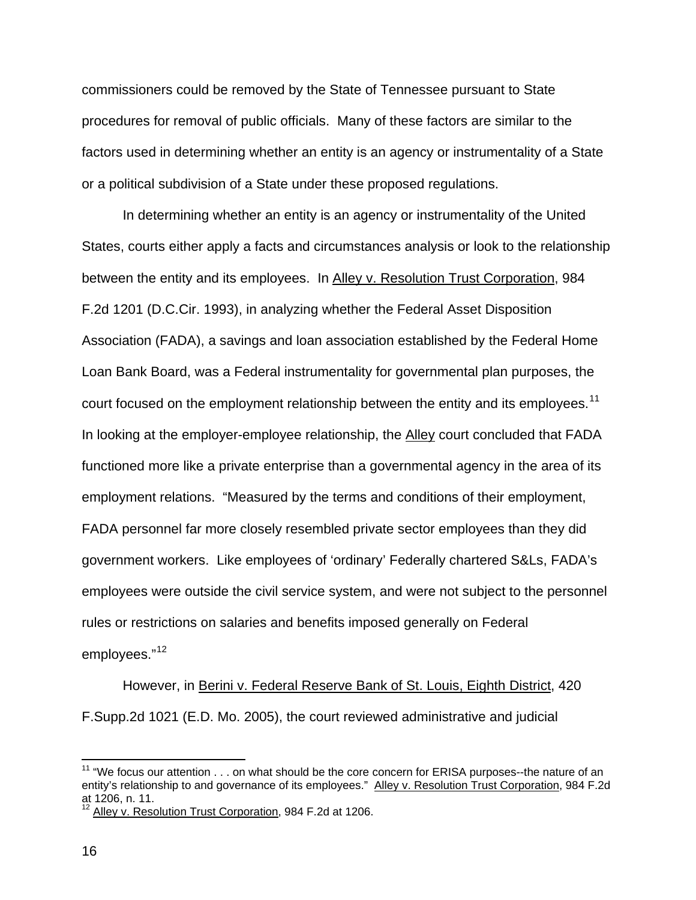commissioners could be removed by the State of Tennessee pursuant to State procedures for removal of public officials. Many of these factors are similar to the factors used in determining whether an entity is an agency or instrumentality of a State or a political subdivision of a State under these proposed regulations.

In determining whether an entity is an agency or instrumentality of the United States, courts either apply a facts and circumstances analysis or look to the relationship between the entity and its employees. In Alley v. Resolution Trust Corporation, 984 F.2d 1201 (D.C.Cir. 1993), in analyzing whether the Federal Asset Disposition Association (FADA), a savings and loan association established by the Federal Home Loan Bank Board, was a Federal instrumentality for governmental plan purposes, the court focused on the employment relationship between the entity and its employees.[11] In looking at the employer-employee relationship, the Alley court concluded that FADA functioned more like a private enterprise than a governmental agency in the area of its employment relations. "Measured by the terms and conditions of their employment, FADA personnel far more closely resembled private sector employees than they did government workers. Like employees of 'ordinary' Federally chartered S&Ls, FADA's employees were outside the civil service system, and were not subject to the personnel rules or restrictions on salaries and benefits imposed generally on Federal employees."[12]

However, in Berini v. Federal Reserve Bank of St. Louis, Eighth District, 420 F.Supp.2d 1021 (E.D. Mo. 2005), the court reviewed administrative and judicial

---

[11] "We focus our attention . . . on what should be the core concern for ERISA purposes--the nature of an entity's relationship to and governance of its employees." Alley v. Resolution Trust Corporation, 984 F.2d at 1206, n. 11.

[12] Alley v. Resolution Trust Corporation, 984 F.2d at 1206.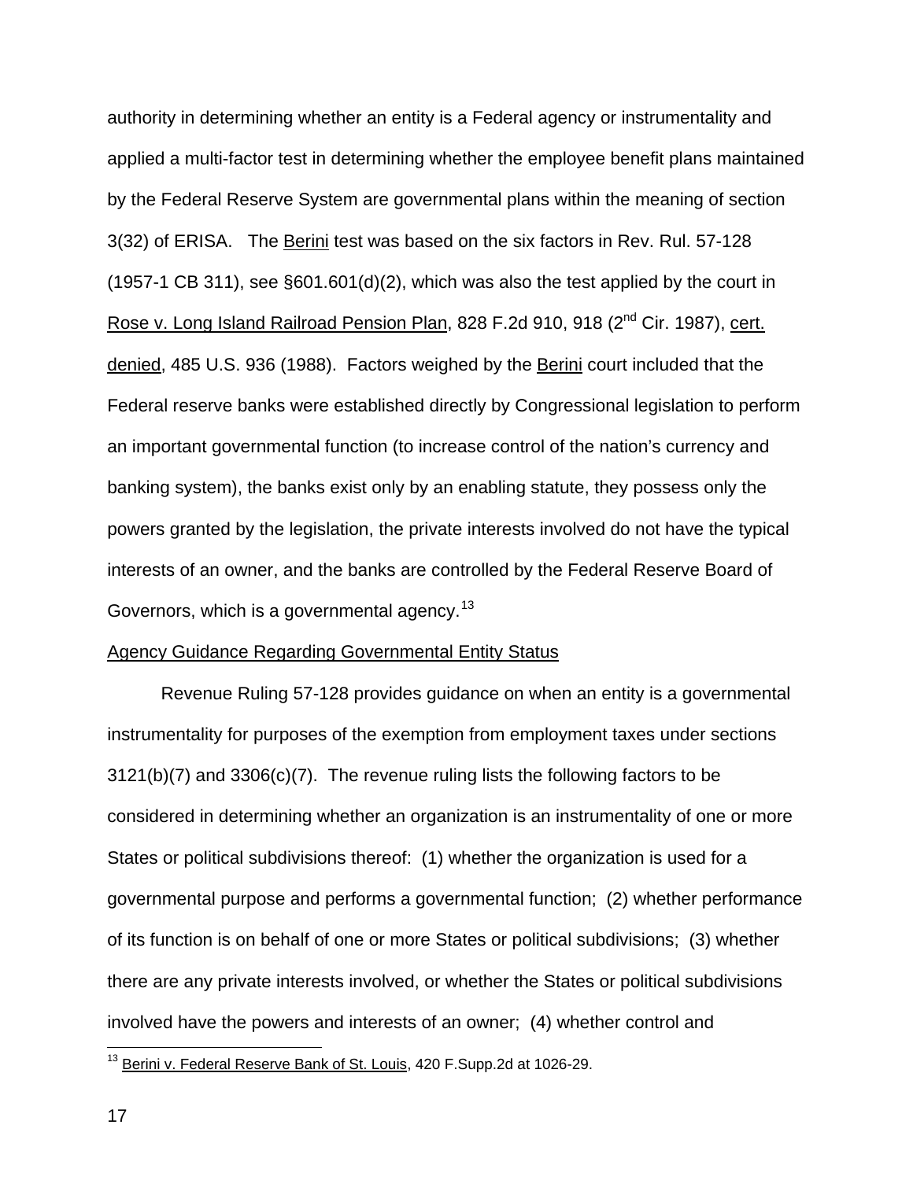authority in determining whether an entity is a Federal agency or instrumentality and applied a multi-factor test in determining whether the employee benefit plans maintained by the Federal Reserve System are governmental plans within the meaning of section 3(32) of ERISA. The Berini test was based on the six factors in Rev. Rul. 57-128 (1957-1 CB 311), see §601.601(d)(2), which was also the test applied by the court in Rose v. Long Island Railroad Pension Plan, 828 F.2d 910, 918 (2nd Cir. 1987), cert. denied, 485 U.S. 936 (1988). Factors weighed by the Berini court included that the Federal reserve banks were established directly by Congressional legislation to perform an important governmental function (to increase control of the nation's currency and banking system), the banks exist only by an enabling statute, they possess only the powers granted by the legislation, the private interests involved do not have the typical interests of an owner, and the banks are controlled by the Federal Reserve Board of Governors, which is a governmental agency.[13]

Agency Guidance Regarding Governmental Entity Status

Revenue Ruling 57-128 provides guidance on when an entity is a governmental instrumentality for purposes of the exemption from employment taxes under sections 3121(b)(7) and 3306(c)(7). The revenue ruling lists the following factors to be considered in determining whether an organization is an instrumentality of one or more States or political subdivisions thereof: (1) whether the organization is used for a governmental purpose and performs a governmental function; (2) whether performance of its function is on behalf of one or more States or political subdivisions; (3) whether there are any private interests involved, or whether the States or political subdivisions involved have the powers and interests of an owner; (4) whether control and

[13] Berini v. Federal Reserve Bank of St. Louis, 420 F.Supp.2d at 1026-29.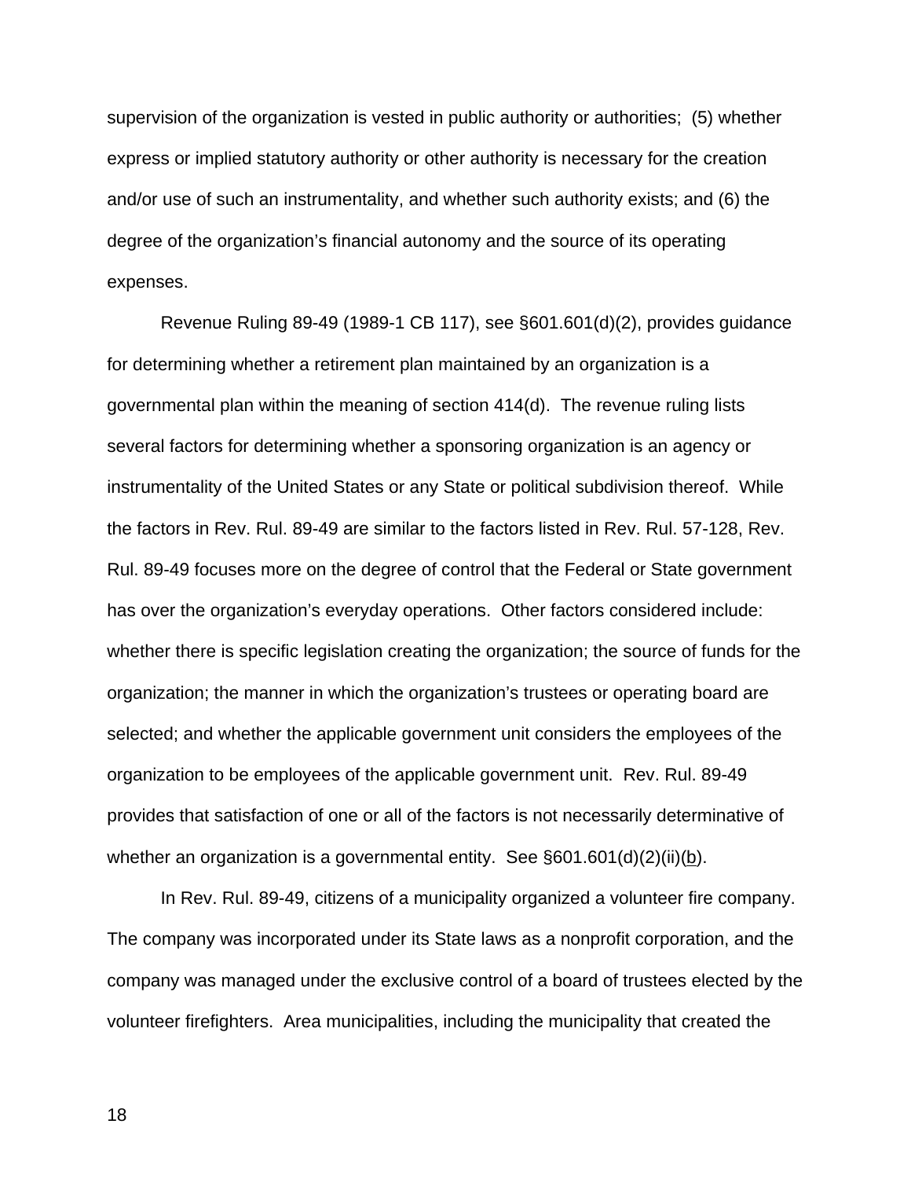supervision of the organization is vested in public authority or authorities; (5) whether express or implied statutory authority or other authority is necessary for the creation and/or use of such an instrumentality, and whether such authority exists; and (6) the degree of the organization's financial autonomy and the source of its operating expenses.

Revenue Ruling 89-49 (1989-1 CB 117), see §601.601(d)(2), provides guidance for determining whether a retirement plan maintained by an organization is a governmental plan within the meaning of section 414(d). The revenue ruling lists several factors for determining whether a sponsoring organization is an agency or instrumentality of the United States or any State or political subdivision thereof. While the factors in Rev. Rul. 89-49 are similar to the factors listed in Rev. Rul. 57-128, Rev. Rul. 89-49 focuses more on the degree of control that the Federal or State government has over the organization's everyday operations. Other factors considered include: whether there is specific legislation creating the organization; the source of funds for the organization; the manner in which the organization's trustees or operating board are selected; and whether the applicable government unit considers the employees of the organization to be employees of the applicable government unit. Rev. Rul. 89-49 provides that satisfaction of one or all of the factors is not necessarily determinative of whether an organization is a governmental entity. See §601.601(d)(2)(ii)(b).

In Rev. Rul. 89-49, citizens of a municipality organized a volunteer fire company. The company was incorporated under its State laws as a nonprofit corporation, and the company was managed under the exclusive control of a board of trustees elected by the volunteer firefighters. Area municipalities, including the municipality that created the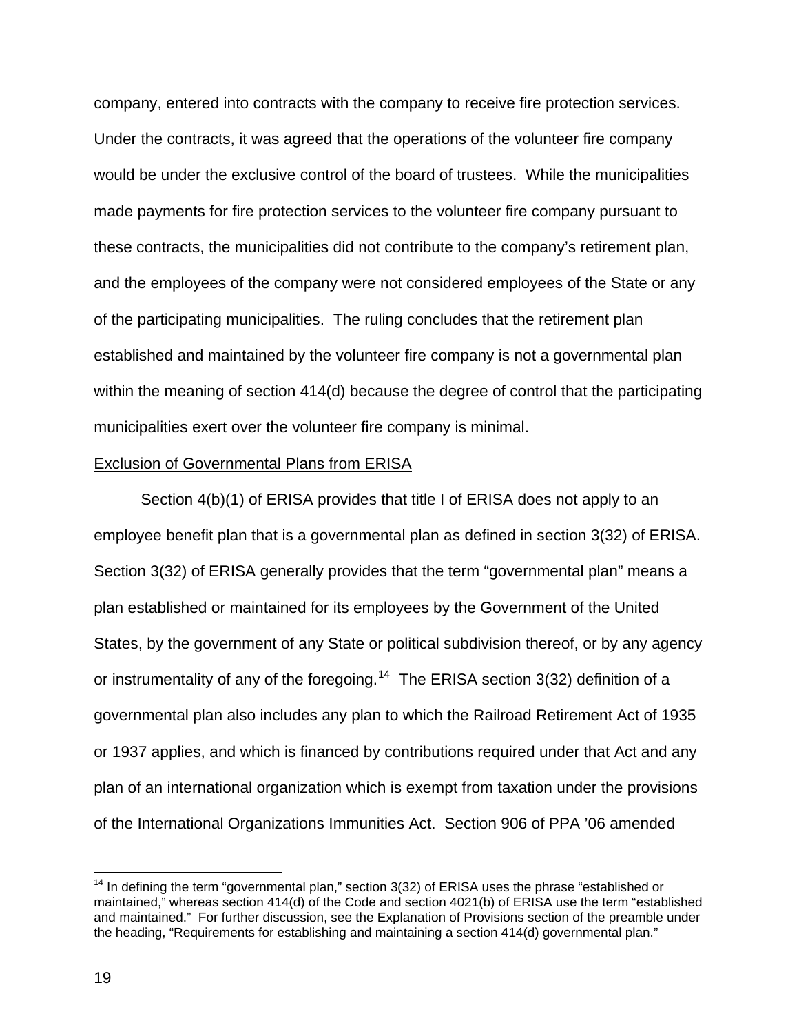company, entered into contracts with the company to receive fire protection services. Under the contracts, it was agreed that the operations of the volunteer fire company would be under the exclusive control of the board of trustees. While the municipalities made payments for fire protection services to the volunteer fire company pursuant to these contracts, the municipalities did not contribute to the company's retirement plan, and the employees of the company were not considered employees of the State or any of the participating municipalities. The ruling concludes that the retirement plan established and maintained by the volunteer fire company is not a governmental plan within the meaning of section 414(d) because the degree of control that the participating municipalities exert over the volunteer fire company is minimal.

Exclusion of Governmental Plans from ERISA

Section 4(b)(1) of ERISA provides that title I of ERISA does not apply to an employee benefit plan that is a governmental plan as defined in section 3(32) of ERISA. Section 3(32) of ERISA generally provides that the term "governmental plan" means a plan established or maintained for its employees by the Government of the United States, by the government of any State or political subdivision thereof, or by any agency or instrumentality of any of the foregoing.[14] The ERISA section 3(32) definition of a governmental plan also includes any plan to which the Railroad Retirement Act of 1935 or 1937 applies, and which is financed by contributions required under that Act and any plan of an international organization which is exempt from taxation under the provisions of the International Organizations Immunities Act. Section 906 of PPA '06 amended

[14] In defining the term "governmental plan," section 3(32) of ERISA uses the phrase "established or maintained," whereas section 414(d) of the Code and section 4021(b) of ERISA use the term "established and maintained." For further discussion, see the Explanation of Provisions section of the preamble under the heading, "Requirements for establishing and maintaining a section 414(d) governmental plan."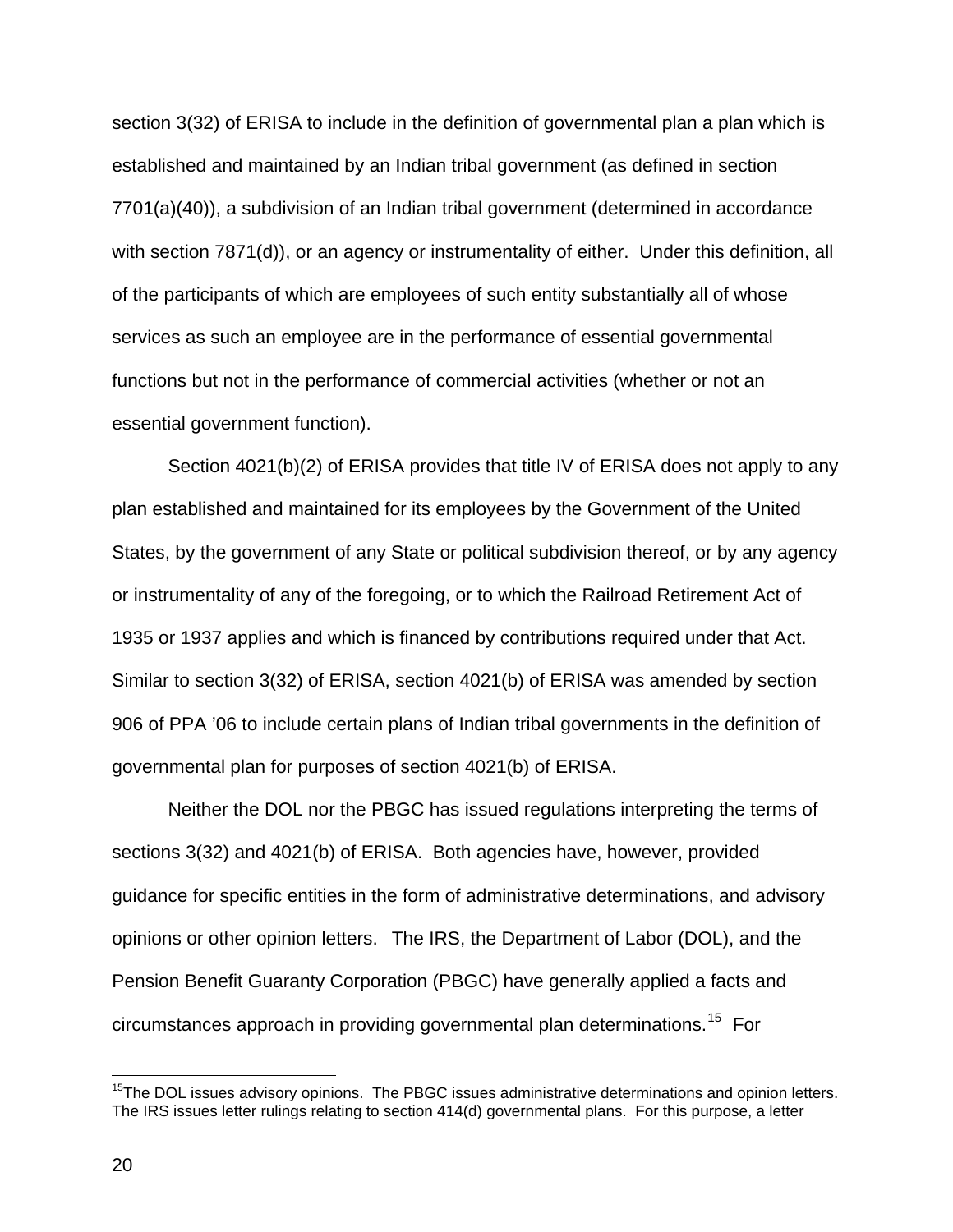section 3(32) of ERISA to include in the definition of governmental plan a plan which is established and maintained by an Indian tribal government (as defined in section 7701(a)(40)), a subdivision of an Indian tribal government (determined in accordance with section 7871(d)), or an agency or instrumentality of either. Under this definition, all of the participants of which are employees of such entity substantially all of whose services as such an employee are in the performance of essential governmental functions but not in the performance of commercial activities (whether or not an essential government function).

Section 4021(b)(2) of ERISA provides that title IV of ERISA does not apply to any plan established and maintained for its employees by the Government of the United States, by the government of any State or political subdivision thereof, or by any agency or instrumentality of any of the foregoing, or to which the Railroad Retirement Act of 1935 or 1937 applies and which is financed by contributions required under that Act. Similar to section 3(32) of ERISA, section 4021(b) of ERISA was amended by section 906 of PPA '06 to include certain plans of Indian tribal governments in the definition of governmental plan for purposes of section 4021(b) of ERISA.

Neither the DOL nor the PBGC has issued regulations interpreting the terms of sections 3(32) and 4021(b) of ERISA. Both agencies have, however, provided guidance for specific entities in the form of administrative determinations, and advisory opinions or other opinion letters. The IRS, the Department of Labor (DOL), and the Pension Benefit Guaranty Corporation (PBGC) have generally applied a facts and circumstances approach in providing governmental plan determinations.[15] For

[15] The DOL issues advisory opinions. The PBGC issues administrative determinations and opinion letters. The IRS issues letter rulings relating to section 414(d) governmental plans. For this purpose, a letter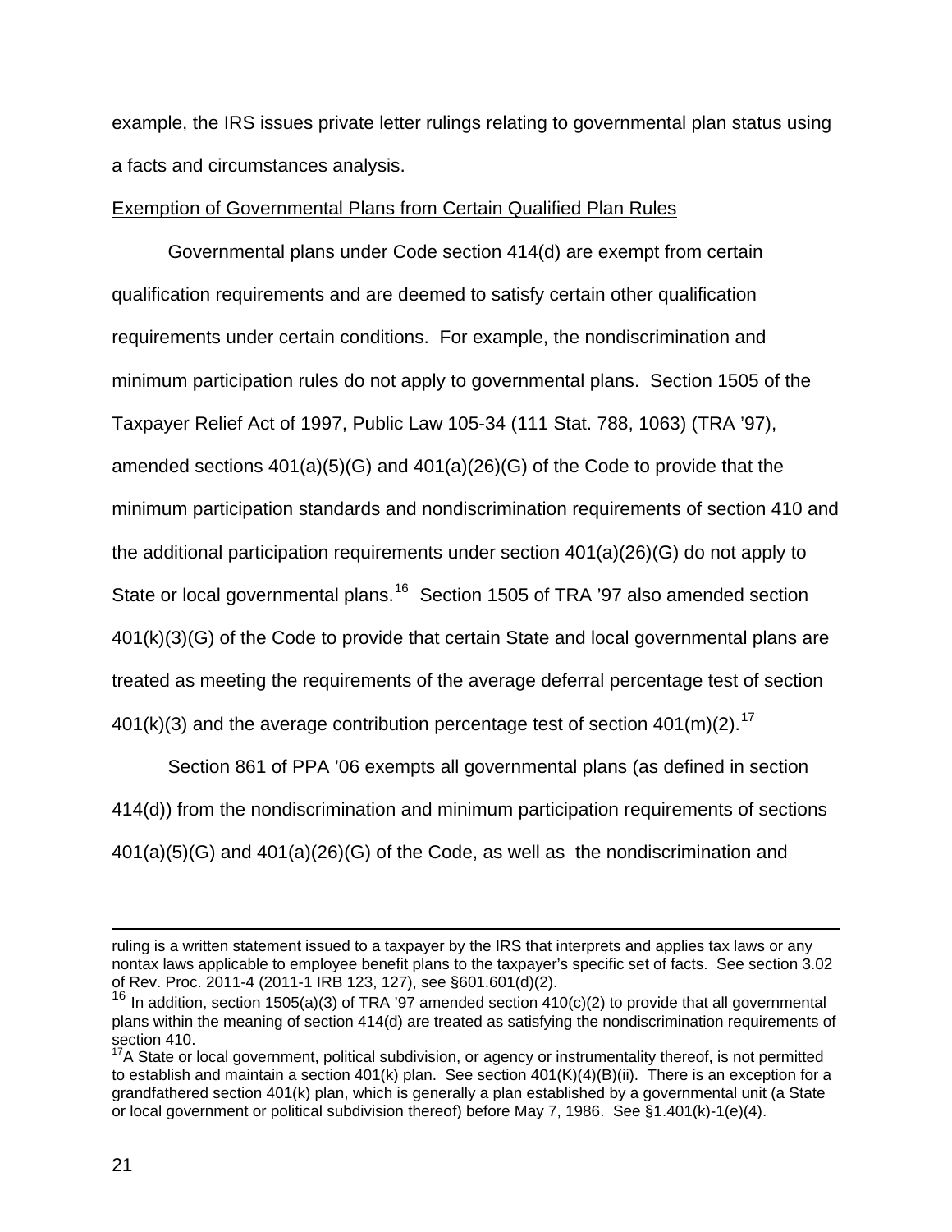example, the IRS issues private letter rulings relating to governmental plan status using a facts and circumstances analysis.

Exemption of Governmental Plans from Certain Qualified Plan Rules

Governmental plans under Code section 414(d) are exempt from certain qualification requirements and are deemed to satisfy certain other qualification requirements under certain conditions. For example, the nondiscrimination and minimum participation rules do not apply to governmental plans. Section 1505 of the Taxpayer Relief Act of 1997, Public Law 105-34 (111 Stat. 788, 1063) (TRA '97), amended sections 401(a)(5)(G) and 401(a)(26)(G) of the Code to provide that the minimum participation standards and nondiscrimination requirements of section 410 and the additional participation requirements under section 401(a)(26)(G) do not apply to State or local governmental plans.[16] Section 1505 of TRA '97 also amended section 401(k)(3)(G) of the Code to provide that certain State and local governmental plans are treated as meeting the requirements of the average deferral percentage test of section 401(k)(3) and the average contribution percentage test of section 401(m)(2).[17]

Section 861 of PPA '06 exempts all governmental plans (as defined in section 414(d)) from the nondiscrimination and minimum participation requirements of sections 401(a)(5)(G) and 401(a)(26)(G) of the Code, as well as the nondiscrimination and

---

ruling is a written statement issued to a taxpayer by the IRS that interprets and applies tax laws or any nontax laws applicable to employee benefit plans to the taxpayer's specific set of facts. See section 3.02 of Rev. Proc. 2011-4 (2011-1 IRB 123, 127), see §601.601(d)(2).

[16] In addition, section 1505(a)(3) of TRA '97 amended section 410(c)(2) to provide that all governmental plans within the meaning of section 414(d) are treated as satisfying the nondiscrimination requirements of section 410.

[17] A State or local government, political subdivision, or agency or instrumentality thereof, is not permitted to establish and maintain a section 401(k) plan. See section 401(K)(4)(B)(ii). There is an exception for a grandfathered section 401(k) plan, which is generally a plan established by a governmental unit (a State or local government or political subdivision thereof) before May 7, 1986. See §1.401(k)-1(e)(4).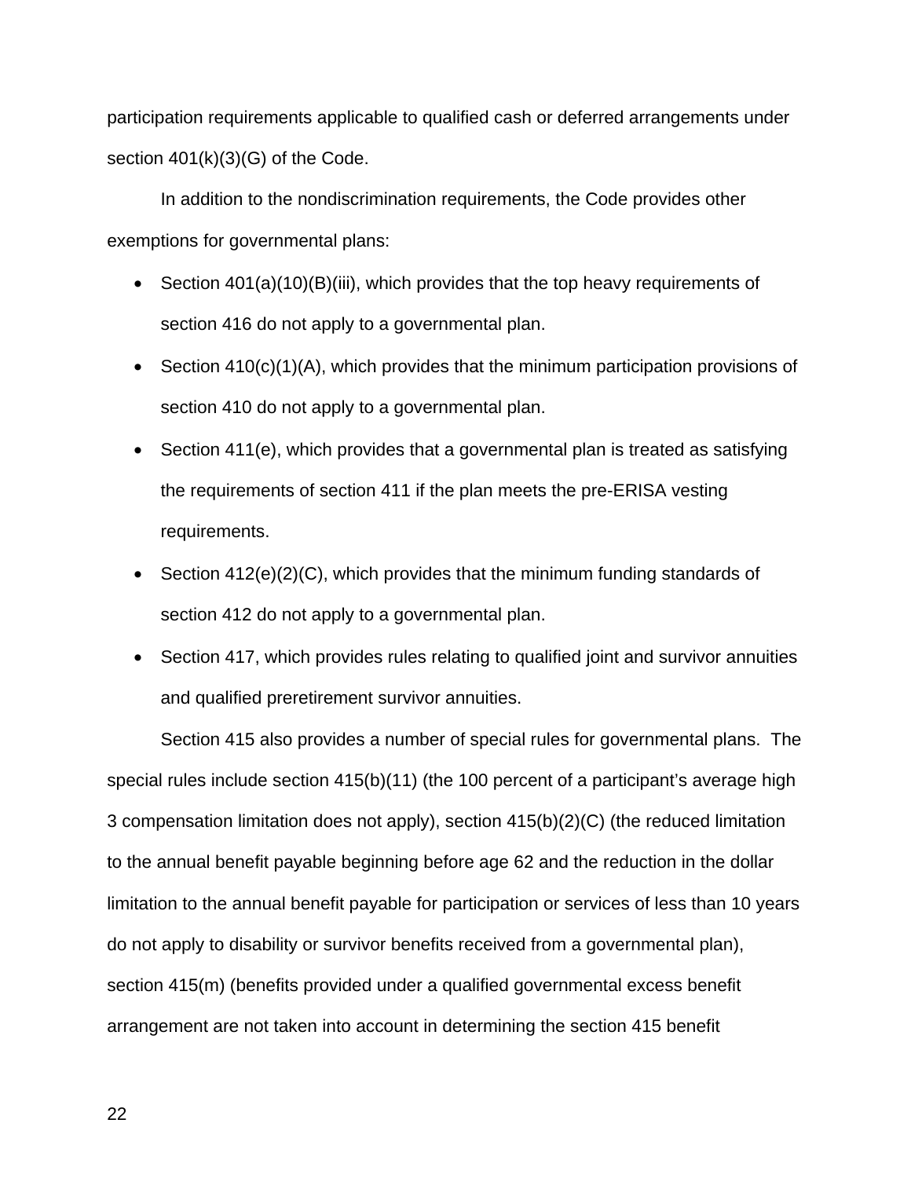participation requirements applicable to qualified cash or deferred arrangements under section 401(k)(3)(G) of the Code.

In addition to the nondiscrimination requirements, the Code provides other exemptions for governmental plans:

- Section 401(a)(10)(B)(iii), which provides that the top heavy requirements of section 416 do not apply to a governmental plan.
- Section 410(c)(1)(A), which provides that the minimum participation provisions of section 410 do not apply to a governmental plan.
- Section 411(e), which provides that a governmental plan is treated as satisfying the requirements of section 411 if the plan meets the pre-ERISA vesting requirements.
- Section 412(e)(2)(C), which provides that the minimum funding standards of section 412 do not apply to a governmental plan.
- Section 417, which provides rules relating to qualified joint and survivor annuities and qualified preretirement survivor annuities.

Section 415 also provides a number of special rules for governmental plans. The special rules include section 415(b)(11) (the 100 percent of a participant's average high 3 compensation limitation does not apply), section 415(b)(2)(C) (the reduced limitation to the annual benefit payable beginning before age 62 and the reduction in the dollar limitation to the annual benefit payable for participation or services of less than 10 years do not apply to disability or survivor benefits received from a governmental plan), section 415(m) (benefits provided under a qualified governmental excess benefit arrangement are not taken into account in determining the section 415 benefit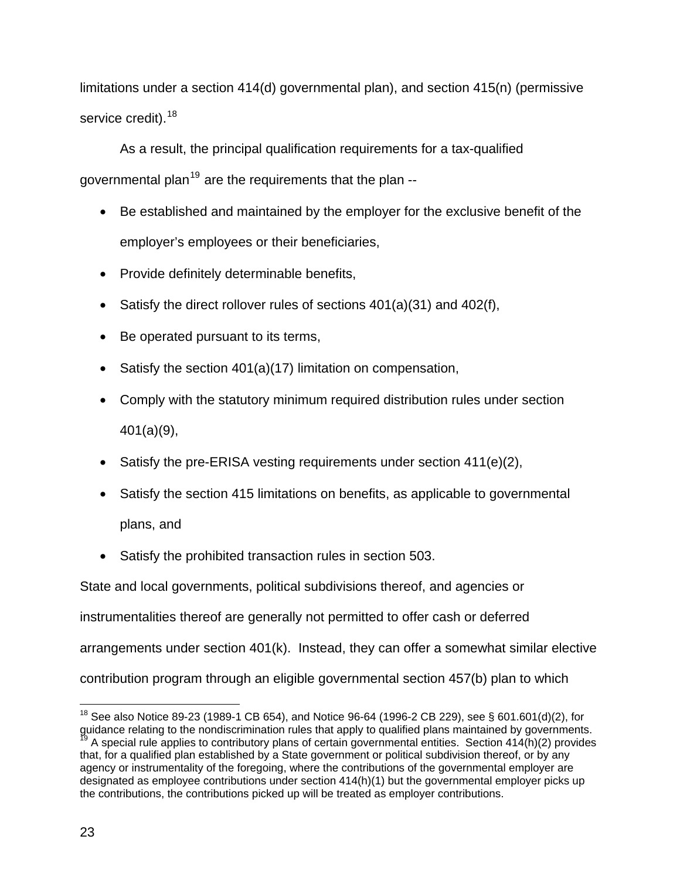limitations under a section 414(d) governmental plan), and section 415(n) (permissive service credit).[18]

As a result, the principal qualification requirements for a tax-qualified governmental plan[19] are the requirements that the plan --

- Be established and maintained by the employer for the exclusive benefit of the employer's employees or their beneficiaries,
- Provide definitely determinable benefits,
- Satisfy the direct rollover rules of sections 401(a)(31) and 402(f),
- Be operated pursuant to its terms,
- Satisfy the section 401(a)(17) limitation on compensation,
- Comply with the statutory minimum required distribution rules under section 401(a)(9),
- Satisfy the pre-ERISA vesting requirements under section 411(e)(2),
- Satisfy the section 415 limitations on benefits, as applicable to governmental plans, and
- Satisfy the prohibited transaction rules in section 503.

State and local governments, political subdivisions thereof, and agencies or instrumentalities thereof are generally not permitted to offer cash or deferred arrangements under section 401(k). Instead, they can offer a somewhat similar elective contribution program through an eligible governmental section 457(b) plan to which

---

[18] See also Notice 89-23 (1989-1 CB 654), and Notice 96-64 (1996-2 CB 229), see § 601.601(d)(2), for guidance relating to the nondiscrimination rules that apply to qualified plans maintained by governments.

[19] A special rule applies to contributory plans of certain governmental entities. Section 414(h)(2) provides that, for a qualified plan established by a State government or political subdivision thereof, or by any agency or instrumentality of the foregoing, where the contributions of the governmental employer are designated as employee contributions under section 414(h)(1) but the governmental employer picks up the contributions, the contributions picked up will be treated as employer contributions.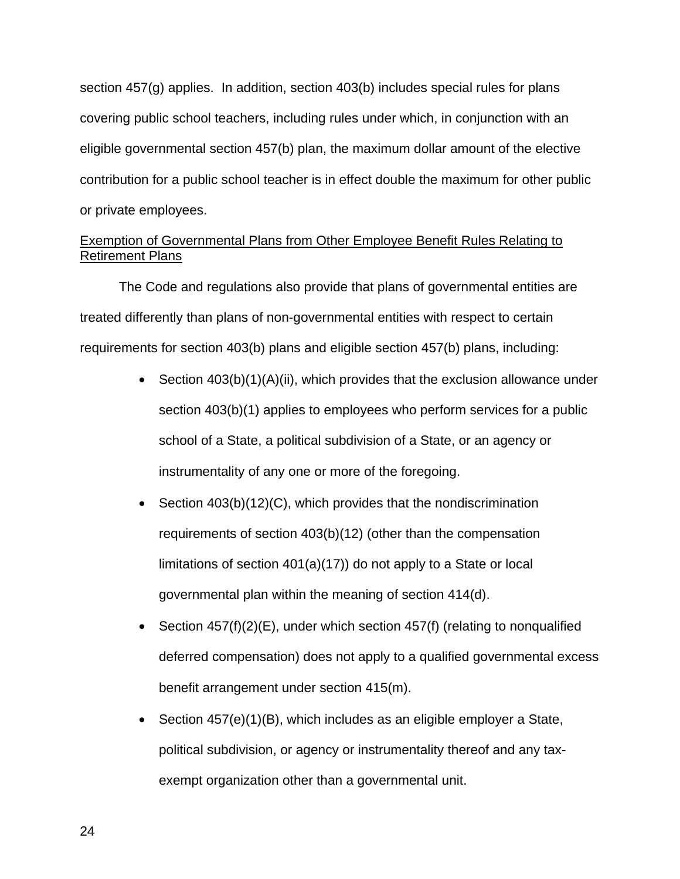section 457(g) applies. In addition, section 403(b) includes special rules for plans covering public school teachers, including rules under which, in conjunction with an eligible governmental section 457(b) plan, the maximum dollar amount of the elective contribution for a public school teacher is in effect double the maximum for other public or private employees.

Exemption of Governmental Plans from Other Employee Benefit Rules Relating to Retirement Plans

The Code and regulations also provide that plans of governmental entities are treated differently than plans of non-governmental entities with respect to certain requirements for section 403(b) plans and eligible section 457(b) plans, including:

- Section 403(b)(1)(A)(ii), which provides that the exclusion allowance under section 403(b)(1) applies to employees who perform services for a public school of a State, a political subdivision of a State, or an agency or instrumentality of any one or more of the foregoing.
- Section 403(b)(12)(C), which provides that the nondiscrimination requirements of section 403(b)(12) (other than the compensation limitations of section 401(a)(17)) do not apply to a State or local governmental plan within the meaning of section 414(d).
- Section 457(f)(2)(E), under which section 457(f) (relating to nonqualified deferred compensation) does not apply to a qualified governmental excess benefit arrangement under section 415(m).
- Section 457(e)(1)(B), which includes as an eligible employer a State, political subdivision, or agency or instrumentality thereof and any tax-exempt organization other than a governmental unit.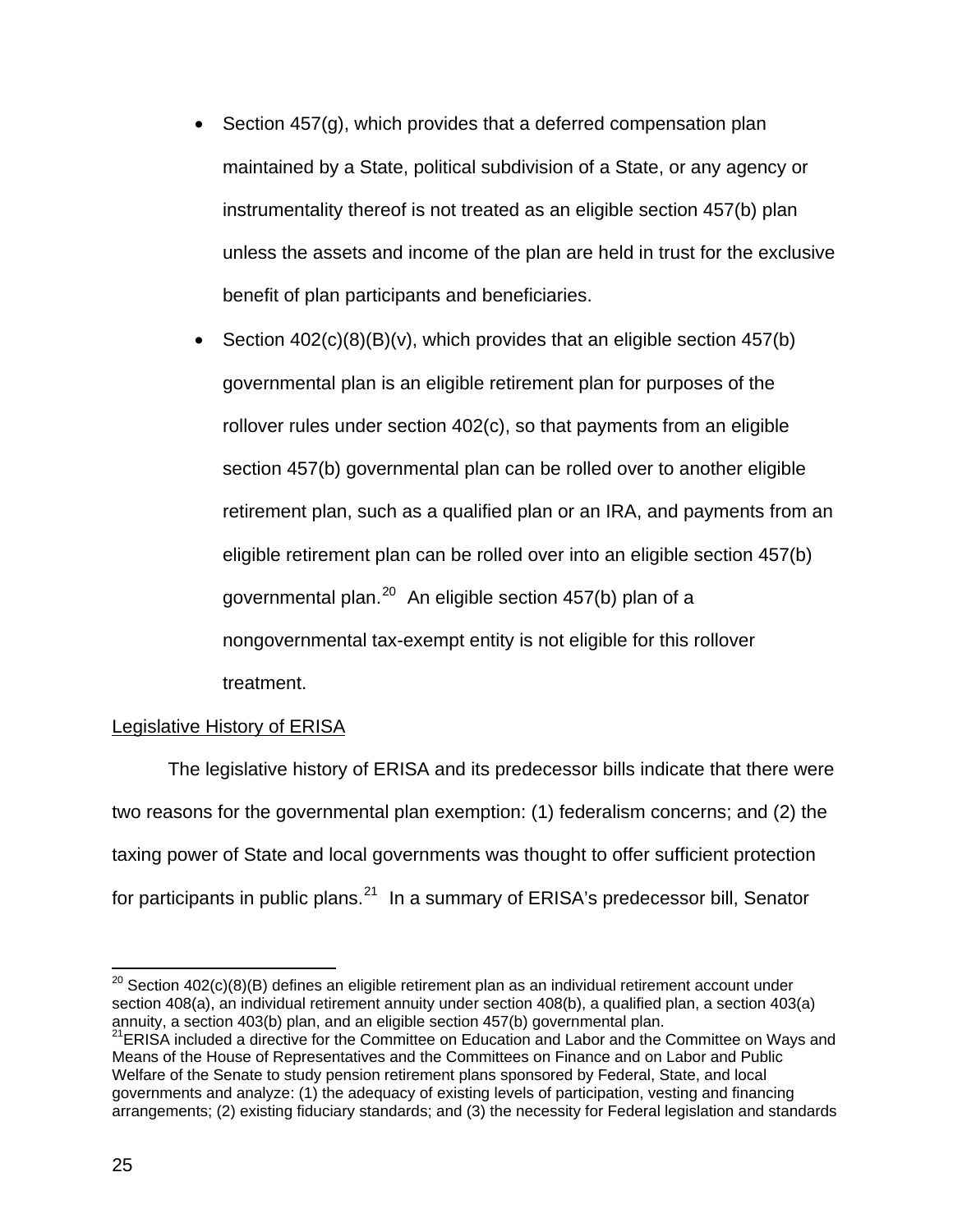- Section 457(g), which provides that a deferred compensation plan maintained by a State, political subdivision of a State, or any agency or instrumentality thereof is not treated as an eligible section 457(b) plan unless the assets and income of the plan are held in trust for the exclusive benefit of plan participants and beneficiaries.
- Section 402(c)(8)(B)(v), which provides that an eligible section 457(b) governmental plan is an eligible retirement plan for purposes of the rollover rules under section 402(c), so that payments from an eligible section 457(b) governmental plan can be rolled over to another eligible retirement plan, such as a qualified plan or an IRA, and payments from an eligible retirement plan can be rolled over into an eligible section 457(b) governmental plan.[20] An eligible section 457(b) plan of a nongovernmental tax-exempt entity is not eligible for this rollover treatment.

<u>Legislative History of ERISA</u>

The legislative history of ERISA and its predecessor bills indicate that there were two reasons for the governmental plan exemption: (1) federalism concerns; and (2) the taxing power of State and local governments was thought to offer sufficient protection for participants in public plans.[21] In a summary of ERISA's predecessor bill, Senator

[20] Section 402(c)(8)(B) defines an eligible retirement plan as an individual retirement account under section 408(a), an individual retirement annuity under section 408(b), a qualified plan, a section 403(a) annuity, a section 403(b) plan, and an eligible section 457(b) governmental plan.

[21] ERISA included a directive for the Committee on Education and Labor and the Committee on Ways and Means of the House of Representatives and the Committees on Finance and on Labor and Public Welfare of the Senate to study pension retirement plans sponsored by Federal, State, and local governments and analyze: (1) the adequacy of existing levels of participation, vesting and financing arrangements; (2) existing fiduciary standards; and (3) the necessity for Federal legislation and standards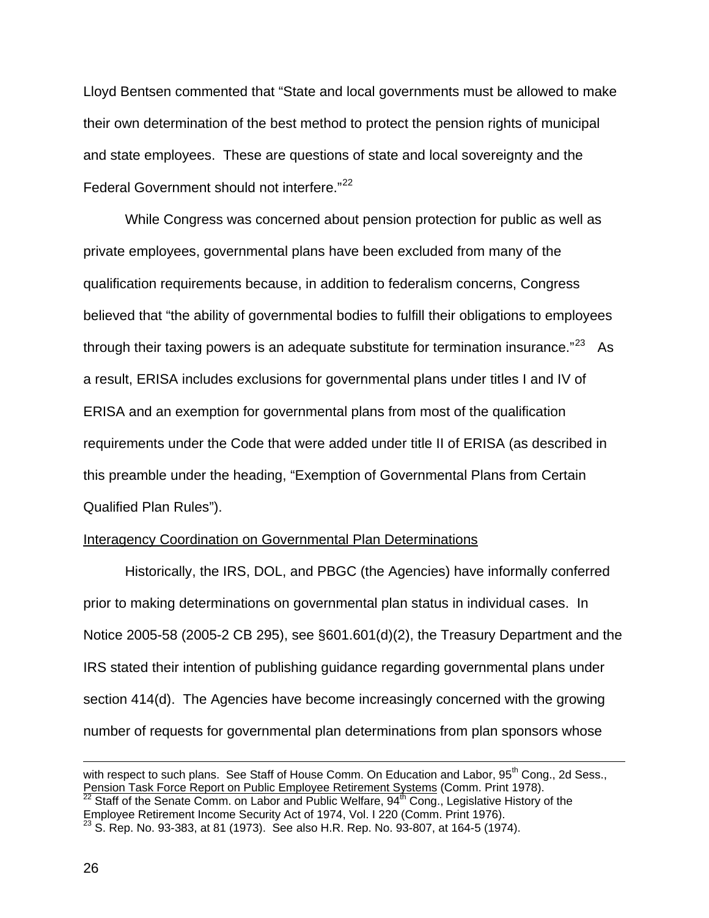Lloyd Bentsen commented that "State and local governments must be allowed to make their own determination of the best method to protect the pension rights of municipal and state employees. These are questions of state and local sovereignty and the Federal Government should not interfere."[22]

While Congress was concerned about pension protection for public as well as private employees, governmental plans have been excluded from many of the qualification requirements because, in addition to federalism concerns, Congress believed that "the ability of governmental bodies to fulfill their obligations to employees through their taxing powers is an adequate substitute for termination insurance."[23] As a result, ERISA includes exclusions for governmental plans under titles I and IV of ERISA and an exemption for governmental plans from most of the qualification requirements under the Code that were added under title II of ERISA (as described in this preamble under the heading, "Exemption of Governmental Plans from Certain Qualified Plan Rules").

Interagency Coordination on Governmental Plan Determinations

Historically, the IRS, DOL, and PBGC (the Agencies) have informally conferred prior to making determinations on governmental plan status in individual cases. In Notice 2005-58 (2005-2 CB 295), see §601.601(d)(2), the Treasury Department and the IRS stated their intention of publishing guidance regarding governmental plans under section 414(d). The Agencies have become increasingly concerned with the growing number of requests for governmental plan determinations from plan sponsors whose

---

with respect to such plans. See Staff of House Comm. On Education and Labor, 95th Cong., 2d Sess., Pension Task Force Report on Public Employee Retirement Systems (Comm. Print 1978).

[22] Staff of the Senate Comm. on Labor and Public Welfare, 94th Cong., Legislative History of the Employee Retirement Income Security Act of 1974, Vol. I 220 (Comm. Print 1976).

[23] S. Rep. No. 93-383, at 81 (1973). See also H.R. Rep. No. 93-807, at 164-5 (1974).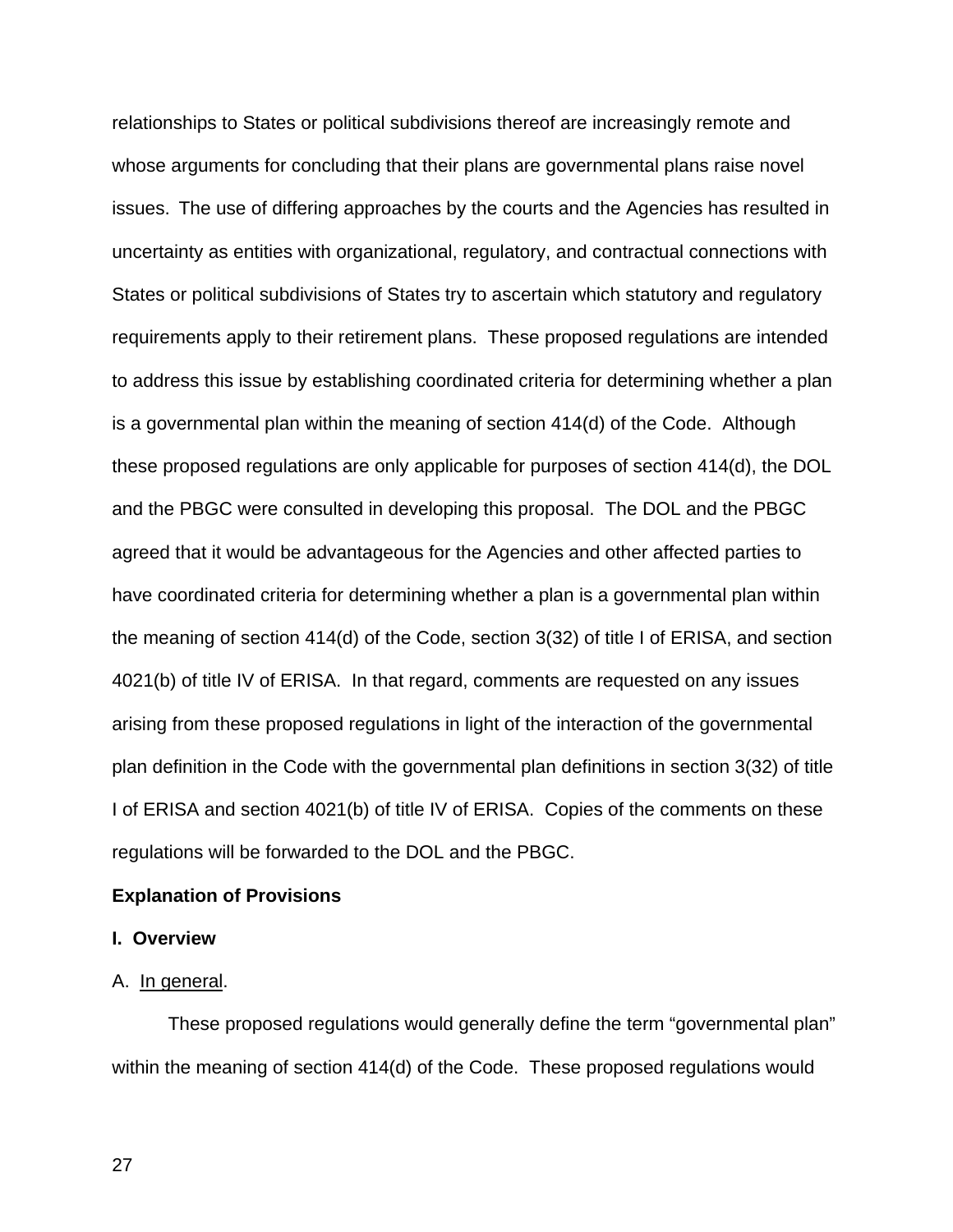relationships to States or political subdivisions thereof are increasingly remote and whose arguments for concluding that their plans are governmental plans raise novel issues. The use of differing approaches by the courts and the Agencies has resulted in uncertainty as entities with organizational, regulatory, and contractual connections with States or political subdivisions of States try to ascertain which statutory and regulatory requirements apply to their retirement plans. These proposed regulations are intended to address this issue by establishing coordinated criteria for determining whether a plan is a governmental plan within the meaning of section 414(d) of the Code. Although these proposed regulations are only applicable for purposes of section 414(d), the DOL and the PBGC were consulted in developing this proposal. The DOL and the PBGC agreed that it would be advantageous for the Agencies and other affected parties to have coordinated criteria for determining whether a plan is a governmental plan within the meaning of section 414(d) of the Code, section 3(32) of title I of ERISA, and section 4021(b) of title IV of ERISA. In that regard, comments are requested on any issues arising from these proposed regulations in light of the interaction of the governmental plan definition in the Code with the governmental plan definitions in section 3(32) of title I of ERISA and section 4021(b) of title IV of ERISA. Copies of the comments on these regulations will be forwarded to the DOL and the PBGC.

## Explanation of Provisions

### I. Overview

A. In general.

These proposed regulations would generally define the term "governmental plan" within the meaning of section 414(d) of the Code. These proposed regulations would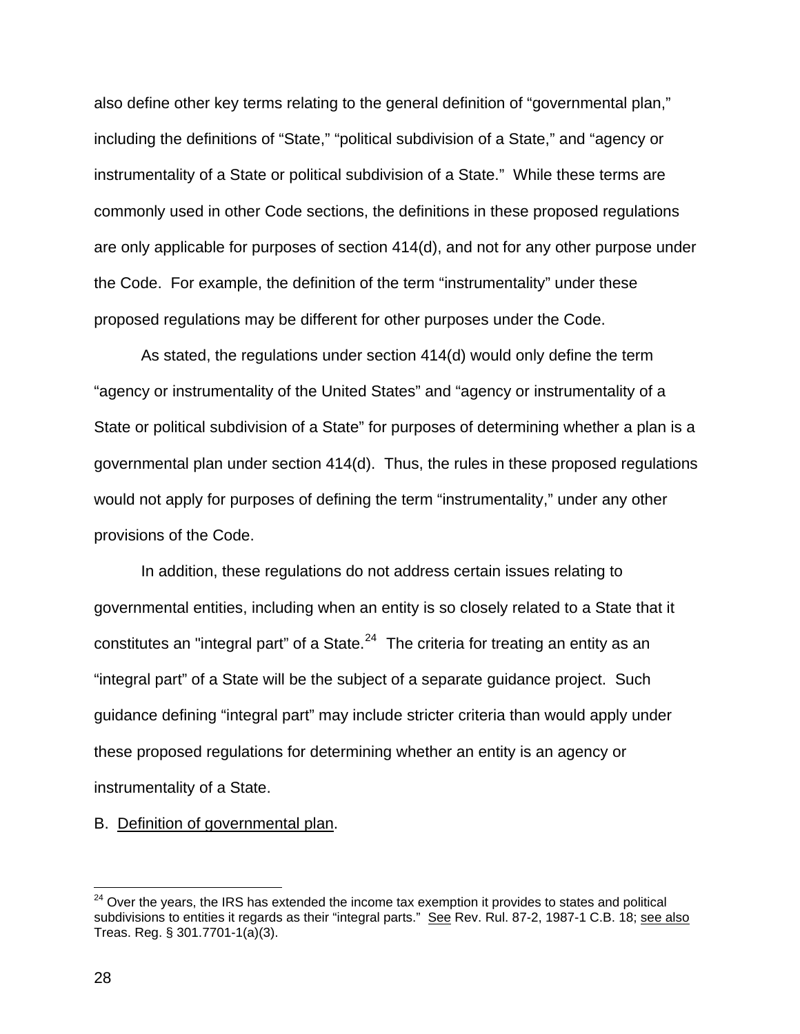also define other key terms relating to the general definition of "governmental plan," including the definitions of "State," "political subdivision of a State," and "agency or instrumentality of a State or political subdivision of a State." While these terms are commonly used in other Code sections, the definitions in these proposed regulations are only applicable for purposes of section 414(d), and not for any other purpose under the Code. For example, the definition of the term "instrumentality" under these proposed regulations may be different for other purposes under the Code.

As stated, the regulations under section 414(d) would only define the term "agency or instrumentality of the United States" and "agency or instrumentality of a State or political subdivision of a State" for purposes of determining whether a plan is a governmental plan under section 414(d). Thus, the rules in these proposed regulations would not apply for purposes of defining the term "instrumentality," under any other provisions of the Code.

In addition, these regulations do not address certain issues relating to governmental entities, including when an entity is so closely related to a State that it constitutes an "integral part" of a State.[24] The criteria for treating an entity as an "integral part" of a State will be the subject of a separate guidance project. Such guidance defining "integral part" may include stricter criteria than would apply under these proposed regulations for determining whether an entity is an agency or instrumentality of a State.

B. Definition of governmental plan.

[24] Over the years, the IRS has extended the income tax exemption it provides to states and political subdivisions to entities it regards as their "integral parts." See Rev. Rul. 87-2, 1987-1 C.B. 18; see also Treas. Reg. § 301.7701-1(a)(3).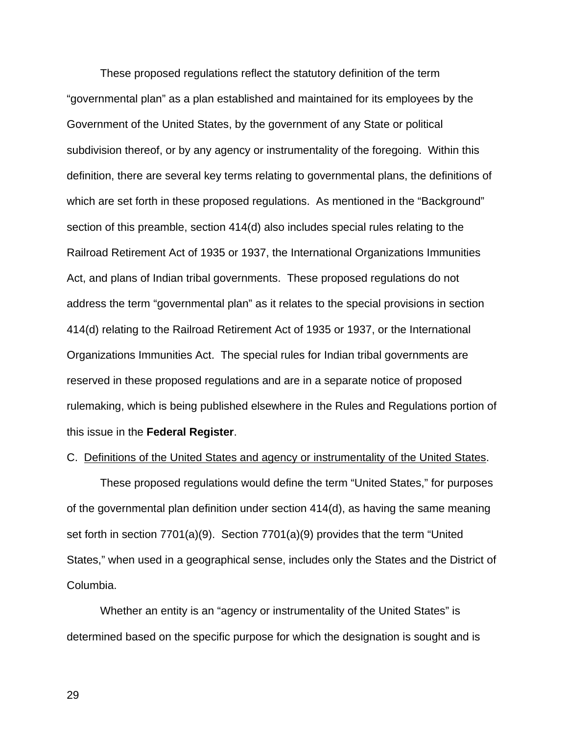These proposed regulations reflect the statutory definition of the term "governmental plan" as a plan established and maintained for its employees by the Government of the United States, by the government of any State or political subdivision thereof, or by any agency or instrumentality of the foregoing. Within this definition, there are several key terms relating to governmental plans, the definitions of which are set forth in these proposed regulations. As mentioned in the "Background" section of this preamble, section 414(d) also includes special rules relating to the Railroad Retirement Act of 1935 or 1937, the International Organizations Immunities Act, and plans of Indian tribal governments. These proposed regulations do not address the term "governmental plan" as it relates to the special provisions in section 414(d) relating to the Railroad Retirement Act of 1935 or 1937, or the International Organizations Immunities Act. The special rules for Indian tribal governments are reserved in these proposed regulations and are in a separate notice of proposed rulemaking, which is being published elsewhere in the Rules and Regulations portion of this issue in the **Federal Register**.

C. <u>Definitions of the United States and agency or instrumentality of the United States</u>.

These proposed regulations would define the term "United States," for purposes of the governmental plan definition under section 414(d), as having the same meaning set forth in section 7701(a)(9). Section 7701(a)(9) provides that the term "United States," when used in a geographical sense, includes only the States and the District of Columbia.

Whether an entity is an "agency or instrumentality of the United States" is determined based on the specific purpose for which the designation is sought and is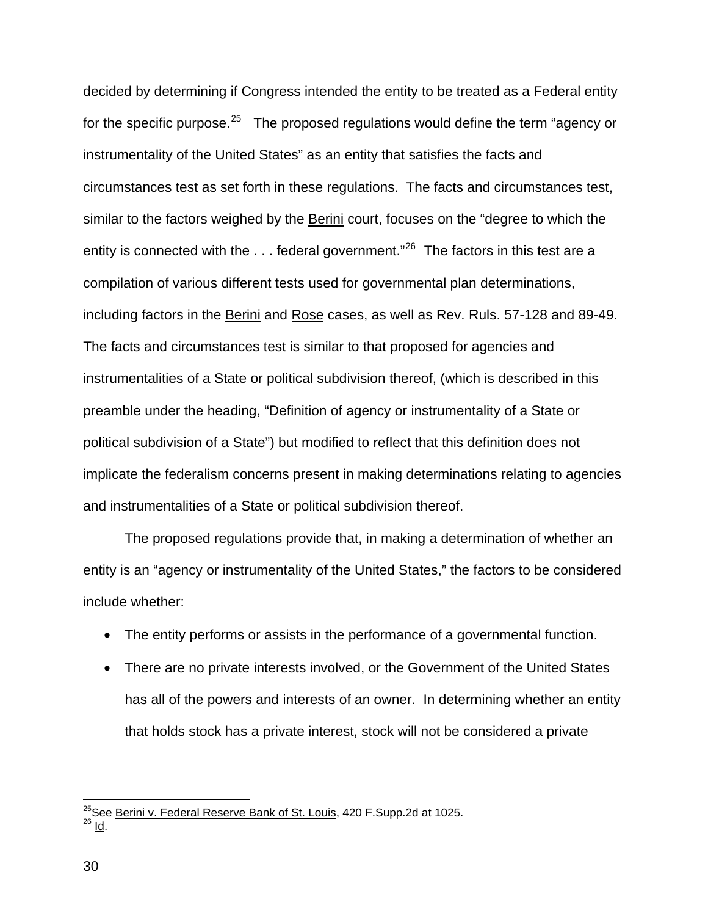decided by determining if Congress intended the entity to be treated as a Federal entity for the specific purpose.[25] The proposed regulations would define the term "agency or instrumentality of the United States" as an entity that satisfies the facts and circumstances test as set forth in these regulations. The facts and circumstances test, similar to the factors weighed by the Berini court, focuses on the "degree to which the entity is connected with the . . . federal government."[26] The factors in this test are a compilation of various different tests used for governmental plan determinations, including factors in the Berini and Rose cases, as well as Rev. Ruls. 57-128 and 89-49. The facts and circumstances test is similar to that proposed for agencies and instrumentalities of a State or political subdivision thereof, (which is described in this preamble under the heading, "Definition of agency or instrumentality of a State or political subdivision of a State") but modified to reflect that this definition does not implicate the federalism concerns present in making determinations relating to agencies and instrumentalities of a State or political subdivision thereof.

The proposed regulations provide that, in making a determination of whether an entity is an "agency or instrumentality of the United States," the factors to be considered include whether:

- The entity performs or assists in the performance of a governmental function.
- There are no private interests involved, or the Government of the United States has all of the powers and interests of an owner. In determining whether an entity that holds stock has a private interest, stock will not be considered a private

---

[25] See Berini v. Federal Reserve Bank of St. Louis, 420 F.Supp.2d at 1025.

[26] Id.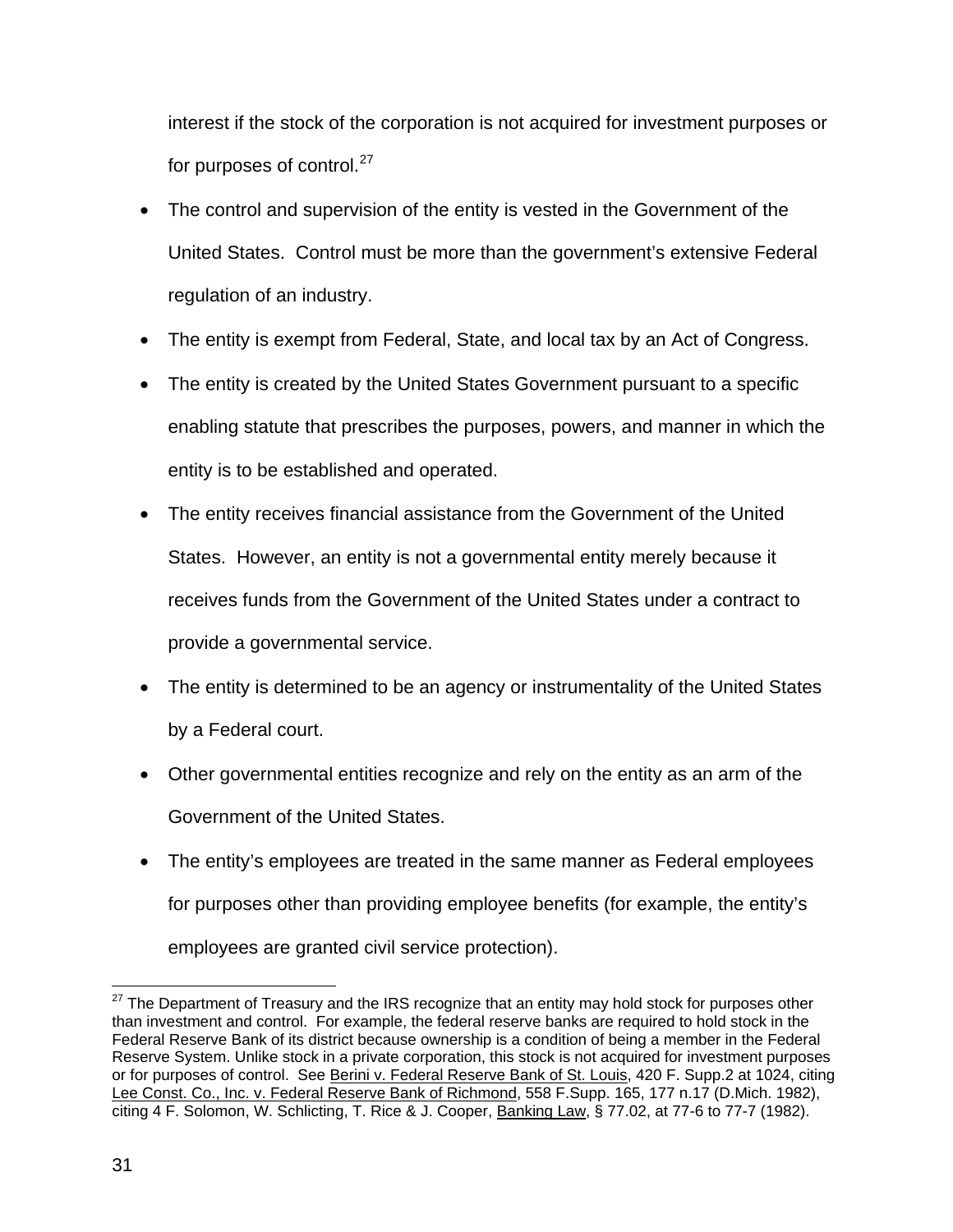interest if the stock of the corporation is not acquired for investment purposes or for purposes of control.[27]

- The control and supervision of the entity is vested in the Government of the United States. Control must be more than the government's extensive Federal regulation of an industry.
- The entity is exempt from Federal, State, and local tax by an Act of Congress.
- The entity is created by the United States Government pursuant to a specific enabling statute that prescribes the purposes, powers, and manner in which the entity is to be established and operated.
- The entity receives financial assistance from the Government of the United States. However, an entity is not a governmental entity merely because it receives funds from the Government of the United States under a contract to provide a governmental service.
- The entity is determined to be an agency or instrumentality of the United States by a Federal court.
- Other governmental entities recognize and rely on the entity as an arm of the Government of the United States.
- The entity's employees are treated in the same manner as Federal employees for purposes other than providing employee benefits (for example, the entity's employees are granted civil service protection).

---

[27] The Department of Treasury and the IRS recognize that an entity may hold stock for purposes other than investment and control. For example, the federal reserve banks are required to hold stock in the Federal Reserve Bank of its district because ownership is a condition of being a member in the Federal Reserve System. Unlike stock in a private corporation, this stock is not acquired for investment purposes or for purposes of control. See Berini v. Federal Reserve Bank of St. Louis, 420 F. Supp.2 at 1024, citing Lee Const. Co., Inc. v. Federal Reserve Bank of Richmond, 558 F.Supp. 165, 177 n.17 (D.Mich. 1982), citing 4 F. Solomon, W. Schlicting, T. Rice & J. Cooper, Banking Law, § 77.02, at 77-6 to 77-7 (1982).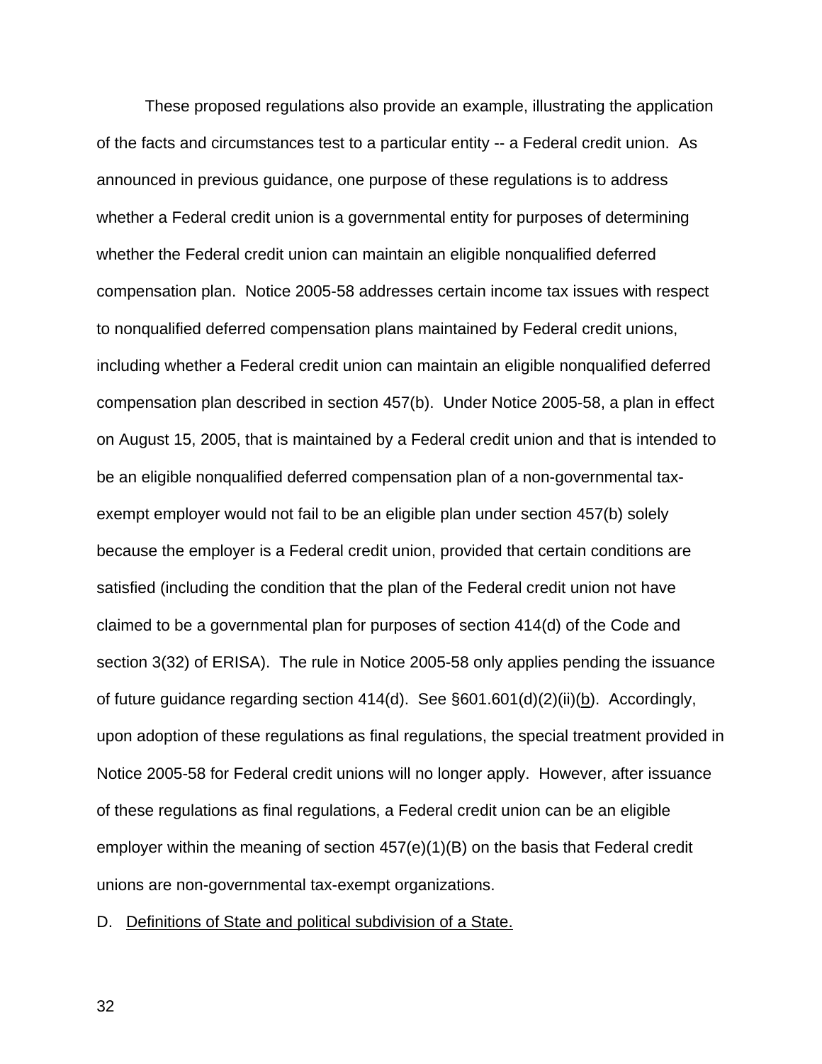These proposed regulations also provide an example, illustrating the application of the facts and circumstances test to a particular entity -- a Federal credit union. As announced in previous guidance, one purpose of these regulations is to address whether a Federal credit union is a governmental entity for purposes of determining whether the Federal credit union can maintain an eligible nonqualified deferred compensation plan. Notice 2005-58 addresses certain income tax issues with respect to nonqualified deferred compensation plans maintained by Federal credit unions, including whether a Federal credit union can maintain an eligible nonqualified deferred compensation plan described in section 457(b). Under Notice 2005-58, a plan in effect on August 15, 2005, that is maintained by a Federal credit union and that is intended to be an eligible nonqualified deferred compensation plan of a non-governmental tax-exempt employer would not fail to be an eligible plan under section 457(b) solely because the employer is a Federal credit union, provided that certain conditions are satisfied (including the condition that the plan of the Federal credit union not have claimed to be a governmental plan for purposes of section 414(d) of the Code and section 3(32) of ERISA). The rule in Notice 2005-58 only applies pending the issuance of future guidance regarding section 414(d). See §601.601(d)(2)(ii)(b). Accordingly, upon adoption of these regulations as final regulations, the special treatment provided in Notice 2005-58 for Federal credit unions will no longer apply. However, after issuance of these regulations as final regulations, a Federal credit union can be an eligible employer within the meaning of section 457(e)(1)(B) on the basis that Federal credit unions are non-governmental tax-exempt organizations.

D. Definitions of State and political subdivision of a State.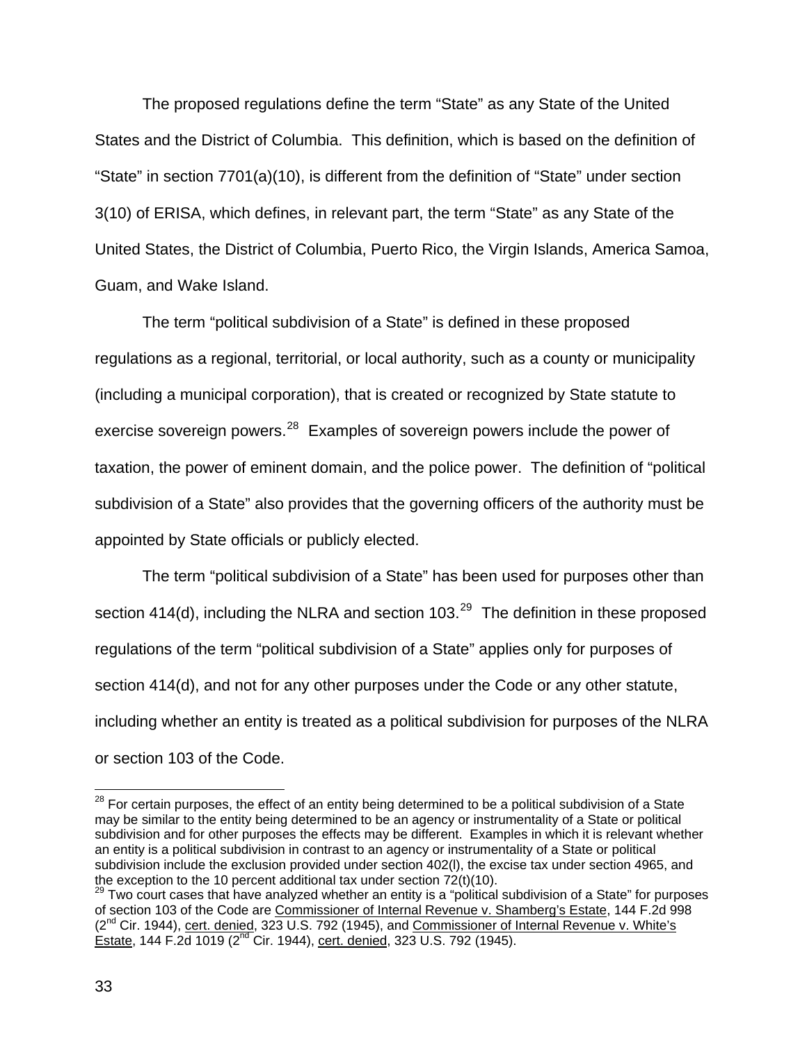The proposed regulations define the term “State” as any State of the United States and the District of Columbia. This definition, which is based on the definition of “State” in section 7701(a)(10), is different from the definition of “State” under section 3(10) of ERISA, which defines, in relevant part, the term “State” as any State of the United States, the District of Columbia, Puerto Rico, the Virgin Islands, America Samoa, Guam, and Wake Island.

The term “political subdivision of a State” is defined in these proposed regulations as a regional, territorial, or local authority, such as a county or municipality (including a municipal corporation), that is created or recognized by State statute to exercise sovereign powers.[28] Examples of sovereign powers include the power of taxation, the power of eminent domain, and the police power. The definition of “political subdivision of a State” also provides that the governing officers of the authority must be appointed by State officials or publicly elected.

The term “political subdivision of a State” has been used for purposes other than section 414(d), including the NLRA and section 103.[29] The definition in these proposed regulations of the term “political subdivision of a State” applies only for purposes of section 414(d), and not for any other purposes under the Code or any other statute, including whether an entity is treated as a political subdivision for purposes of the NLRA or section 103 of the Code.

---

[28] For certain purposes, the effect of an entity being determined to be a political subdivision of a State may be similar to the entity being determined to be an agency or instrumentality of a State or political subdivision and for other purposes the effects may be different. Examples in which it is relevant whether an entity is a political subdivision in contrast to an agency or instrumentality of a State or political subdivision include the exclusion provided under section 402(l), the excise tax under section 4965, and the exception to the 10 percent additional tax under section 72(t)(10).

[29] Two court cases that have analyzed whether an entity is a “political subdivision of a State” for purposes of section 103 of the Code are Commissioner of Internal Revenue v. Shamberg’s Estate, 144 F.2d 998 (2nd Cir. 1944), cert. denied, 323 U.S. 792 (1945), and Commissioner of Internal Revenue v. White’s Estate, 144 F.2d 1019 (2nd Cir. 1944), cert. denied, 323 U.S. 792 (1945).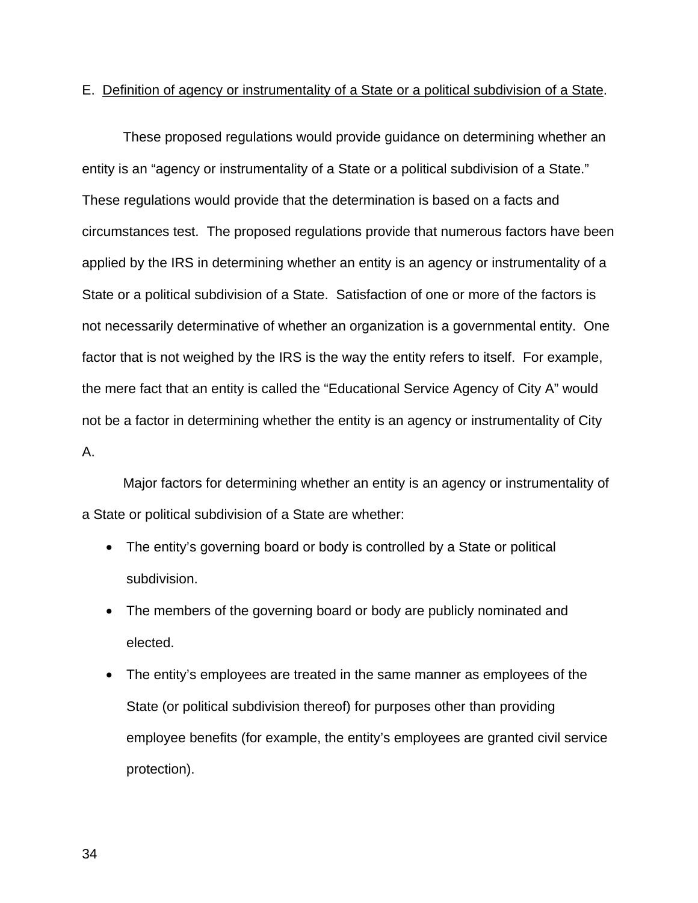E. <u>Definition of agency or instrumentality of a State or a political subdivision of a State</u>.

These proposed regulations would provide guidance on determining whether an entity is an "agency or instrumentality of a State or a political subdivision of a State." These regulations would provide that the determination is based on a facts and circumstances test. The proposed regulations provide that numerous factors have been applied by the IRS in determining whether an entity is an agency or instrumentality of a State or a political subdivision of a State. Satisfaction of one or more of the factors is not necessarily determinative of whether an organization is a governmental entity. One factor that is not weighed by the IRS is the way the entity refers to itself. For example, the mere fact that an entity is called the "Educational Service Agency of City A" would not be a factor in determining whether the entity is an agency or instrumentality of City A.

Major factors for determining whether an entity is an agency or instrumentality of a State or political subdivision of a State are whether:

- The entity's governing board or body is controlled by a State or political subdivision.
- The members of the governing board or body are publicly nominated and elected.
- The entity's employees are treated in the same manner as employees of the State (or political subdivision thereof) for purposes other than providing employee benefits (for example, the entity's employees are granted civil service protection).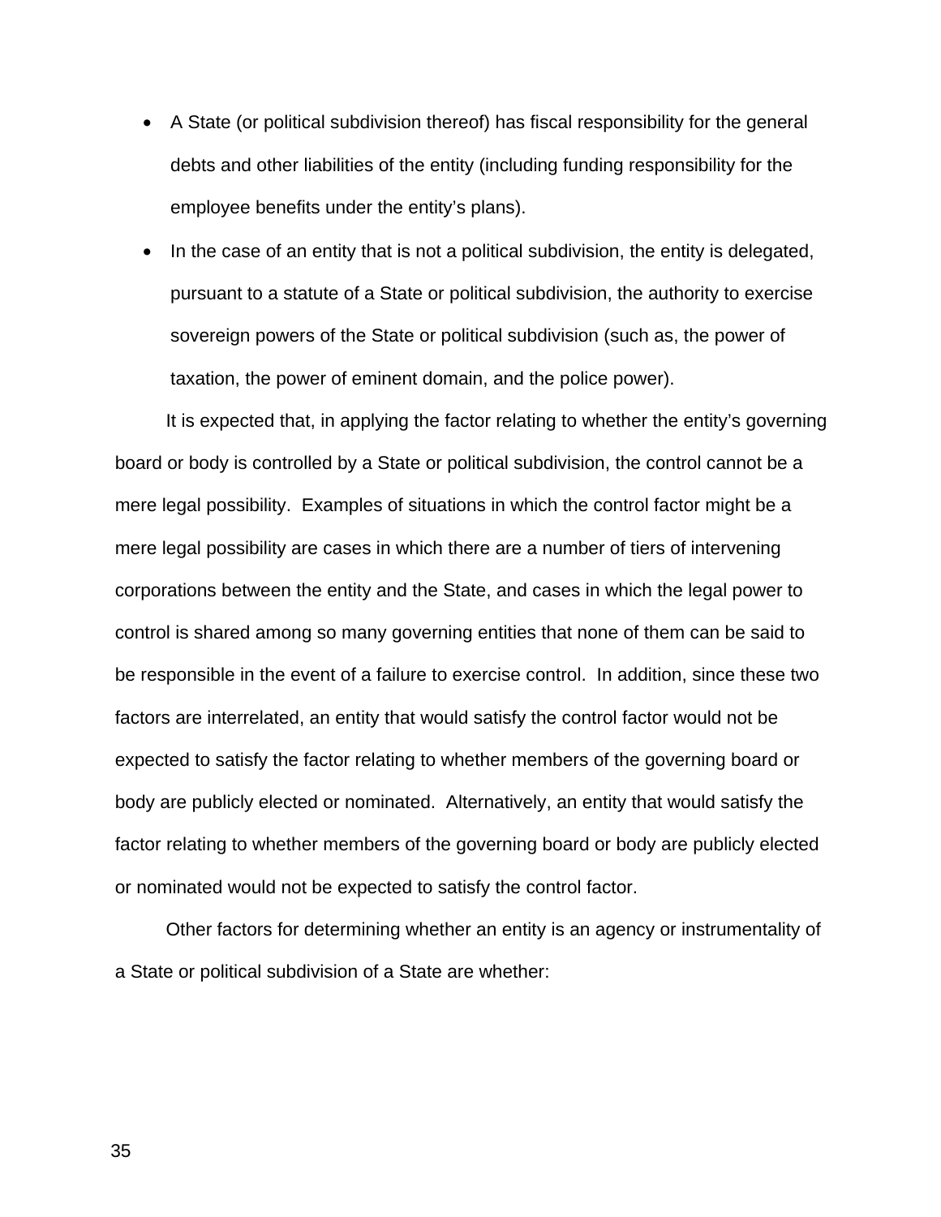- A State (or political subdivision thereof) has fiscal responsibility for the general debts and other liabilities of the entity (including funding responsibility for the employee benefits under the entity's plans).
- In the case of an entity that is not a political subdivision, the entity is delegated, pursuant to a statute of a State or political subdivision, the authority to exercise sovereign powers of the State or political subdivision (such as, the power of taxation, the power of eminent domain, and the police power).

It is expected that, in applying the factor relating to whether the entity's governing board or body is controlled by a State or political subdivision, the control cannot be a mere legal possibility. Examples of situations in which the control factor might be a mere legal possibility are cases in which there are a number of tiers of intervening corporations between the entity and the State, and cases in which the legal power to control is shared among so many governing entities that none of them can be said to be responsible in the event of a failure to exercise control. In addition, since these two factors are interrelated, an entity that would satisfy the control factor would not be expected to satisfy the factor relating to whether members of the governing board or body are publicly elected or nominated. Alternatively, an entity that would satisfy the factor relating to whether members of the governing board or body are publicly elected or nominated would not be expected to satisfy the control factor.

Other factors for determining whether an entity is an agency or instrumentality of a State or political subdivision of a State are whether: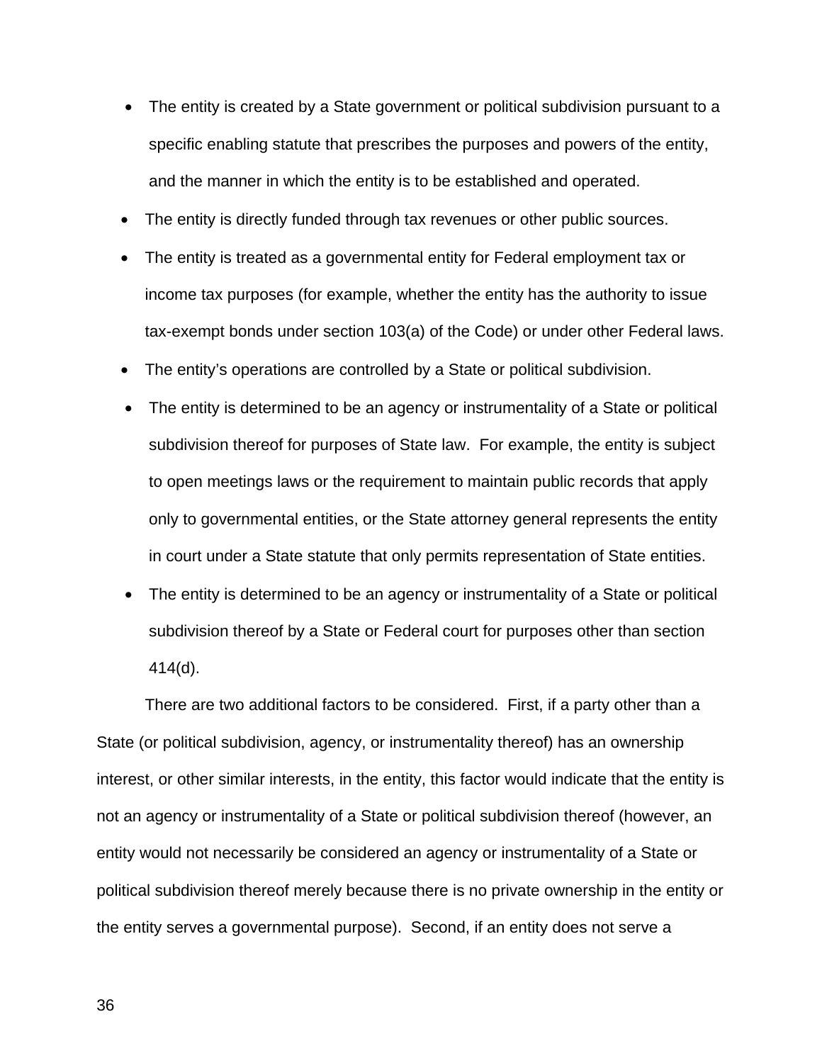- The entity is created by a State government or political subdivision pursuant to a specific enabling statute that prescribes the purposes and powers of the entity, and the manner in which the entity is to be established and operated.
- The entity is directly funded through tax revenues or other public sources.
- The entity is treated as a governmental entity for Federal employment tax or income tax purposes (for example, whether the entity has the authority to issue tax-exempt bonds under section 103(a) of the Code) or under other Federal laws.
- The entity's operations are controlled by a State or political subdivision.
- The entity is determined to be an agency or instrumentality of a State or political subdivision thereof for purposes of State law. For example, the entity is subject to open meetings laws or the requirement to maintain public records that apply only to governmental entities, or the State attorney general represents the entity in court under a State statute that only permits representation of State entities.
- The entity is determined to be an agency or instrumentality of a State or political subdivision thereof by a State or Federal court for purposes other than section 414(d).

There are two additional factors to be considered. First, if a party other than a State (or political subdivision, agency, or instrumentality thereof) has an ownership interest, or other similar interests, in the entity, this factor would indicate that the entity is not an agency or instrumentality of a State or political subdivision thereof (however, an entity would not necessarily be considered an agency or instrumentality of a State or political subdivision thereof merely because there is no private ownership in the entity or the entity serves a governmental purpose). Second, if an entity does not serve a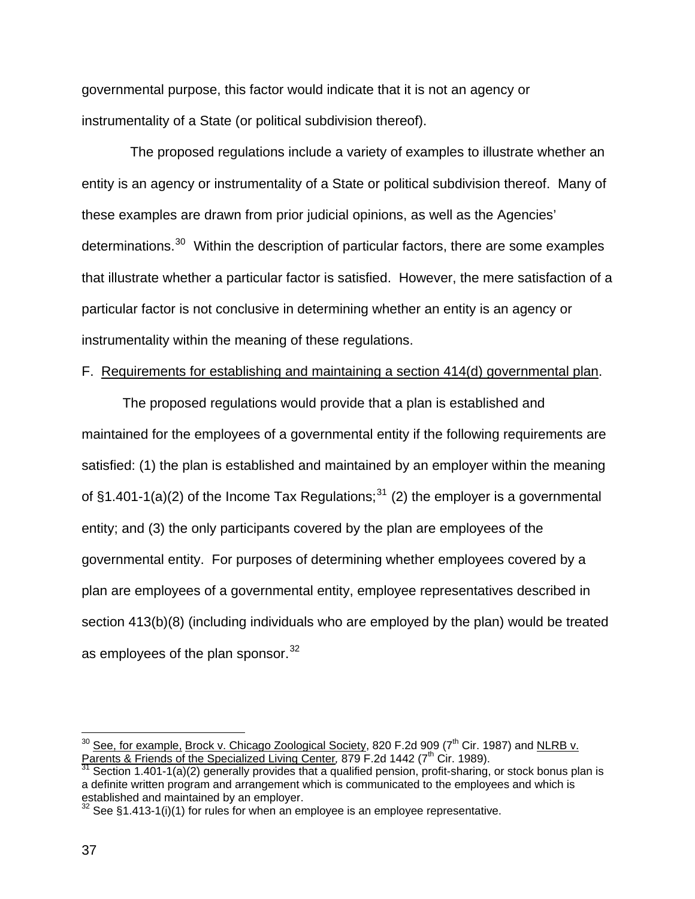governmental purpose, this factor would indicate that it is not an agency or instrumentality of a State (or political subdivision thereof).

The proposed regulations include a variety of examples to illustrate whether an entity is an agency or instrumentality of a State or political subdivision thereof. Many of these examples are drawn from prior judicial opinions, as well as the Agencies' determinations.[30] Within the description of particular factors, there are some examples that illustrate whether a particular factor is satisfied. However, the mere satisfaction of a particular factor is not conclusive in determining whether an entity is an agency or instrumentality within the meaning of these regulations.

F. Requirements for establishing and maintaining a section 414(d) governmental plan.

The proposed regulations would provide that a plan is established and maintained for the employees of a governmental entity if the following requirements are satisfied: (1) the plan is established and maintained by an employer within the meaning of §1.401-1(a)(2) of the Income Tax Regulations;[31] (2) the employer is a governmental entity; and (3) the only participants covered by the plan are employees of the governmental entity. For purposes of determining whether employees covered by a plan are employees of a governmental entity, employee representatives described in section 413(b)(8) (including individuals who are employed by the plan) would be treated as employees of the plan sponsor.[32]

---

[30] See, for example, Brock v. Chicago Zoological Society, 820 F.2d 909 (7th Cir. 1987) and NLRB v. Parents & Friends of the Specialized Living Center, 879 F.2d 1442 (7th Cir. 1989).

[31] Section 1.401-1(a)(2) generally provides that a qualified pension, profit-sharing, or stock bonus plan is a definite written program and arrangement which is communicated to the employees and which is established and maintained by an employer.

[32] See §1.413-1(i)(1) for rules for when an employee is an employee representative.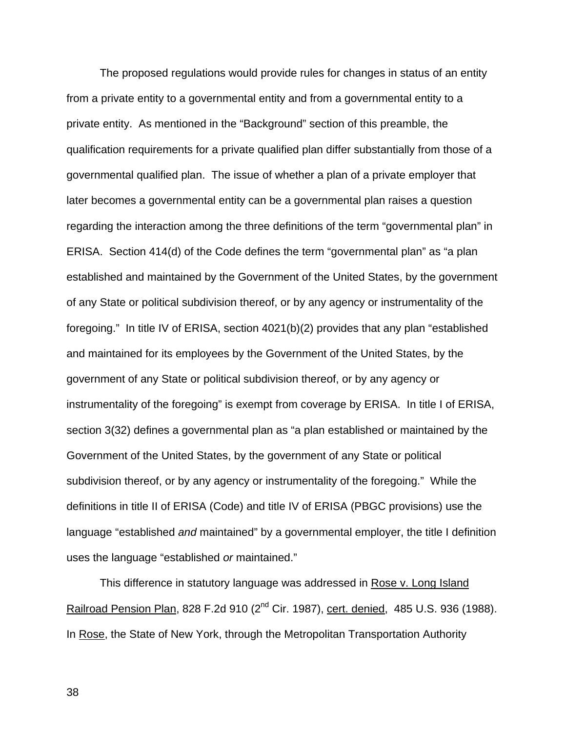The proposed regulations would provide rules for changes in status of an entity from a private entity to a governmental entity and from a governmental entity to a private entity. As mentioned in the "Background" section of this preamble, the qualification requirements for a private qualified plan differ substantially from those of a governmental qualified plan. The issue of whether a plan of a private employer that later becomes a governmental entity can be a governmental plan raises a question regarding the interaction among the three definitions of the term "governmental plan" in ERISA. Section 414(d) of the Code defines the term "governmental plan" as "a plan established and maintained by the Government of the United States, by the government of any State or political subdivision thereof, or by any agency or instrumentality of the foregoing." In title IV of ERISA, section 4021(b)(2) provides that any plan "established and maintained for its employees by the Government of the United States, by the government of any State or political subdivision thereof, or by any agency or instrumentality of the foregoing" is exempt from coverage by ERISA. In title I of ERISA, section 3(32) defines a governmental plan as "a plan established or maintained by the Government of the United States, by the government of any State or political subdivision thereof, or by any agency or instrumentality of the foregoing." While the definitions in title II of ERISA (Code) and title IV of ERISA (PBGC provisions) use the language "established *and* maintained" by a governmental employer, the title I definition uses the language "established *or* maintained."

This difference in statutory language was addressed in Rose v. Long Island Railroad Pension Plan, 828 F.2d 910 (2nd Cir. 1987), cert. denied, 485 U.S. 936 (1988). In Rose, the State of New York, through the Metropolitan Transportation Authority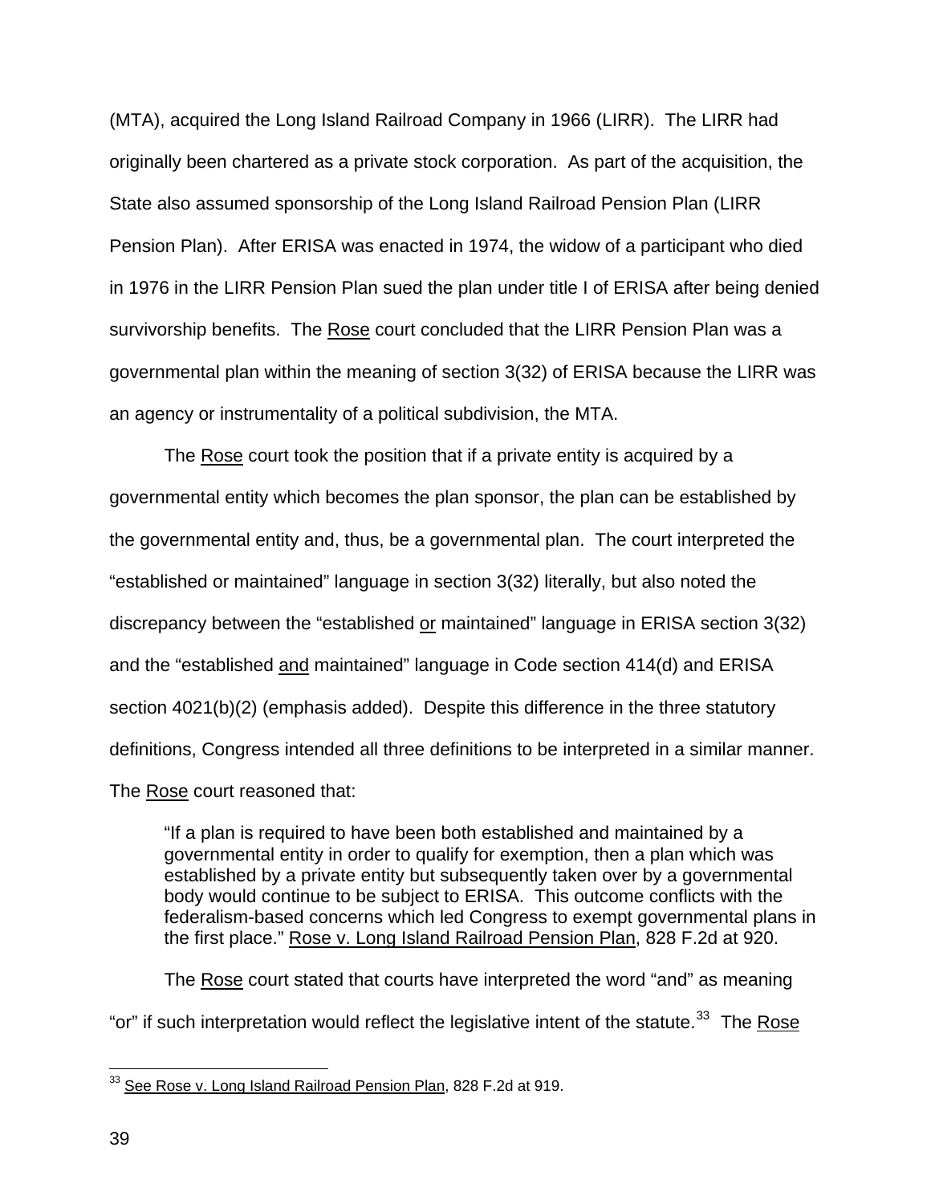(MTA), acquired the Long Island Railroad Company in 1966 (LIRR). The LIRR had originally been chartered as a private stock corporation. As part of the acquisition, the State also assumed sponsorship of the Long Island Railroad Pension Plan (LIRR Pension Plan). After ERISA was enacted in 1974, the widow of a participant who died in 1976 in the LIRR Pension Plan sued the plan under title I of ERISA after being denied survivorship benefits. The Rose court concluded that the LIRR Pension Plan was a governmental plan within the meaning of section 3(32) of ERISA because the LIRR was an agency or instrumentality of a political subdivision, the MTA.

The Rose court took the position that if a private entity is acquired by a governmental entity which becomes the plan sponsor, the plan can be established by the governmental entity and, thus, be a governmental plan. The court interpreted the "established or maintained" language in section 3(32) literally, but also noted the discrepancy between the "established or maintained" language in ERISA section 3(32) and the "established and maintained" language in Code section 414(d) and ERISA section 4021(b)(2) (emphasis added). Despite this difference in the three statutory definitions, Congress intended all three definitions to be interpreted in a similar manner. The Rose court reasoned that:

> "If a plan is required to have been both established and maintained by a governmental entity in order to qualify for exemption, then a plan which was established by a private entity but subsequently taken over by a governmental body would continue to be subject to ERISA. This outcome conflicts with the federalism-based concerns which led Congress to exempt governmental plans in the first place." Rose v. Long Island Railroad Pension Plan, 828 F.2d at 920.

The Rose court stated that courts have interpreted the word "and" as meaning "or" if such interpretation would reflect the legislative intent of the statute.[33] The Rose

[33] See Rose v. Long Island Railroad Pension Plan, 828 F.2d at 919.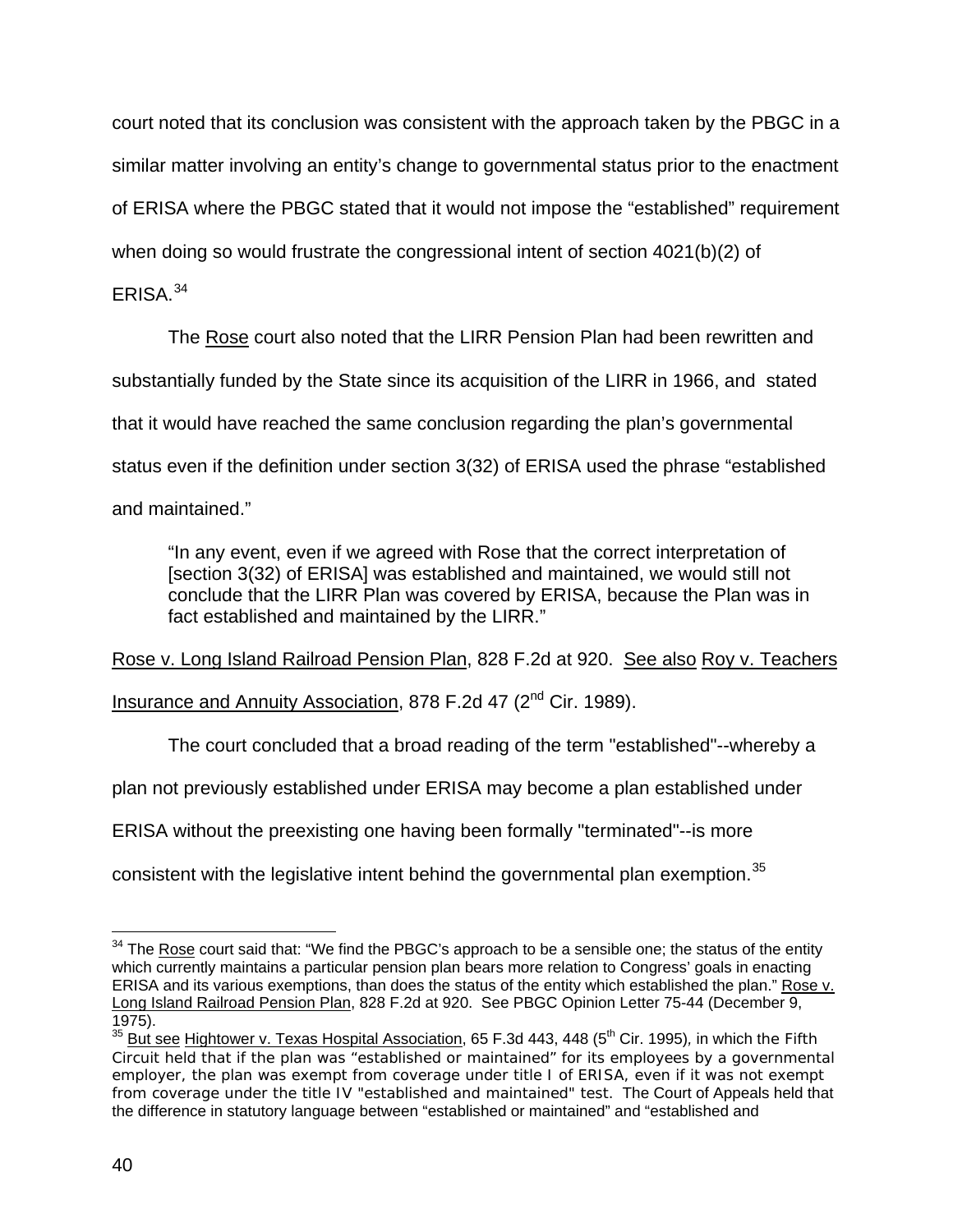court noted that its conclusion was consistent with the approach taken by the PBGC in a similar matter involving an entity's change to governmental status prior to the enactment of ERISA where the PBGC stated that it would not impose the "established" requirement when doing so would frustrate the congressional intent of section 4021(b)(2) of ERISA.[34]

The Rose court also noted that the LIRR Pension Plan had been rewritten and substantially funded by the State since its acquisition of the LIRR in 1966, and stated that it would have reached the same conclusion regarding the plan's governmental status even if the definition under section 3(32) of ERISA used the phrase "established and maintained."

> "In any event, even if we agreed with Rose that the correct interpretation of [section 3(32) of ERISA] was established and maintained, we would still not conclude that the LIRR Plan was covered by ERISA, because the Plan was in fact established and maintained by the LIRR."

Rose v. Long Island Railroad Pension Plan, 828 F.2d at 920. See also Roy v. Teachers Insurance and Annuity Association, 878 F.2d 47 (2nd Cir. 1989).

The court concluded that a broad reading of the term "established"--whereby a plan not previously established under ERISA may become a plan established under ERISA without the preexisting one having been formally "terminated"--is more consistent with the legislative intent behind the governmental plan exemption.[35]

---

[34] The Rose court said that: "We find the PBGC's approach to be a sensible one; the status of the entity which currently maintains a particular pension plan bears more relation to Congress' goals in enacting ERISA and its various exemptions, than does the status of the entity which established the plan." Rose v. Long Island Railroad Pension Plan, 828 F.2d at 920. See PBGC Opinion Letter 75-44 (December 9, 1975).

[35] But see Hightower v. Texas Hospital Association, 65 F.3d 443, 448 (5th Cir. 1995), in which the Fifth Circuit held that if the plan was "established or maintained" for its employees by a governmental employer, the plan was exempt from coverage under title I of ERISA, even if it was not exempt from coverage under the title IV "established and maintained" test. The Court of Appeals held that the difference in statutory language between "established or maintained" and "established and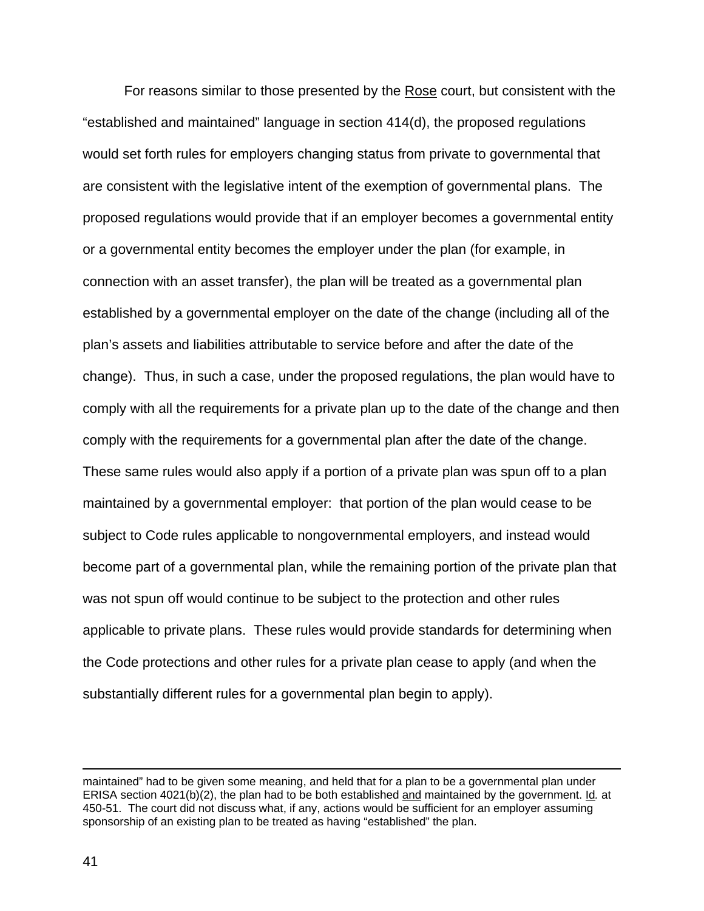For reasons similar to those presented by the Rose court, but consistent with the "established and maintained" language in section 414(d), the proposed regulations would set forth rules for employers changing status from private to governmental that are consistent with the legislative intent of the exemption of governmental plans. The proposed regulations would provide that if an employer becomes a governmental entity or a governmental entity becomes the employer under the plan (for example, in connection with an asset transfer), the plan will be treated as a governmental plan established by a governmental employer on the date of the change (including all of the plan's assets and liabilities attributable to service before and after the date of the change). Thus, in such a case, under the proposed regulations, the plan would have to comply with all the requirements for a private plan up to the date of the change and then comply with the requirements for a governmental plan after the date of the change. These same rules would also apply if a portion of a private plan was spun off to a plan maintained by a governmental employer: that portion of the plan would cease to be subject to Code rules applicable to nongovernmental employers, and instead would become part of a governmental plan, while the remaining portion of the private plan that was not spun off would continue to be subject to the protection and other rules applicable to private plans. These rules would provide standards for determining when the Code protections and other rules for a private plan cease to apply (and when the substantially different rules for a governmental plan begin to apply).

---

maintained" had to be given some meaning, and held that for a plan to be a governmental plan under ERISA section 4021(b)(2), the plan had to be both established and maintained by the government. *Id.* at 450-51. The court did not discuss what, if any, actions would be sufficient for an employer assuming sponsorship of an existing plan to be treated as having "established" the plan.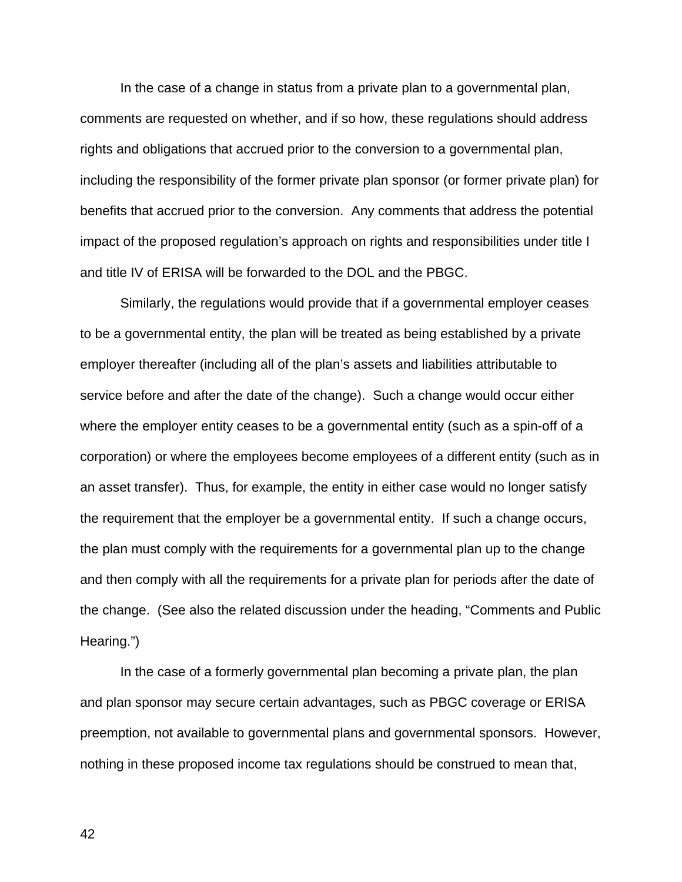In the case of a change in status from a private plan to a governmental plan, comments are requested on whether, and if so how, these regulations should address rights and obligations that accrued prior to the conversion to a governmental plan, including the responsibility of the former private plan sponsor (or former private plan) for benefits that accrued prior to the conversion. Any comments that address the potential impact of the proposed regulation's approach on rights and responsibilities under title I and title IV of ERISA will be forwarded to the DOL and the PBGC.

Similarly, the regulations would provide that if a governmental employer ceases to be a governmental entity, the plan will be treated as being established by a private employer thereafter (including all of the plan's assets and liabilities attributable to service before and after the date of the change). Such a change would occur either where the employer entity ceases to be a governmental entity (such as a spin-off of a corporation) or where the employees become employees of a different entity (such as in an asset transfer). Thus, for example, the entity in either case would no longer satisfy the requirement that the employer be a governmental entity. If such a change occurs, the plan must comply with the requirements for a governmental plan up to the change and then comply with all the requirements for a private plan for periods after the date of the change. (See also the related discussion under the heading, "Comments and Public Hearing.")

In the case of a formerly governmental plan becoming a private plan, the plan and plan sponsor may secure certain advantages, such as PBGC coverage or ERISA preemption, not available to governmental plans and governmental sponsors. However, nothing in these proposed income tax regulations should be construed to mean that,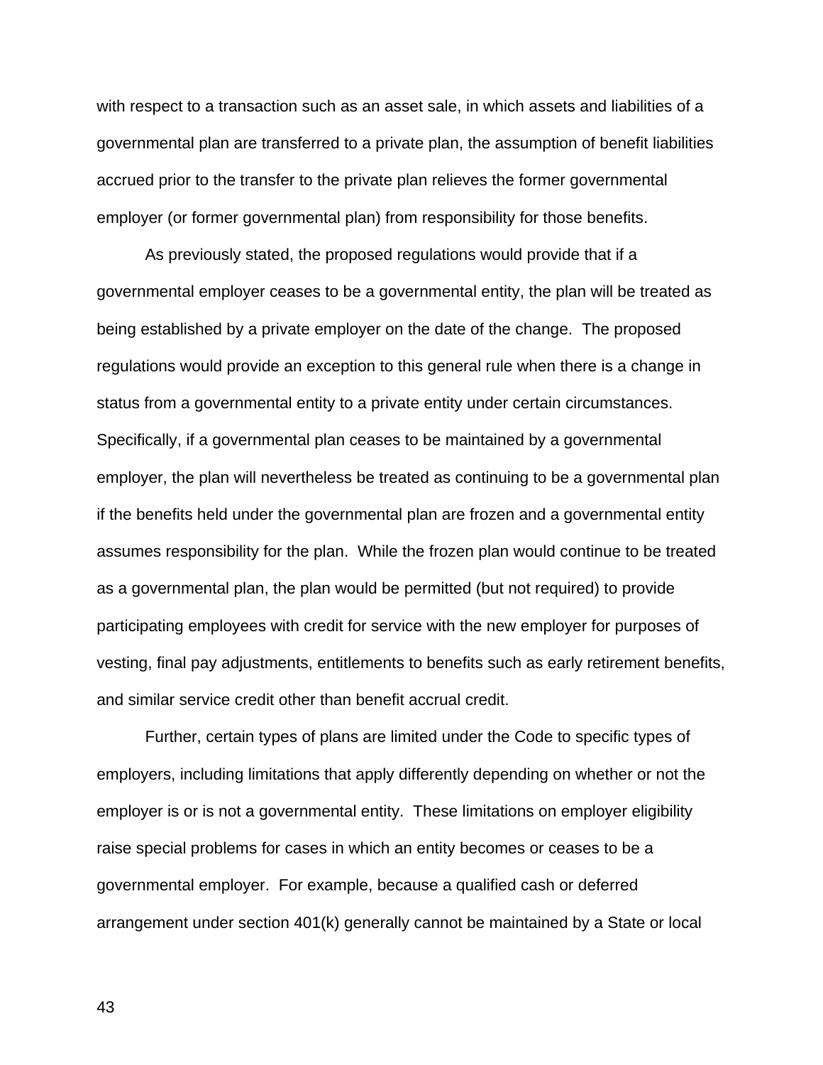with respect to a transaction such as an asset sale, in which assets and liabilities of a governmental plan are transferred to a private plan, the assumption of benefit liabilities accrued prior to the transfer to the private plan relieves the former governmental employer (or former governmental plan) from responsibility for those benefits.

As previously stated, the proposed regulations would provide that if a governmental employer ceases to be a governmental entity, the plan will be treated as being established by a private employer on the date of the change. The proposed regulations would provide an exception to this general rule when there is a change in status from a governmental entity to a private entity under certain circumstances. Specifically, if a governmental plan ceases to be maintained by a governmental employer, the plan will nevertheless be treated as continuing to be a governmental plan if the benefits held under the governmental plan are frozen and a governmental entity assumes responsibility for the plan. While the frozen plan would continue to be treated as a governmental plan, the plan would be permitted (but not required) to provide participating employees with credit for service with the new employer for purposes of vesting, final pay adjustments, entitlements to benefits such as early retirement benefits, and similar service credit other than benefit accrual credit.

Further, certain types of plans are limited under the Code to specific types of employers, including limitations that apply differently depending on whether or not the employer is or is not a governmental entity. These limitations on employer eligibility raise special problems for cases in which an entity becomes or ceases to be a governmental employer. For example, because a qualified cash or deferred arrangement under section 401(k) generally cannot be maintained by a State or local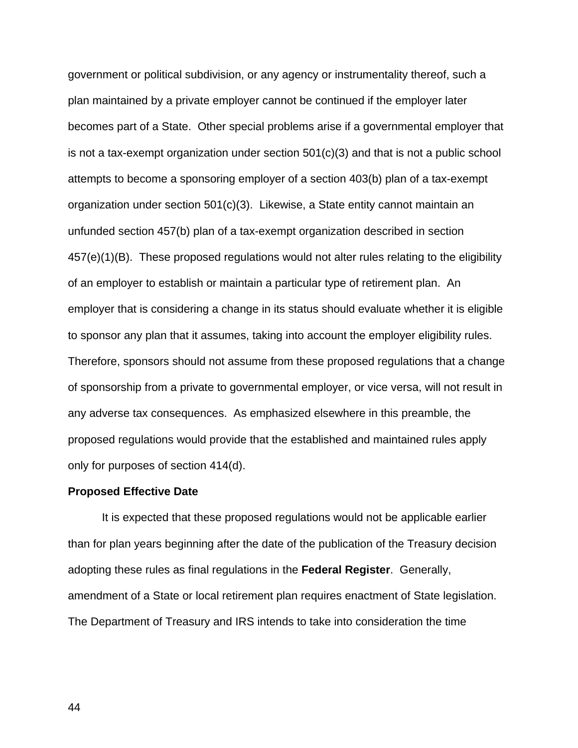government or political subdivision, or any agency or instrumentality thereof, such a plan maintained by a private employer cannot be continued if the employer later becomes part of a State. Other special problems arise if a governmental employer that is not a tax-exempt organization under section 501(c)(3) and that is not a public school attempts to become a sponsoring employer of a section 403(b) plan of a tax-exempt organization under section 501(c)(3). Likewise, a State entity cannot maintain an unfunded section 457(b) plan of a tax-exempt organization described in section 457(e)(1)(B). These proposed regulations would not alter rules relating to the eligibility of an employer to establish or maintain a particular type of retirement plan. An employer that is considering a change in its status should evaluate whether it is eligible to sponsor any plan that it assumes, taking into account the employer eligibility rules. Therefore, sponsors should not assume from these proposed regulations that a change of sponsorship from a private to governmental employer, or vice versa, will not result in any adverse tax consequences. As emphasized elsewhere in this preamble, the proposed regulations would provide that the established and maintained rules apply only for purposes of section 414(d).

**Proposed Effective Date**

It is expected that these proposed regulations would not be applicable earlier than for plan years beginning after the date of the publication of the Treasury decision adopting these rules as final regulations in the **Federal Register**. Generally, amendment of a State or local retirement plan requires enactment of State legislation. The Department of Treasury and IRS intends to take into consideration the time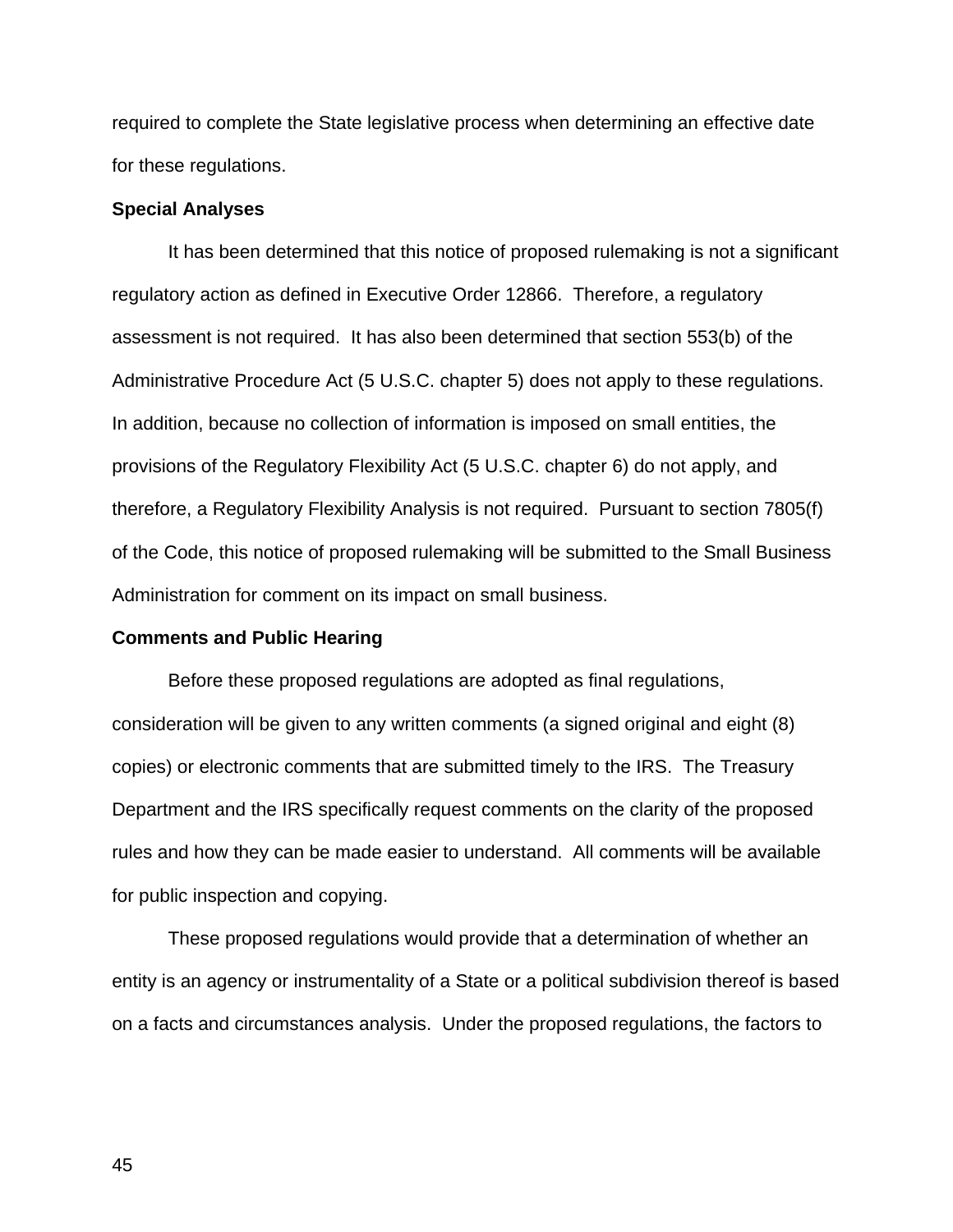required to complete the State legislative process when determining an effective date for these regulations.

**Special Analyses**

It has been determined that this notice of proposed rulemaking is not a significant regulatory action as defined in Executive Order 12866. Therefore, a regulatory assessment is not required. It has also been determined that section 553(b) of the Administrative Procedure Act (5 U.S.C. chapter 5) does not apply to these regulations. In addition, because no collection of information is imposed on small entities, the provisions of the Regulatory Flexibility Act (5 U.S.C. chapter 6) do not apply, and therefore, a Regulatory Flexibility Analysis is not required. Pursuant to section 7805(f) of the Code, this notice of proposed rulemaking will be submitted to the Small Business Administration for comment on its impact on small business.

**Comments and Public Hearing**

Before these proposed regulations are adopted as final regulations, consideration will be given to any written comments (a signed original and eight (8) copies) or electronic comments that are submitted timely to the IRS. The Treasury Department and the IRS specifically request comments on the clarity of the proposed rules and how they can be made easier to understand. All comments will be available for public inspection and copying.

These proposed regulations would provide that a determination of whether an entity is an agency or instrumentality of a State or a political subdivision thereof is based on a facts and circumstances analysis. Under the proposed regulations, the factors to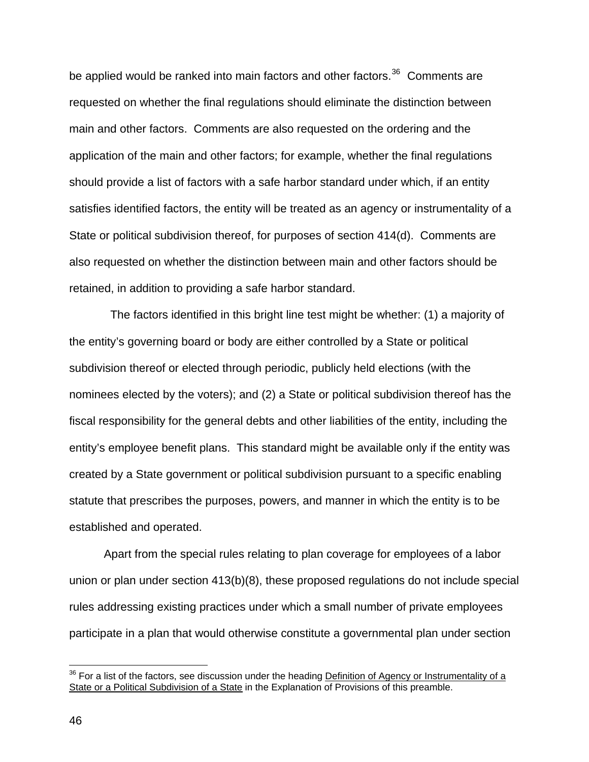be applied would be ranked into main factors and other factors.[36] Comments are requested on whether the final regulations should eliminate the distinction between main and other factors. Comments are also requested on the ordering and the application of the main and other factors; for example, whether the final regulations should provide a list of factors with a safe harbor standard under which, if an entity satisfies identified factors, the entity will be treated as an agency or instrumentality of a State or political subdivision thereof, for purposes of section 414(d). Comments are also requested on whether the distinction between main and other factors should be retained, in addition to providing a safe harbor standard.

The factors identified in this bright line test might be whether: (1) a majority of the entity's governing board or body are either controlled by a State or political subdivision thereof or elected through periodic, publicly held elections (with the nominees elected by the voters); and (2) a State or political subdivision thereof has the fiscal responsibility for the general debts and other liabilities of the entity, including the entity's employee benefit plans. This standard might be available only if the entity was created by a State government or political subdivision pursuant to a specific enabling statute that prescribes the purposes, powers, and manner in which the entity is to be established and operated.

Apart from the special rules relating to plan coverage for employees of a labor union or plan under section 413(b)(8), these proposed regulations do not include special rules addressing existing practices under which a small number of private employees participate in a plan that would otherwise constitute a governmental plan under section

[36] For a list of the factors, see discussion under the heading Definition of Agency or Instrumentality of a State or a Political Subdivision of a State in the Explanation of Provisions of this preamble.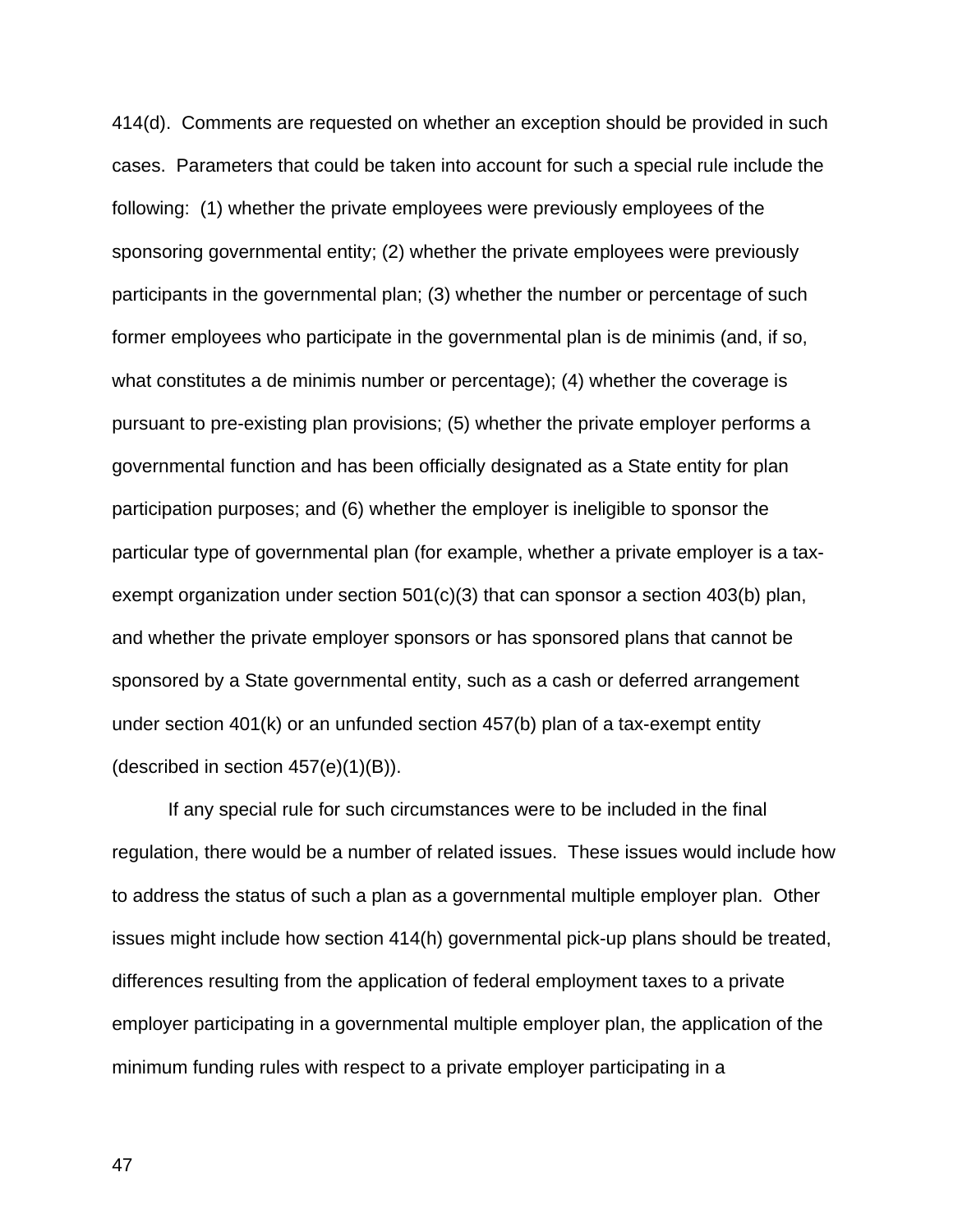414(d). Comments are requested on whether an exception should be provided in such cases. Parameters that could be taken into account for such a special rule include the following: (1) whether the private employees were previously employees of the sponsoring governmental entity; (2) whether the private employees were previously participants in the governmental plan; (3) whether the number or percentage of such former employees who participate in the governmental plan is de minimis (and, if so, what constitutes a de minimis number or percentage); (4) whether the coverage is pursuant to pre-existing plan provisions; (5) whether the private employer performs a governmental function and has been officially designated as a State entity for plan participation purposes; and (6) whether the employer is ineligible to sponsor the particular type of governmental plan (for example, whether a private employer is a tax-exempt organization under section 501(c)(3) that can sponsor a section 403(b) plan, and whether the private employer sponsors or has sponsored plans that cannot be sponsored by a State governmental entity, such as a cash or deferred arrangement under section 401(k) or an unfunded section 457(b) plan of a tax-exempt entity (described in section 457(e)(1)(B)).

If any special rule for such circumstances were to be included in the final regulation, there would be a number of related issues. These issues would include how to address the status of such a plan as a governmental multiple employer plan. Other issues might include how section 414(h) governmental pick-up plans should be treated, differences resulting from the application of federal employment taxes to a private employer participating in a governmental multiple employer plan, the application of the minimum funding rules with respect to a private employer participating in a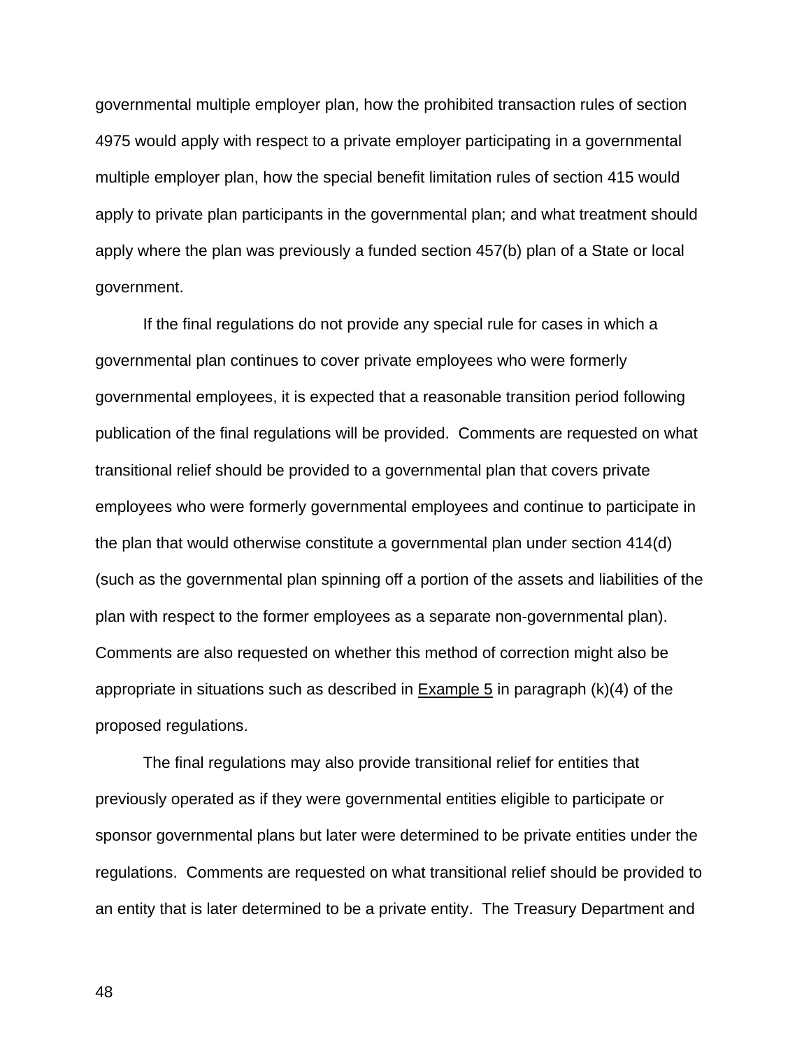governmental multiple employer plan, how the prohibited transaction rules of section 4975 would apply with respect to a private employer participating in a governmental multiple employer plan, how the special benefit limitation rules of section 415 would apply to private plan participants in the governmental plan; and what treatment should apply where the plan was previously a funded section 457(b) plan of a State or local government.

If the final regulations do not provide any special rule for cases in which a governmental plan continues to cover private employees who were formerly governmental employees, it is expected that a reasonable transition period following publication of the final regulations will be provided. Comments are requested on what transitional relief should be provided to a governmental plan that covers private employees who were formerly governmental employees and continue to participate in the plan that would otherwise constitute a governmental plan under section 414(d) (such as the governmental plan spinning off a portion of the assets and liabilities of the plan with respect to the former employees as a separate non-governmental plan). Comments are also requested on whether this method of correction might also be appropriate in situations such as described in Example 5 in paragraph (k)(4) of the proposed regulations.

The final regulations may also provide transitional relief for entities that previously operated as if they were governmental entities eligible to participate or sponsor governmental plans but later were determined to be private entities under the regulations. Comments are requested on what transitional relief should be provided to an entity that is later determined to be a private entity. The Treasury Department and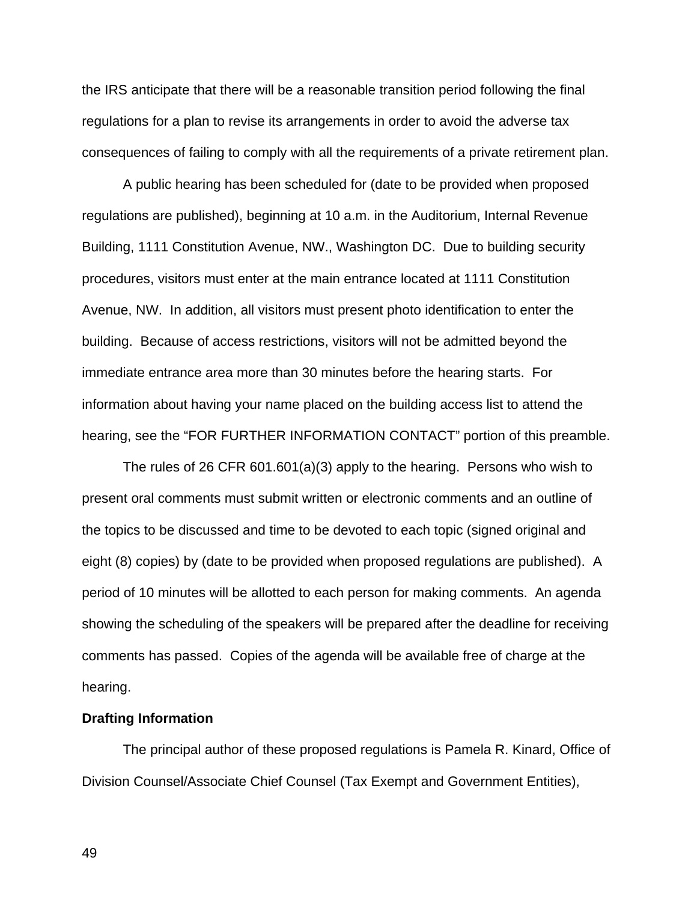the IRS anticipate that there will be a reasonable transition period following the final regulations for a plan to revise its arrangements in order to avoid the adverse tax consequences of failing to comply with all the requirements of a private retirement plan.

A public hearing has been scheduled for (date to be provided when proposed regulations are published), beginning at 10 a.m. in the Auditorium, Internal Revenue Building, 1111 Constitution Avenue, NW., Washington DC. Due to building security procedures, visitors must enter at the main entrance located at 1111 Constitution Avenue, NW. In addition, all visitors must present photo identification to enter the building. Because of access restrictions, visitors will not be admitted beyond the immediate entrance area more than 30 minutes before the hearing starts. For information about having your name placed on the building access list to attend the hearing, see the "FOR FURTHER INFORMATION CONTACT" portion of this preamble.

The rules of 26 CFR 601.601(a)(3) apply to the hearing. Persons who wish to present oral comments must submit written or electronic comments and an outline of the topics to be discussed and time to be devoted to each topic (signed original and eight (8) copies) by (date to be provided when proposed regulations are published). A period of 10 minutes will be allotted to each person for making comments. An agenda showing the scheduling of the speakers will be prepared after the deadline for receiving comments has passed. Copies of the agenda will be available free of charge at the hearing.

**Drafting Information**

The principal author of these proposed regulations is Pamela R. Kinard, Office of Division Counsel/Associate Chief Counsel (Tax Exempt and Government Entities),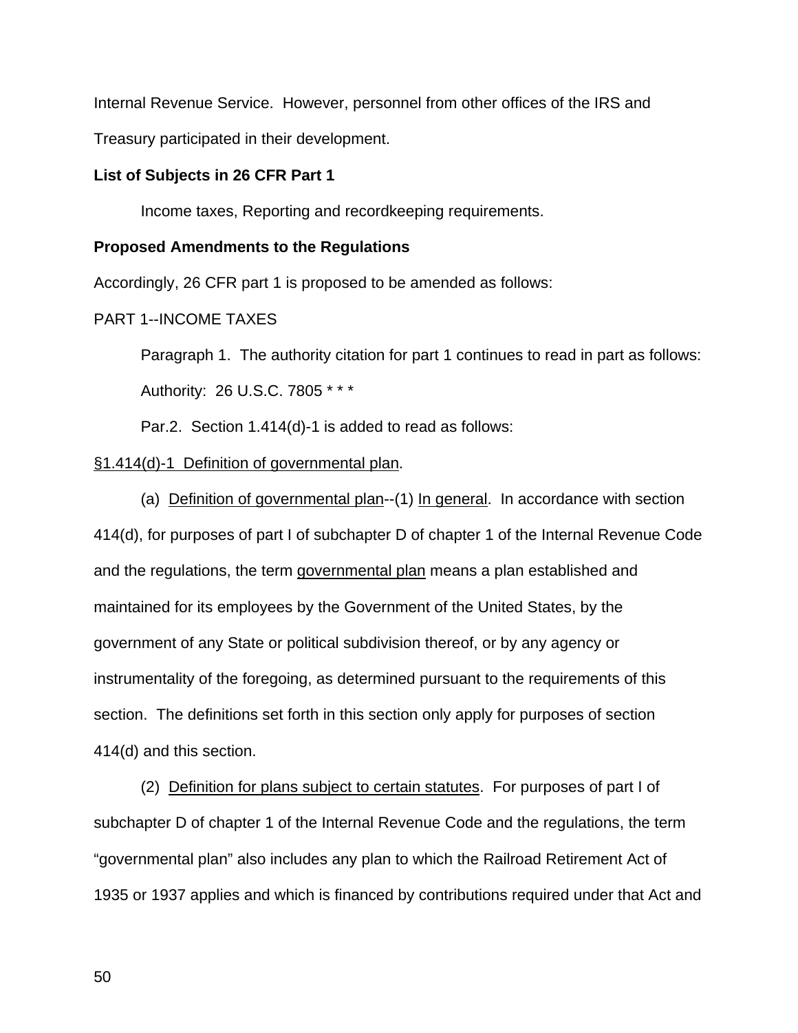Internal Revenue Service. However, personnel from other offices of the IRS and Treasury participated in their development.

**List of Subjects in 26 CFR Part 1**

Income taxes, Reporting and recordkeeping requirements.

**Proposed Amendments to the Regulations**

Accordingly, 26 CFR part 1 is proposed to be amended as follows:

PART 1--INCOME TAXES

Paragraph 1. The authority citation for part 1 continues to read in part as follows:

Authority: 26 U.S.C. 7805 * * *

Par.2. Section 1.414(d)-1 is added to read as follows:

§1.414(d)-1 Definition of governmental plan.

(a) Definition of governmental plan--(1) In general. In accordance with section 414(d), for purposes of part I of subchapter D of chapter 1 of the Internal Revenue Code and the regulations, the term governmental plan means a plan established and maintained for its employees by the Government of the United States, by the government of any State or political subdivision thereof, or by any agency or instrumentality of the foregoing, as determined pursuant to the requirements of this section. The definitions set forth in this section only apply for purposes of section 414(d) and this section.

(2) Definition for plans subject to certain statutes. For purposes of part I of subchapter D of chapter 1 of the Internal Revenue Code and the regulations, the term "governmental plan" also includes any plan to which the Railroad Retirement Act of 1935 or 1937 applies and which is financed by contributions required under that Act and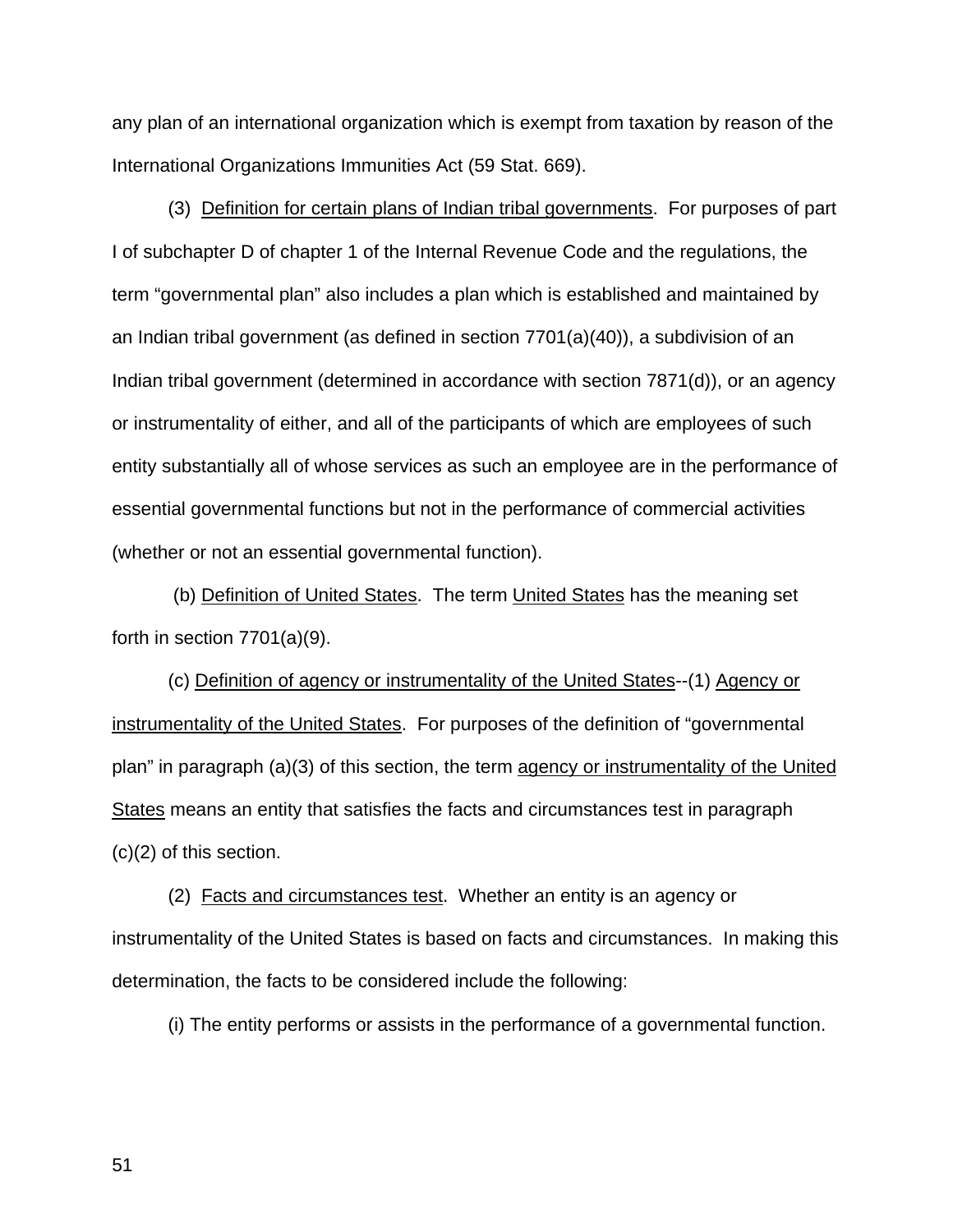any plan of an international organization which is exempt from taxation by reason of the International Organizations Immunities Act (59 Stat. 669).

(3) Definition for certain plans of Indian tribal governments. For purposes of part I of subchapter D of chapter 1 of the Internal Revenue Code and the regulations, the term "governmental plan" also includes a plan which is established and maintained by an Indian tribal government (as defined in section 7701(a)(40)), a subdivision of an Indian tribal government (determined in accordance with section 7871(d)), or an agency or instrumentality of either, and all of the participants of which are employees of such entity substantially all of whose services as such an employee are in the performance of essential governmental functions but not in the performance of commercial activities (whether or not an essential governmental function).

(b) Definition of United States. The term United States has the meaning set forth in section 7701(a)(9).

(c) Definition of agency or instrumentality of the United States--(1) Agency or instrumentality of the United States. For purposes of the definition of "governmental plan" in paragraph (a)(3) of this section, the term agency or instrumentality of the United States means an entity that satisfies the facts and circumstances test in paragraph (c)(2) of this section.

(2) Facts and circumstances test. Whether an entity is an agency or instrumentality of the United States is based on facts and circumstances. In making this determination, the facts to be considered include the following:

(i) The entity performs or assists in the performance of a governmental function.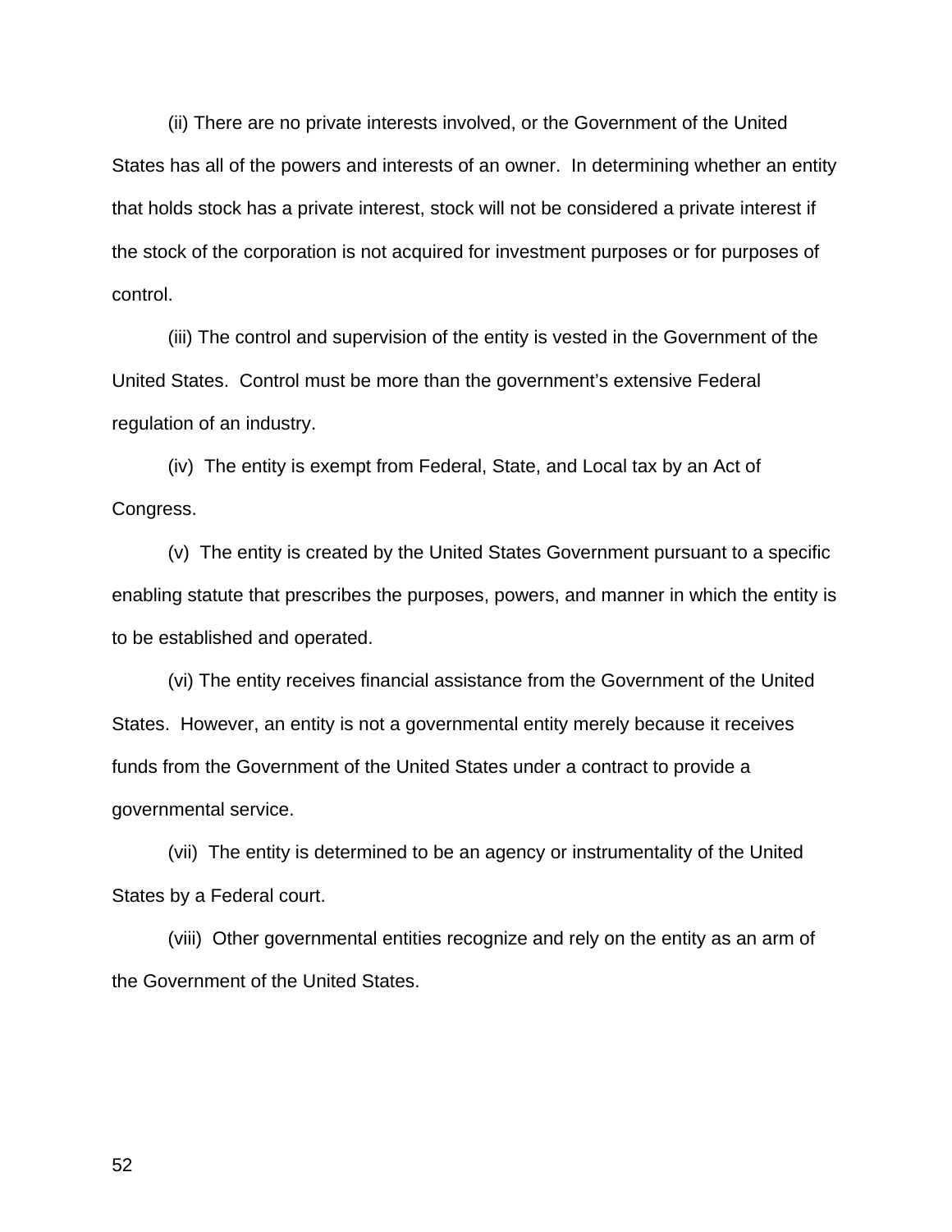(ii) There are no private interests involved, or the Government of the United States has all of the powers and interests of an owner.  In determining whether an entity that holds stock has a private interest, stock will not be considered a private interest if the stock of the corporation is not acquired for investment purposes or for purposes of control.

(iii) The control and supervision of the entity is vested in the Government of the United States.  Control must be more than the government's extensive Federal regulation of an industry.

(iv)  The entity is exempt from Federal, State, and Local tax by an Act of Congress.

(v)  The entity is created by the United States Government pursuant to a specific enabling statute that prescribes the purposes, powers, and manner in which the entity is to be established and operated.

(vi) The entity receives financial assistance from the Government of the United States.  However, an entity is not a governmental entity merely because it receives funds from the Government of the United States under a contract to provide a governmental service.

(vii)  The entity is determined to be an agency or instrumentality of the United States by a Federal court.

(viii)  Other governmental entities recognize and rely on the entity as an arm of the Government of the United States.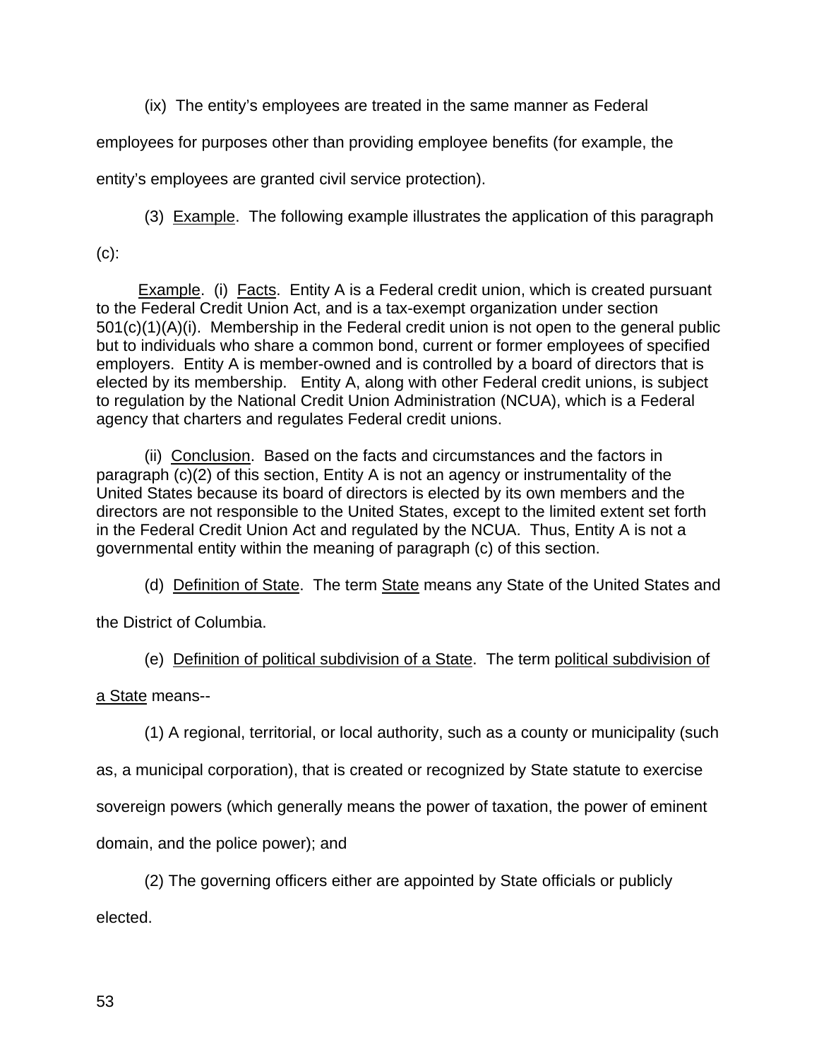(ix) The entity's employees are treated in the same manner as Federal employees for purposes other than providing employee benefits (for example, the entity's employees are granted civil service protection).

(3) Example. The following example illustrates the application of this paragraph (c):

Example. (i) Facts. Entity A is a Federal credit union, which is created pursuant to the Federal Credit Union Act, and is a tax-exempt organization under section 501(c)(1)(A)(i). Membership in the Federal credit union is not open to the general public but to individuals who share a common bond, current or former employees of specified employers. Entity A is member-owned and is controlled by a board of directors that is elected by its membership. Entity A, along with other Federal credit unions, is subject to regulation by the National Credit Union Administration (NCUA), which is a Federal agency that charters and regulates Federal credit unions.

(ii) Conclusion. Based on the facts and circumstances and the factors in paragraph (c)(2) of this section, Entity A is not an agency or instrumentality of the United States because its board of directors is elected by its own members and the directors are not responsible to the United States, except to the limited extent set forth in the Federal Credit Union Act and regulated by the NCUA. Thus, Entity A is not a governmental entity within the meaning of paragraph (c) of this section.

(d) Definition of State. The term State means any State of the United States and the District of Columbia.

(e) Definition of political subdivision of a State. The term political subdivision of a State means--

(1) A regional, territorial, or local authority, such as a county or municipality (such as, a municipal corporation), that is created or recognized by State statute to exercise sovereign powers (which generally means the power of taxation, the power of eminent domain, and the police power); and

(2) The governing officers either are appointed by State officials or publicly elected.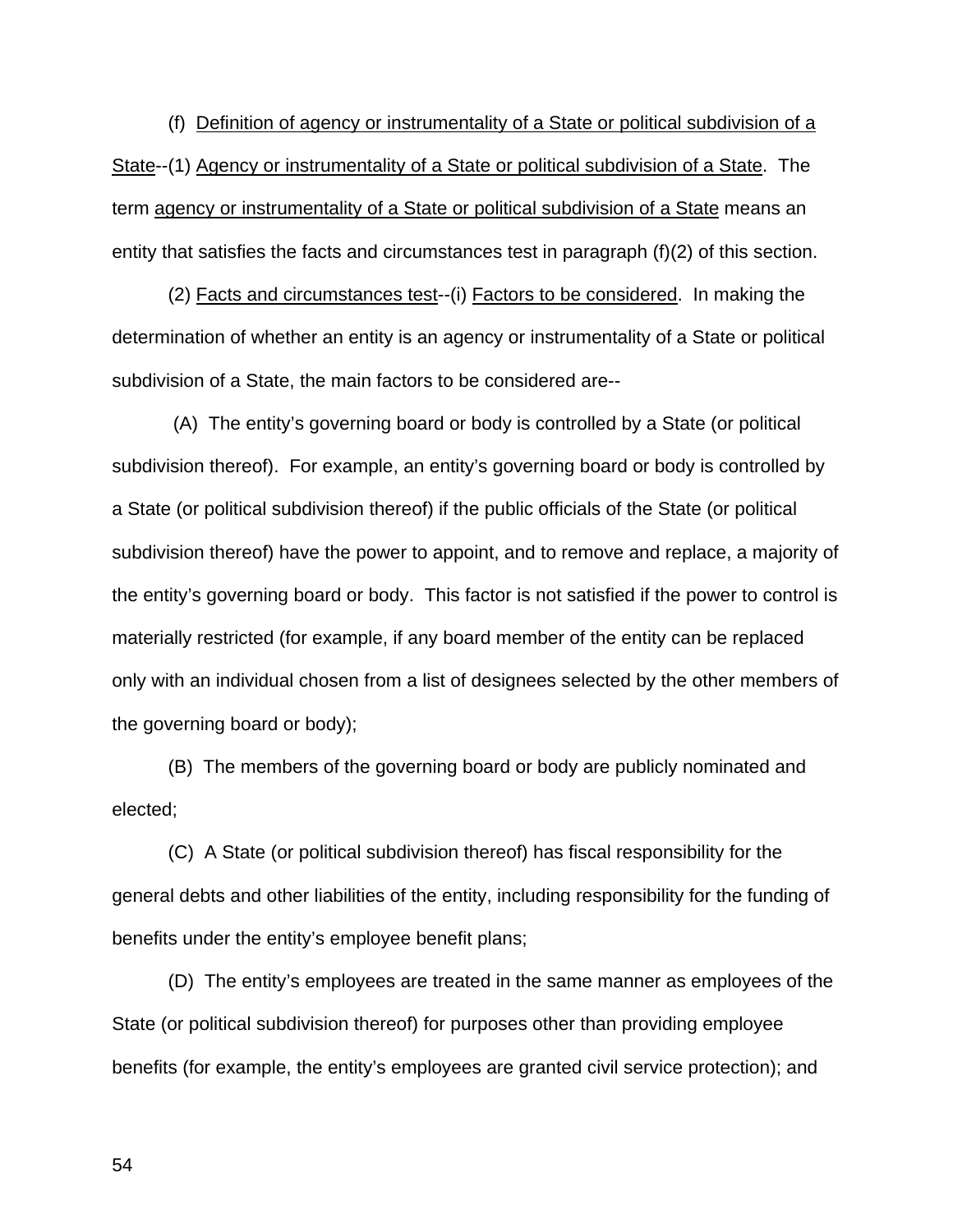(f) Definition of agency or instrumentality of a State or political subdivision of a State--(1) Agency or instrumentality of a State or political subdivision of a State. The term agency or instrumentality of a State or political subdivision of a State means an entity that satisfies the facts and circumstances test in paragraph (f)(2) of this section.

(2) Facts and circumstances test--(i) Factors to be considered. In making the determination of whether an entity is an agency or instrumentality of a State or political subdivision of a State, the main factors to be considered are--

(A) The entity's governing board or body is controlled by a State (or political subdivision thereof). For example, an entity's governing board or body is controlled by a State (or political subdivision thereof) if the public officials of the State (or political subdivision thereof) have the power to appoint, and to remove and replace, a majority of the entity's governing board or body. This factor is not satisfied if the power to control is materially restricted (for example, if any board member of the entity can be replaced only with an individual chosen from a list of designees selected by the other members of the governing board or body);

(B) The members of the governing board or body are publicly nominated and elected;

(C) A State (or political subdivision thereof) has fiscal responsibility for the general debts and other liabilities of the entity, including responsibility for the funding of benefits under the entity's employee benefit plans;

(D) The entity's employees are treated in the same manner as employees of the State (or political subdivision thereof) for purposes other than providing employee benefits (for example, the entity's employees are granted civil service protection); and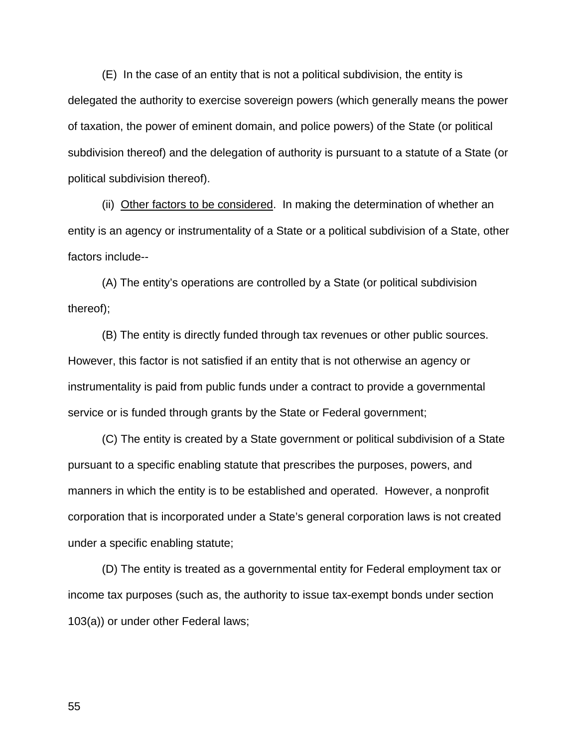(E) In the case of an entity that is not a political subdivision, the entity is delegated the authority to exercise sovereign powers (which generally means the power of taxation, the power of eminent domain, and police powers) of the State (or political subdivision thereof) and the delegation of authority is pursuant to a statute of a State (or political subdivision thereof).

(ii) Other factors to be considered. In making the determination of whether an entity is an agency or instrumentality of a State or a political subdivision of a State, other factors include--

(A) The entity's operations are controlled by a State (or political subdivision thereof);

(B) The entity is directly funded through tax revenues or other public sources. However, this factor is not satisfied if an entity that is not otherwise an agency or instrumentality is paid from public funds under a contract to provide a governmental service or is funded through grants by the State or Federal government;

(C) The entity is created by a State government or political subdivision of a State pursuant to a specific enabling statute that prescribes the purposes, powers, and manners in which the entity is to be established and operated. However, a nonprofit corporation that is incorporated under a State's general corporation laws is not created under a specific enabling statute;

(D) The entity is treated as a governmental entity for Federal employment tax or income tax purposes (such as, the authority to issue tax-exempt bonds under section 103(a)) or under other Federal laws;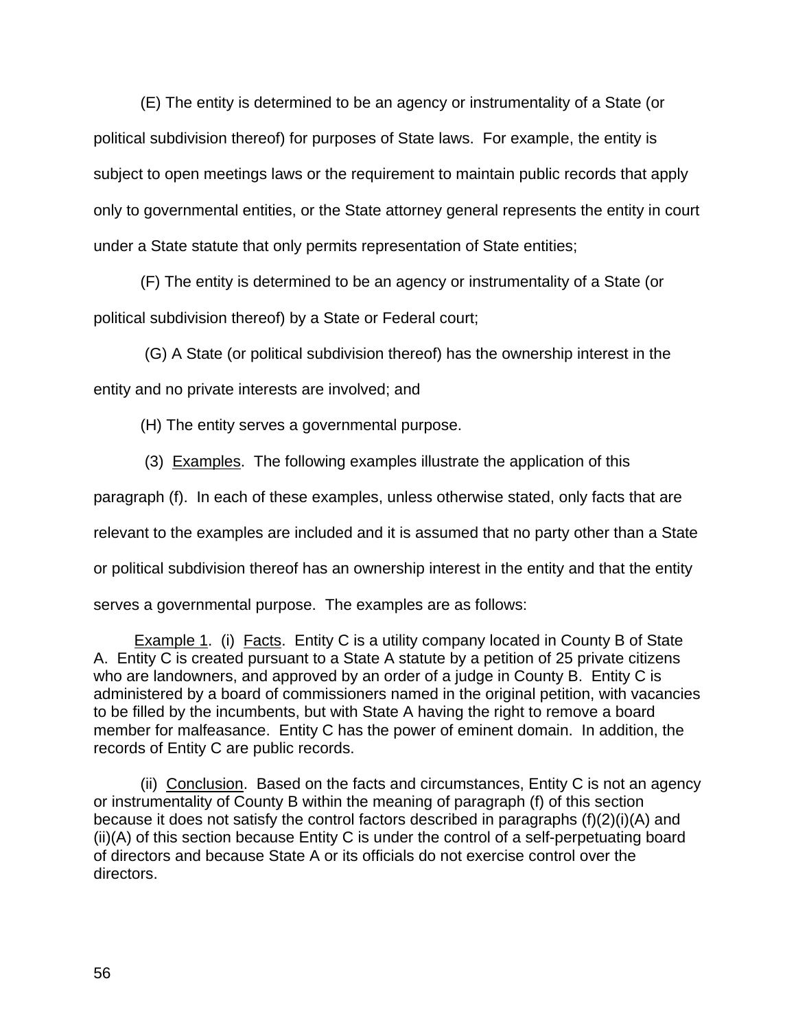(E) The entity is determined to be an agency or instrumentality of a State (or political subdivision thereof) for purposes of State laws. For example, the entity is subject to open meetings laws or the requirement to maintain public records that apply only to governmental entities, or the State attorney general represents the entity in court under a State statute that only permits representation of State entities;

(F) The entity is determined to be an agency or instrumentality of a State (or political subdivision thereof) by a State or Federal court;

(G) A State (or political subdivision thereof) has the ownership interest in the entity and no private interests are involved; and

(H) The entity serves a governmental purpose.

(3) Examples. The following examples illustrate the application of this paragraph (f). In each of these examples, unless otherwise stated, only facts that are relevant to the examples are included and it is assumed that no party other than a State or political subdivision thereof has an ownership interest in the entity and that the entity serves a governmental purpose. The examples are as follows:

Example 1. (i) Facts. Entity C is a utility company located in County B of State A. Entity C is created pursuant to a State A statute by a petition of 25 private citizens who are landowners, and approved by an order of a judge in County B. Entity C is administered by a board of commissioners named in the original petition, with vacancies to be filled by the incumbents, but with State A having the right to remove a board member for malfeasance. Entity C has the power of eminent domain. In addition, the records of Entity C are public records.

(ii) Conclusion. Based on the facts and circumstances, Entity C is not an agency or instrumentality of County B within the meaning of paragraph (f) of this section because it does not satisfy the control factors described in paragraphs (f)(2)(i)(A) and (ii)(A) of this section because Entity C is under the control of a self-perpetuating board of directors and because State A or its officials do not exercise control over the directors.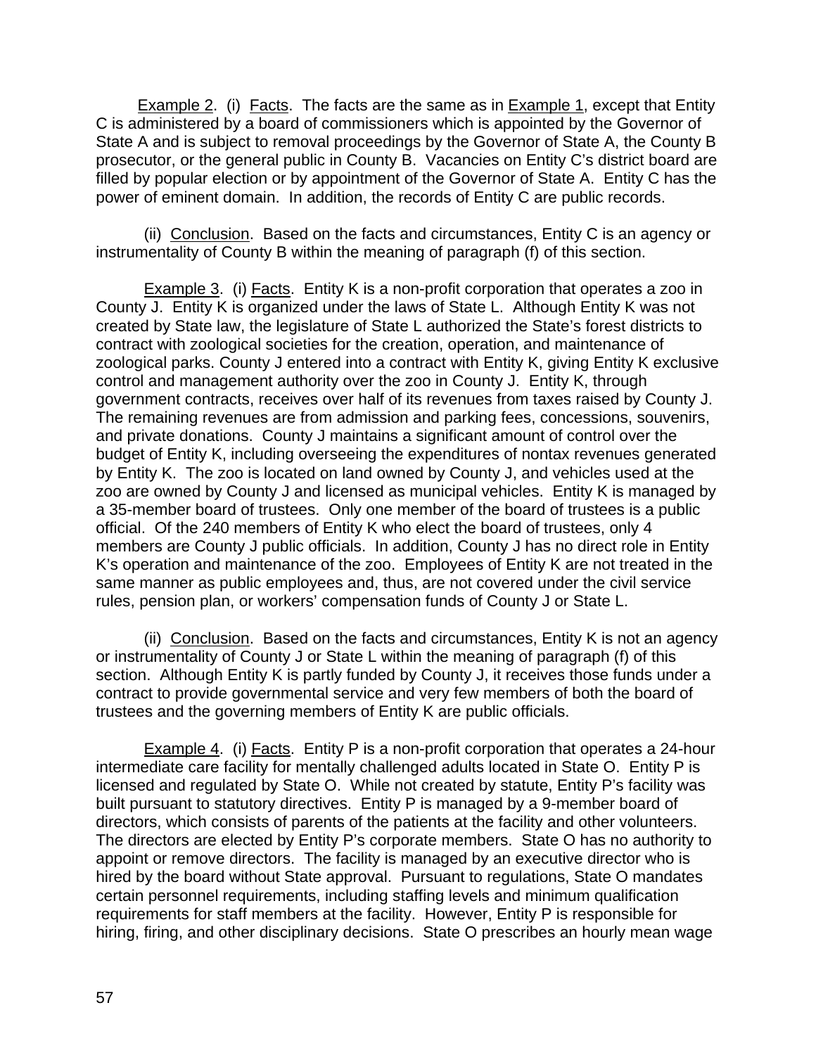Example 2. (i) Facts. The facts are the same as in Example 1, except that Entity C is administered by a board of commissioners which is appointed by the Governor of State A and is subject to removal proceedings by the Governor of State A, the County B prosecutor, or the general public in County B. Vacancies on Entity C's district board are filled by popular election or by appointment of the Governor of State A. Entity C has the power of eminent domain. In addition, the records of Entity C are public records.

(ii) Conclusion. Based on the facts and circumstances, Entity C is an agency or instrumentality of County B within the meaning of paragraph (f) of this section.

Example 3. (i) Facts. Entity K is a non-profit corporation that operates a zoo in County J. Entity K is organized under the laws of State L. Although Entity K was not created by State law, the legislature of State L authorized the State's forest districts to contract with zoological societies for the creation, operation, and maintenance of zoological parks. County J entered into a contract with Entity K, giving Entity K exclusive control and management authority over the zoo in County J. Entity K, through government contracts, receives over half of its revenues from taxes raised by County J. The remaining revenues are from admission and parking fees, concessions, souvenirs, and private donations. County J maintains a significant amount of control over the budget of Entity K, including overseeing the expenditures of nontax revenues generated by Entity K. The zoo is located on land owned by County J, and vehicles used at the zoo are owned by County J and licensed as municipal vehicles. Entity K is managed by a 35-member board of trustees. Only one member of the board of trustees is a public official. Of the 240 members of Entity K who elect the board of trustees, only 4 members are County J public officials. In addition, County J has no direct role in Entity K's operation and maintenance of the zoo. Employees of Entity K are not treated in the same manner as public employees and, thus, are not covered under the civil service rules, pension plan, or workers' compensation funds of County J or State L.

(ii) Conclusion. Based on the facts and circumstances, Entity K is not an agency or instrumentality of County J or State L within the meaning of paragraph (f) of this section. Although Entity K is partly funded by County J, it receives those funds under a contract to provide governmental service and very few members of both the board of trustees and the governing members of Entity K are public officials.

Example 4. (i) Facts. Entity P is a non-profit corporation that operates a 24-hour intermediate care facility for mentally challenged adults located in State O. Entity P is licensed and regulated by State O. While not created by statute, Entity P's facility was built pursuant to statutory directives. Entity P is managed by a 9-member board of directors, which consists of parents of the patients at the facility and other volunteers. The directors are elected by Entity P's corporate members. State O has no authority to appoint or remove directors. The facility is managed by an executive director who is hired by the board without State approval. Pursuant to regulations, State O mandates certain personnel requirements, including staffing levels and minimum qualification requirements for staff members at the facility. However, Entity P is responsible for hiring, firing, and other disciplinary decisions. State O prescribes an hourly mean wage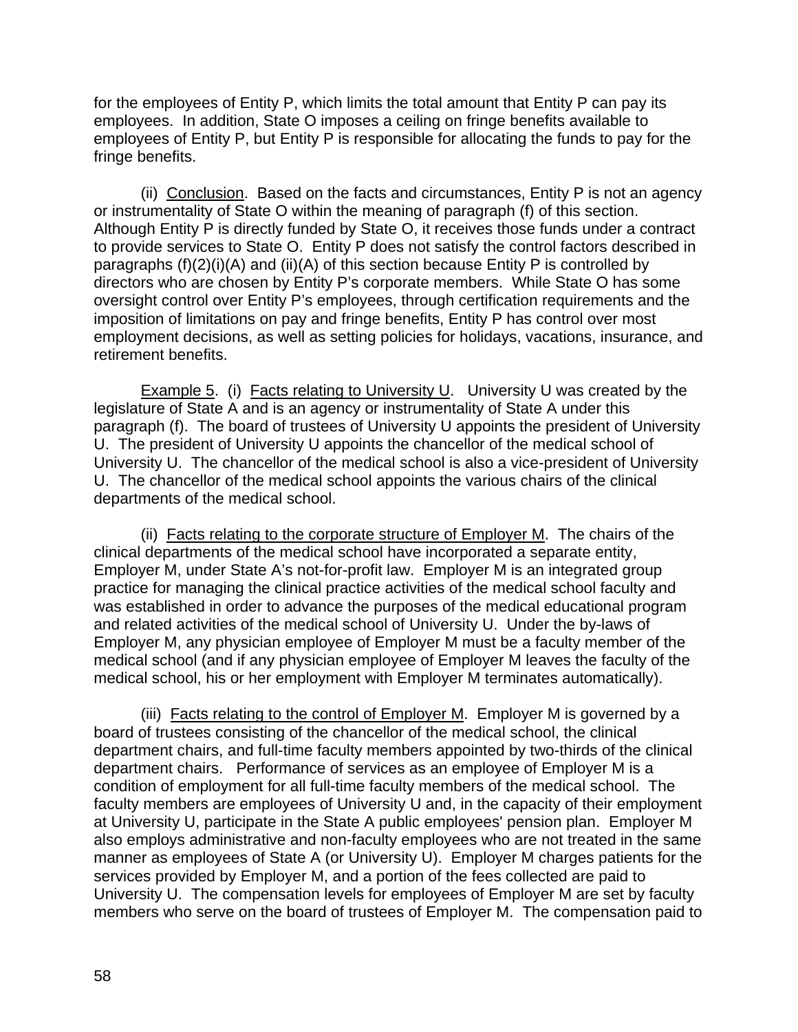for the employees of Entity P, which limits the total amount that Entity P can pay its employees. In addition, State O imposes a ceiling on fringe benefits available to employees of Entity P, but Entity P is responsible for allocating the funds to pay for the fringe benefits.

(ii) Conclusion. Based on the facts and circumstances, Entity P is not an agency or instrumentality of State O within the meaning of paragraph (f) of this section. Although Entity P is directly funded by State O, it receives those funds under a contract to provide services to State O. Entity P does not satisfy the control factors described in paragraphs (f)(2)(i)(A) and (ii)(A) of this section because Entity P is controlled by directors who are chosen by Entity P's corporate members. While State O has some oversight control over Entity P's employees, through certification requirements and the imposition of limitations on pay and fringe benefits, Entity P has control over most employment decisions, as well as setting policies for holidays, vacations, insurance, and retirement benefits.

Example 5. (i) Facts relating to University U. University U was created by the legislature of State A and is an agency or instrumentality of State A under this paragraph (f). The board of trustees of University U appoints the president of University U. The president of University U appoints the chancellor of the medical school of University U. The chancellor of the medical school is also a vice-president of University U. The chancellor of the medical school appoints the various chairs of the clinical departments of the medical school.

(ii) Facts relating to the corporate structure of Employer M. The chairs of the clinical departments of the medical school have incorporated a separate entity, Employer M, under State A's not-for-profit law. Employer M is an integrated group practice for managing the clinical practice activities of the medical school faculty and was established in order to advance the purposes of the medical educational program and related activities of the medical school of University U. Under the by-laws of Employer M, any physician employee of Employer M must be a faculty member of the medical school (and if any physician employee of Employer M leaves the faculty of the medical school, his or her employment with Employer M terminates automatically).

(iii) Facts relating to the control of Employer M. Employer M is governed by a board of trustees consisting of the chancellor of the medical school, the clinical department chairs, and full-time faculty members appointed by two-thirds of the clinical department chairs. Performance of services as an employee of Employer M is a condition of employment for all full-time faculty members of the medical school. The faculty members are employees of University U and, in the capacity of their employment at University U, participate in the State A public employees' pension plan. Employer M also employs administrative and non-faculty employees who are not treated in the same manner as employees of State A (or University U). Employer M charges patients for the services provided by Employer M, and a portion of the fees collected are paid to University U. The compensation levels for employees of Employer M are set by faculty members who serve on the board of trustees of Employer M. The compensation paid to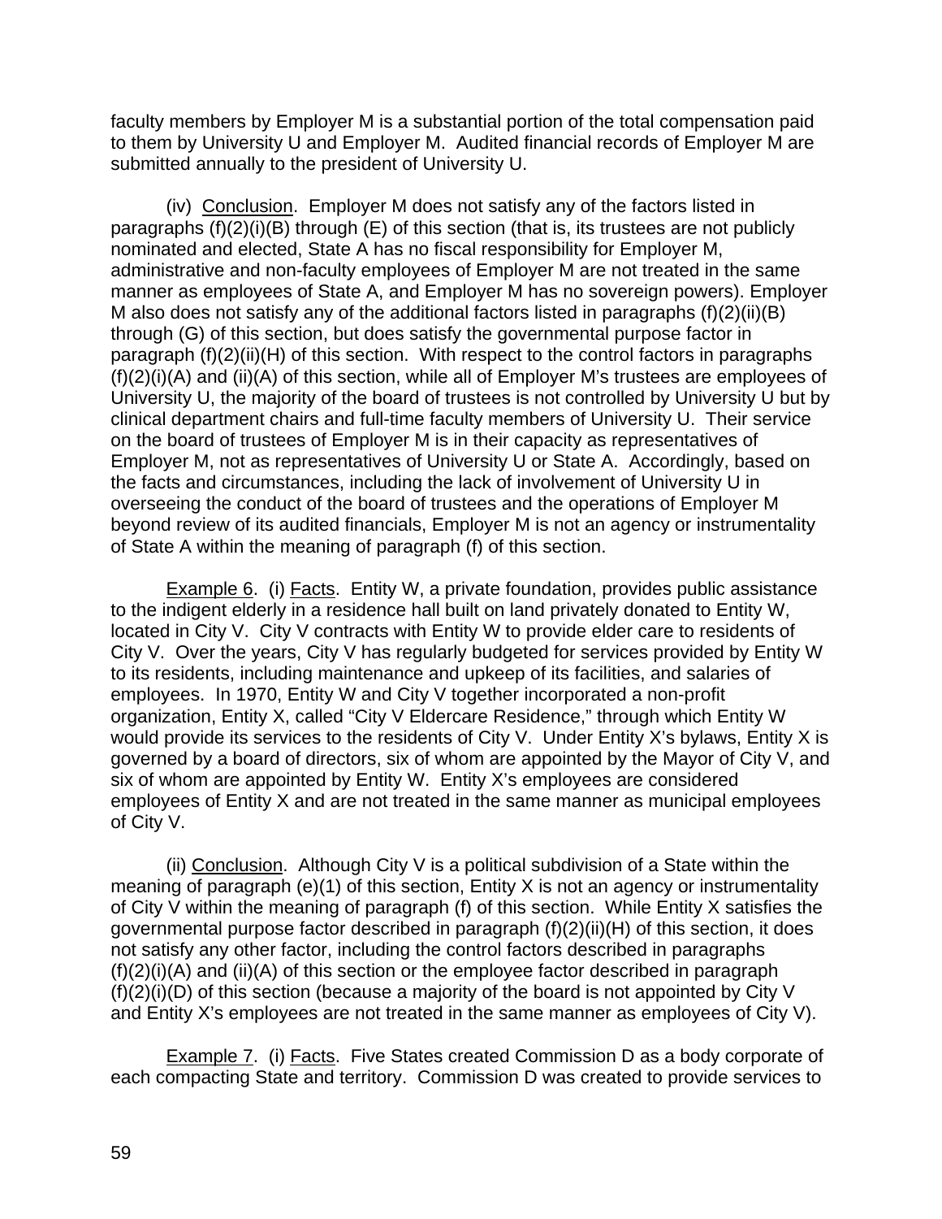faculty members by Employer M is a substantial portion of the total compensation paid to them by University U and Employer M. Audited financial records of Employer M are submitted annually to the president of University U.

(iv) Conclusion. Employer M does not satisfy any of the factors listed in paragraphs (f)(2)(i)(B) through (E) of this section (that is, its trustees are not publicly nominated and elected, State A has no fiscal responsibility for Employer M, administrative and non-faculty employees of Employer M are not treated in the same manner as employees of State A, and Employer M has no sovereign powers). Employer M also does not satisfy any of the additional factors listed in paragraphs (f)(2)(ii)(B) through (G) of this section, but does satisfy the governmental purpose factor in paragraph (f)(2)(ii)(H) of this section. With respect to the control factors in paragraphs (f)(2)(i)(A) and (ii)(A) of this section, while all of Employer M's trustees are employees of University U, the majority of the board of trustees is not controlled by University U but by clinical department chairs and full-time faculty members of University U. Their service on the board of trustees of Employer M is in their capacity as representatives of Employer M, not as representatives of University U or State A. Accordingly, based on the facts and circumstances, including the lack of involvement of University U in overseeing the conduct of the board of trustees and the operations of Employer M beyond review of its audited financials, Employer M is not an agency or instrumentality of State A within the meaning of paragraph (f) of this section.

Example 6. (i) Facts. Entity W, a private foundation, provides public assistance to the indigent elderly in a residence hall built on land privately donated to Entity W, located in City V. City V contracts with Entity W to provide elder care to residents of City V. Over the years, City V has regularly budgeted for services provided by Entity W to its residents, including maintenance and upkeep of its facilities, and salaries of employees. In 1970, Entity W and City V together incorporated a non-profit organization, Entity X, called "City V Eldercare Residence," through which Entity W would provide its services to the residents of City V. Under Entity X's bylaws, Entity X is governed by a board of directors, six of whom are appointed by the Mayor of City V, and six of whom are appointed by Entity W. Entity X's employees are considered employees of Entity X and are not treated in the same manner as municipal employees of City V.

(ii) Conclusion. Although City V is a political subdivision of a State within the meaning of paragraph (e)(1) of this section, Entity X is not an agency or instrumentality of City V within the meaning of paragraph (f) of this section. While Entity X satisfies the governmental purpose factor described in paragraph (f)(2)(ii)(H) of this section, it does not satisfy any other factor, including the control factors described in paragraphs (f)(2)(i)(A) and (ii)(A) of this section or the employee factor described in paragraph (f)(2)(i)(D) of this section (because a majority of the board is not appointed by City V and Entity X's employees are not treated in the same manner as employees of City V).

Example 7. (i) Facts. Five States created Commission D as a body corporate of each compacting State and territory. Commission D was created to provide services to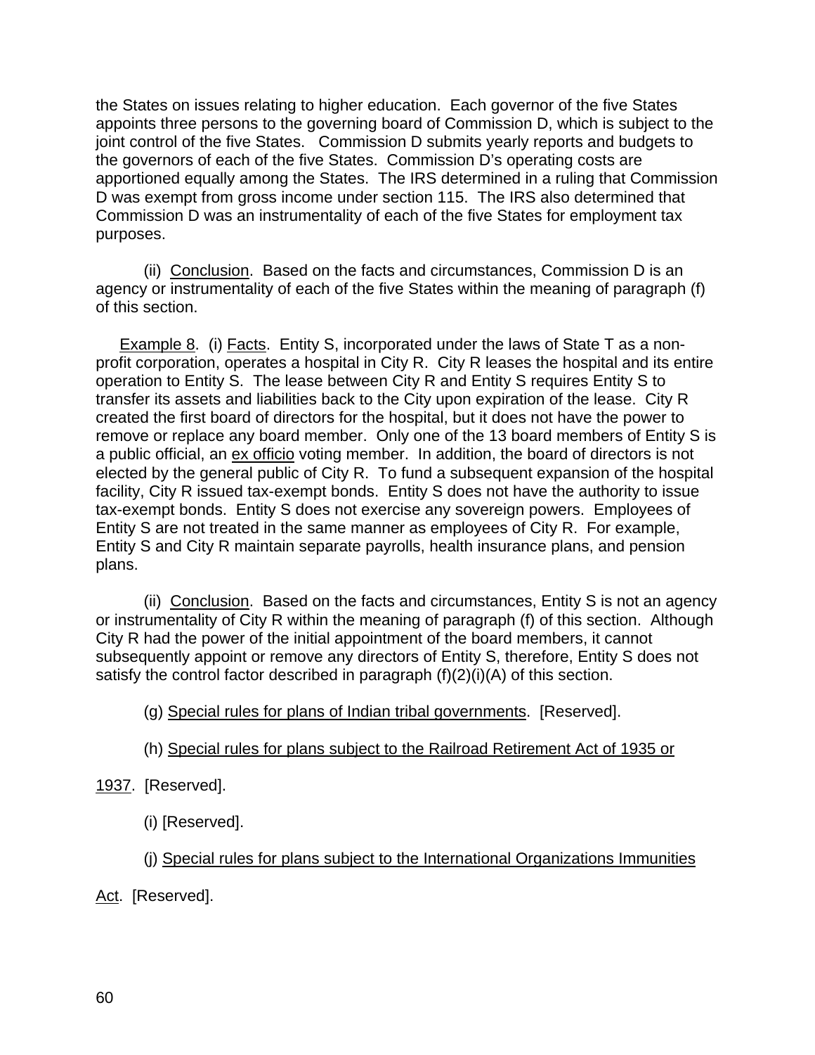the States on issues relating to higher education. Each governor of the five States appoints three persons to the governing board of Commission D, which is subject to the joint control of the five States. Commission D submits yearly reports and budgets to the governors of each of the five States. Commission D's operating costs are apportioned equally among the States. The IRS determined in a ruling that Commission D was exempt from gross income under section 115. The IRS also determined that Commission D was an instrumentality of each of the five States for employment tax purposes.

(ii) Conclusion. Based on the facts and circumstances, Commission D is an agency or instrumentality of each of the five States within the meaning of paragraph (f) of this section.

Example 8. (i) Facts. Entity S, incorporated under the laws of State T as a non-profit corporation, operates a hospital in City R. City R leases the hospital and its entire operation to Entity S. The lease between City R and Entity S requires Entity S to transfer its assets and liabilities back to the City upon expiration of the lease. City R created the first board of directors for the hospital, but it does not have the power to remove or replace any board member. Only one of the 13 board members of Entity S is a public official, an *ex officio* voting member. In addition, the board of directors is not elected by the general public of City R. To fund a subsequent expansion of the hospital facility, City R issued tax-exempt bonds. Entity S does not have the authority to issue tax-exempt bonds. Entity S does not exercise any sovereign powers. Employees of Entity S are not treated in the same manner as employees of City R. For example, Entity S and City R maintain separate payrolls, health insurance plans, and pension plans.

(ii) Conclusion. Based on the facts and circumstances, Entity S is not an agency or instrumentality of City R within the meaning of paragraph (f) of this section. Although City R had the power of the initial appointment of the board members, it cannot subsequently appoint or remove any directors of Entity S, therefore, Entity S does not satisfy the control factor described in paragraph (f)(2)(i)(A) of this section.

(g) Special rules for plans of Indian tribal governments. [Reserved].

(h) Special rules for plans subject to the Railroad Retirement Act of 1935 or 1937. [Reserved].

(i) [Reserved].

(j) Special rules for plans subject to the International Organizations Immunities Act. [Reserved].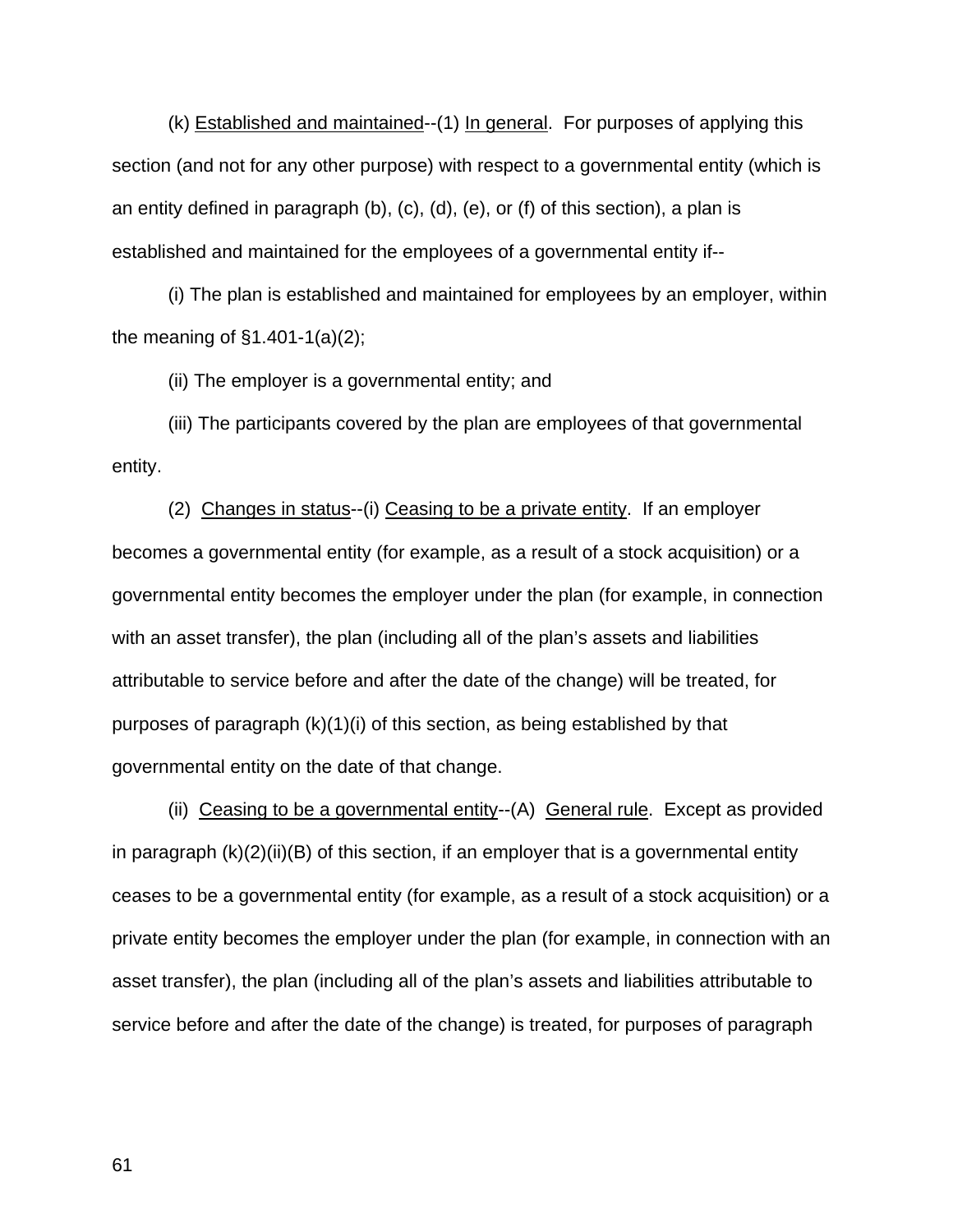(k) Established and maintained--(1) In general. For purposes of applying this section (and not for any other purpose) with respect to a governmental entity (which is an entity defined in paragraph (b), (c), (d), (e), or (f) of this section), a plan is established and maintained for the employees of a governmental entity if--

(i) The plan is established and maintained for employees by an employer, within the meaning of §1.401-1(a)(2);

(ii) The employer is a governmental entity; and

(iii) The participants covered by the plan are employees of that governmental entity.

(2) Changes in status--(i) Ceasing to be a private entity. If an employer becomes a governmental entity (for example, as a result of a stock acquisition) or a governmental entity becomes the employer under the plan (for example, in connection with an asset transfer), the plan (including all of the plan's assets and liabilities attributable to service before and after the date of the change) will be treated, for purposes of paragraph (k)(1)(i) of this section, as being established by that governmental entity on the date of that change.

(ii) Ceasing to be a governmental entity--(A) General rule. Except as provided in paragraph (k)(2)(ii)(B) of this section, if an employer that is a governmental entity ceases to be a governmental entity (for example, as a result of a stock acquisition) or a private entity becomes the employer under the plan (for example, in connection with an asset transfer), the plan (including all of the plan's assets and liabilities attributable to service before and after the date of the change) is treated, for purposes of paragraph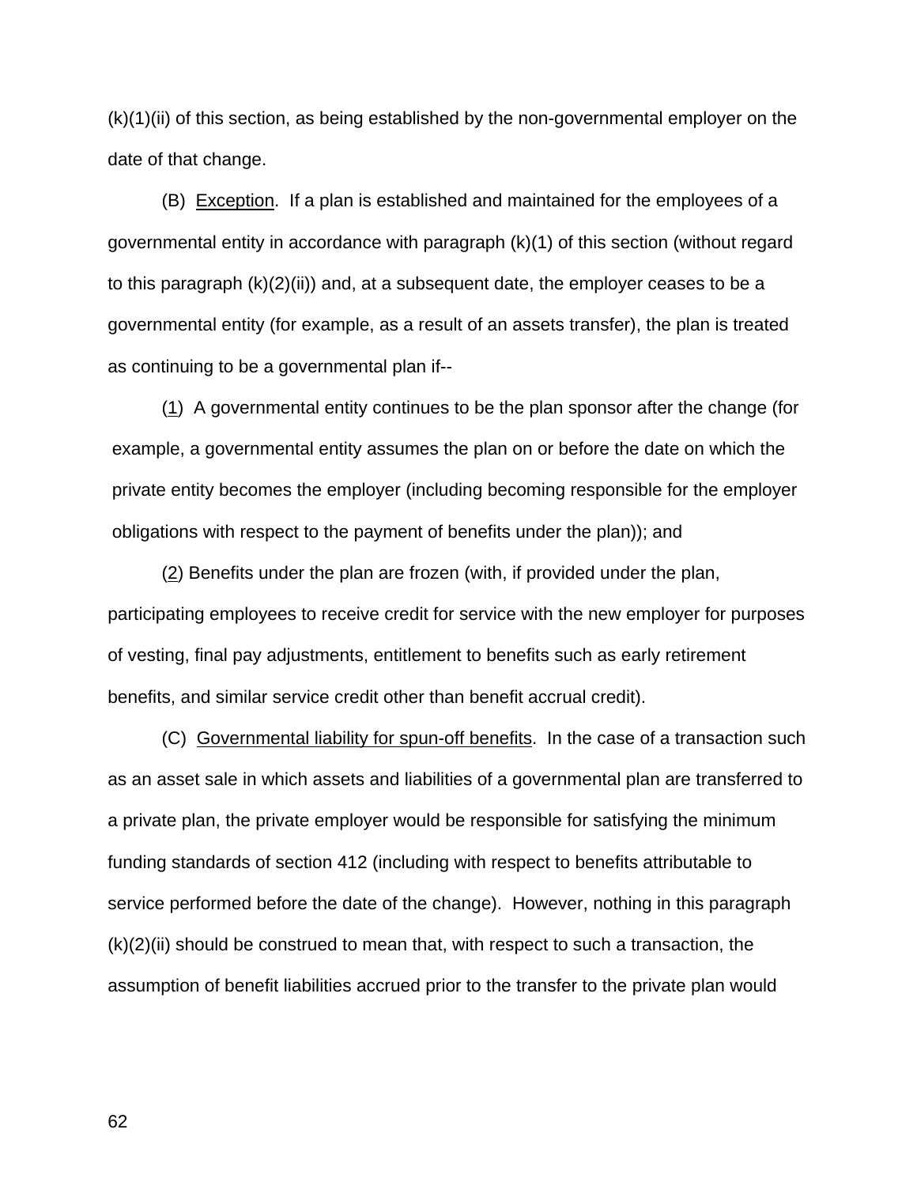(k)(1)(ii) of this section, as being established by the non-governmental employer on the date of that change.

(B) Exception. If a plan is established and maintained for the employees of a governmental entity in accordance with paragraph (k)(1) of this section (without regard to this paragraph (k)(2)(ii)) and, at a subsequent date, the employer ceases to be a governmental entity (for example, as a result of an assets transfer), the plan is treated as continuing to be a governmental plan if--

(1) A governmental entity continues to be the plan sponsor after the change (for example, a governmental entity assumes the plan on or before the date on which the private entity becomes the employer (including becoming responsible for the employer obligations with respect to the payment of benefits under the plan)); and

(2) Benefits under the plan are frozen (with, if provided under the plan, participating employees to receive credit for service with the new employer for purposes of vesting, final pay adjustments, entitlement to benefits such as early retirement benefits, and similar service credit other than benefit accrual credit).

(C) Governmental liability for spun-off benefits. In the case of a transaction such as an asset sale in which assets and liabilities of a governmental plan are transferred to a private plan, the private employer would be responsible for satisfying the minimum funding standards of section 412 (including with respect to benefits attributable to service performed before the date of the change). However, nothing in this paragraph (k)(2)(ii) should be construed to mean that, with respect to such a transaction, the assumption of benefit liabilities accrued prior to the transfer to the private plan would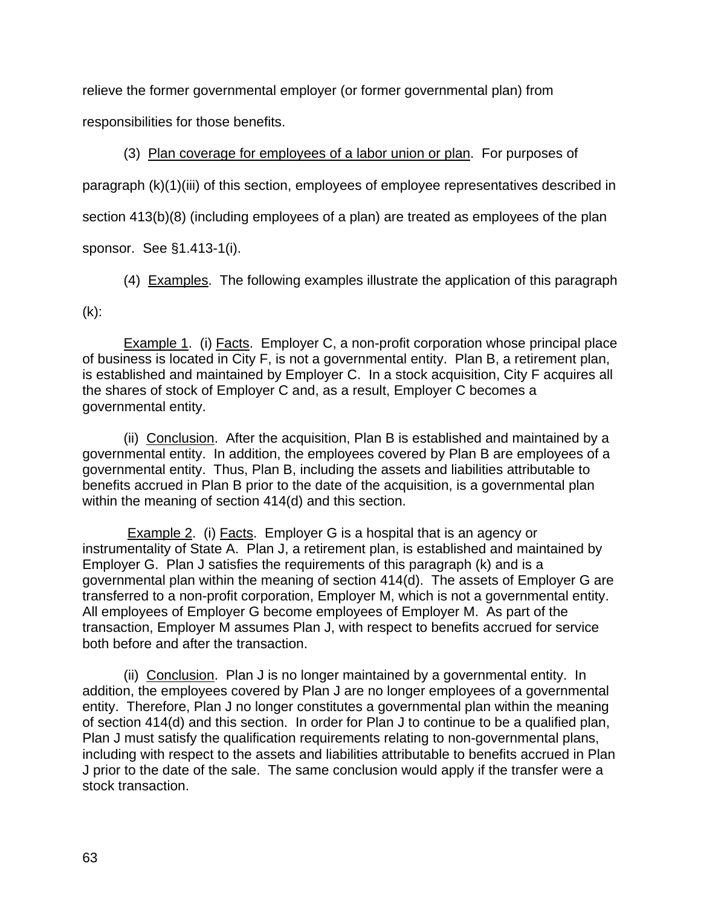relieve the former governmental employer (or former governmental plan) from responsibilities for those benefits.

(3) Plan coverage for employees of a labor union or plan. For purposes of paragraph (k)(1)(iii) of this section, employees of employee representatives described in section 413(b)(8) (including employees of a plan) are treated as employees of the plan sponsor. See §1.413-1(i).

(4) Examples. The following examples illustrate the application of this paragraph (k):

Example 1. (i) Facts. Employer C, a non-profit corporation whose principal place of business is located in City F, is not a governmental entity. Plan B, a retirement plan, is established and maintained by Employer C. In a stock acquisition, City F acquires all the shares of stock of Employer C and, as a result, Employer C becomes a governmental entity.

(ii) Conclusion. After the acquisition, Plan B is established and maintained by a governmental entity. In addition, the employees covered by Plan B are employees of a governmental entity. Thus, Plan B, including the assets and liabilities attributable to benefits accrued in Plan B prior to the date of the acquisition, is a governmental plan within the meaning of section 414(d) and this section.

Example 2. (i) Facts. Employer G is a hospital that is an agency or instrumentality of State A. Plan J, a retirement plan, is established and maintained by Employer G. Plan J satisfies the requirements of this paragraph (k) and is a governmental plan within the meaning of section 414(d). The assets of Employer G are transferred to a non-profit corporation, Employer M, which is not a governmental entity. All employees of Employer G become employees of Employer M. As part of the transaction, Employer M assumes Plan J, with respect to benefits accrued for service both before and after the transaction.

(ii) Conclusion. Plan J is no longer maintained by a governmental entity. In addition, the employees covered by Plan J are no longer employees of a governmental entity. Therefore, Plan J no longer constitutes a governmental plan within the meaning of section 414(d) and this section. In order for Plan J to continue to be a qualified plan, Plan J must satisfy the qualification requirements relating to non-governmental plans, including with respect to the assets and liabilities attributable to benefits accrued in Plan J prior to the date of the sale. The same conclusion would apply if the transfer were a stock transaction.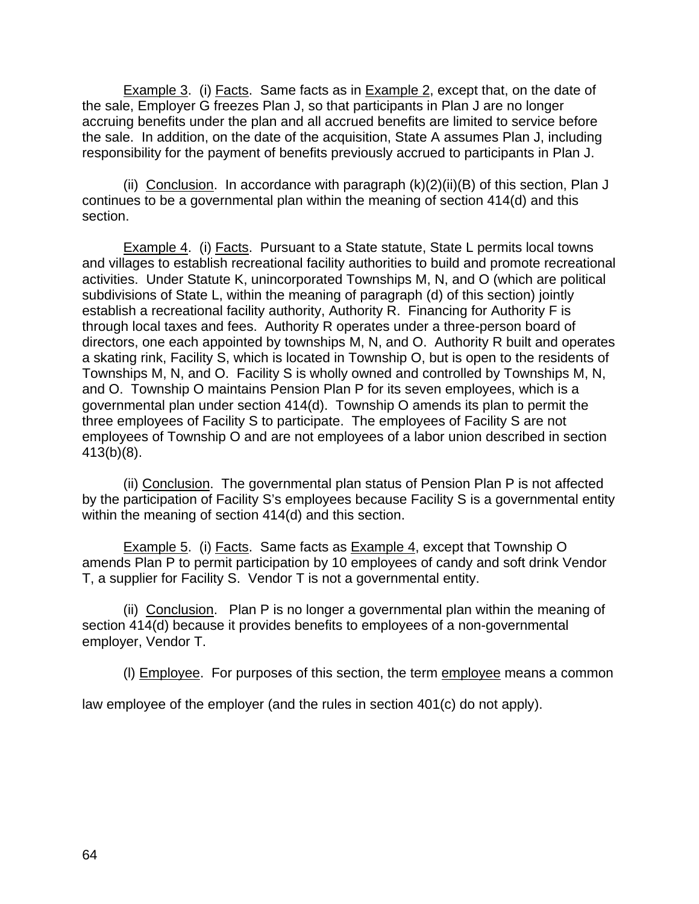Example 3. (i) Facts. Same facts as in Example 2, except that, on the date of the sale, Employer G freezes Plan J, so that participants in Plan J are no longer accruing benefits under the plan and all accrued benefits are limited to service before the sale. In addition, on the date of the acquisition, State A assumes Plan J, including responsibility for the payment of benefits previously accrued to participants in Plan J.

(ii) Conclusion. In accordance with paragraph (k)(2)(ii)(B) of this section, Plan J continues to be a governmental plan within the meaning of section 414(d) and this section.

Example 4. (i) Facts. Pursuant to a State statute, State L permits local towns and villages to establish recreational facility authorities to build and promote recreational activities. Under Statute K, unincorporated Townships M, N, and O (which are political subdivisions of State L, within the meaning of paragraph (d) of this section) jointly establish a recreational facility authority, Authority R. Financing for Authority F is through local taxes and fees. Authority R operates under a three-person board of directors, one each appointed by townships M, N, and O. Authority R built and operates a skating rink, Facility S, which is located in Township O, but is open to the residents of Townships M, N, and O. Facility S is wholly owned and controlled by Townships M, N, and O. Township O maintains Pension Plan P for its seven employees, which is a governmental plan under section 414(d). Township O amends its plan to permit the three employees of Facility S to participate. The employees of Facility S are not employees of Township O and are not employees of a labor union described in section 413(b)(8).

(ii) Conclusion. The governmental plan status of Pension Plan P is not affected by the participation of Facility S's employees because Facility S is a governmental entity within the meaning of section 414(d) and this section.

Example 5. (i) Facts. Same facts as Example 4, except that Township O amends Plan P to permit participation by 10 employees of candy and soft drink Vendor T, a supplier for Facility S. Vendor T is not a governmental entity.

(ii) Conclusion. Plan P is no longer a governmental plan within the meaning of section 414(d) because it provides benefits to employees of a non-governmental employer, Vendor T.

(l) Employee. For purposes of this section, the term employee means a common law employee of the employer (and the rules in section 401(c) do not apply).